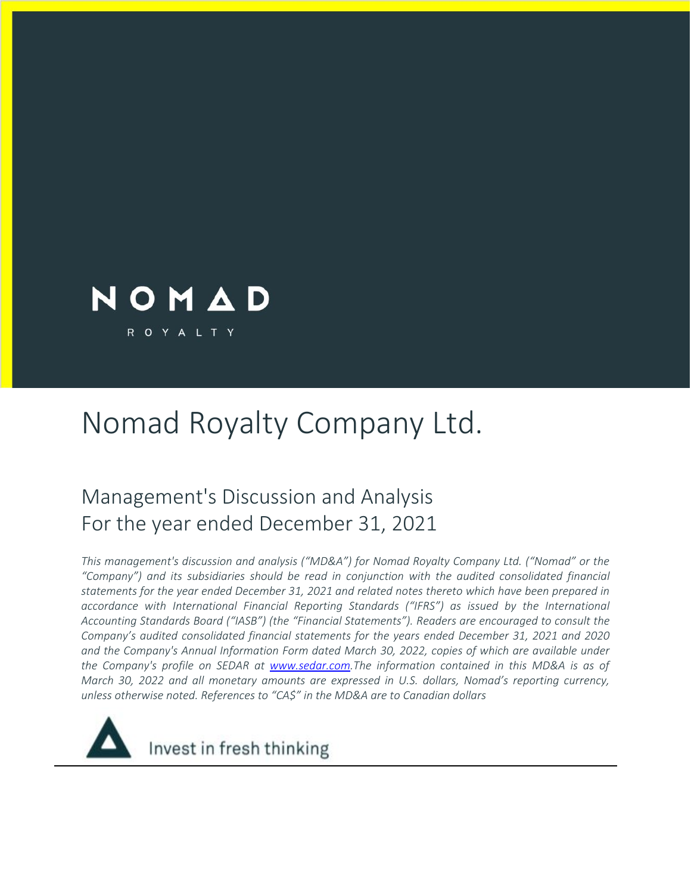NOMAD

ROYALTY

# Nomad Royalty Company Ltd.

## Management's Discussion and Analysis
## For the year ended December 31, 2021

*This management's discussion and analysis ("MD&A") for Nomad Royalty Company Ltd. ("Nomad" or the "Company") and its subsidiaries should be read in conjunction with the audited consolidated financial statements for the year ended December 31, 2021 and related notes thereto which have been prepared in accordance with International Financial Reporting Standards ("IFRS") as issued by the International Accounting Standards Board ("IASB") (the "Financial Statements"). Readers are encouraged to consult the Company's audited consolidated financial statements for the years ended December 31, 2021 and 2020 and the Company's Annual Information Form dated March 30, 2022, copies of which are available under the Company's profile on SEDAR at www.sedar.com.The information contained in this MD&A is as of March 30, 2022 and all monetary amounts are expressed in U.S. dollars, Nomad's reporting currency, unless otherwise noted. References to "CA$" in the MD&A are to Canadian dollars*

Invest in fresh thinking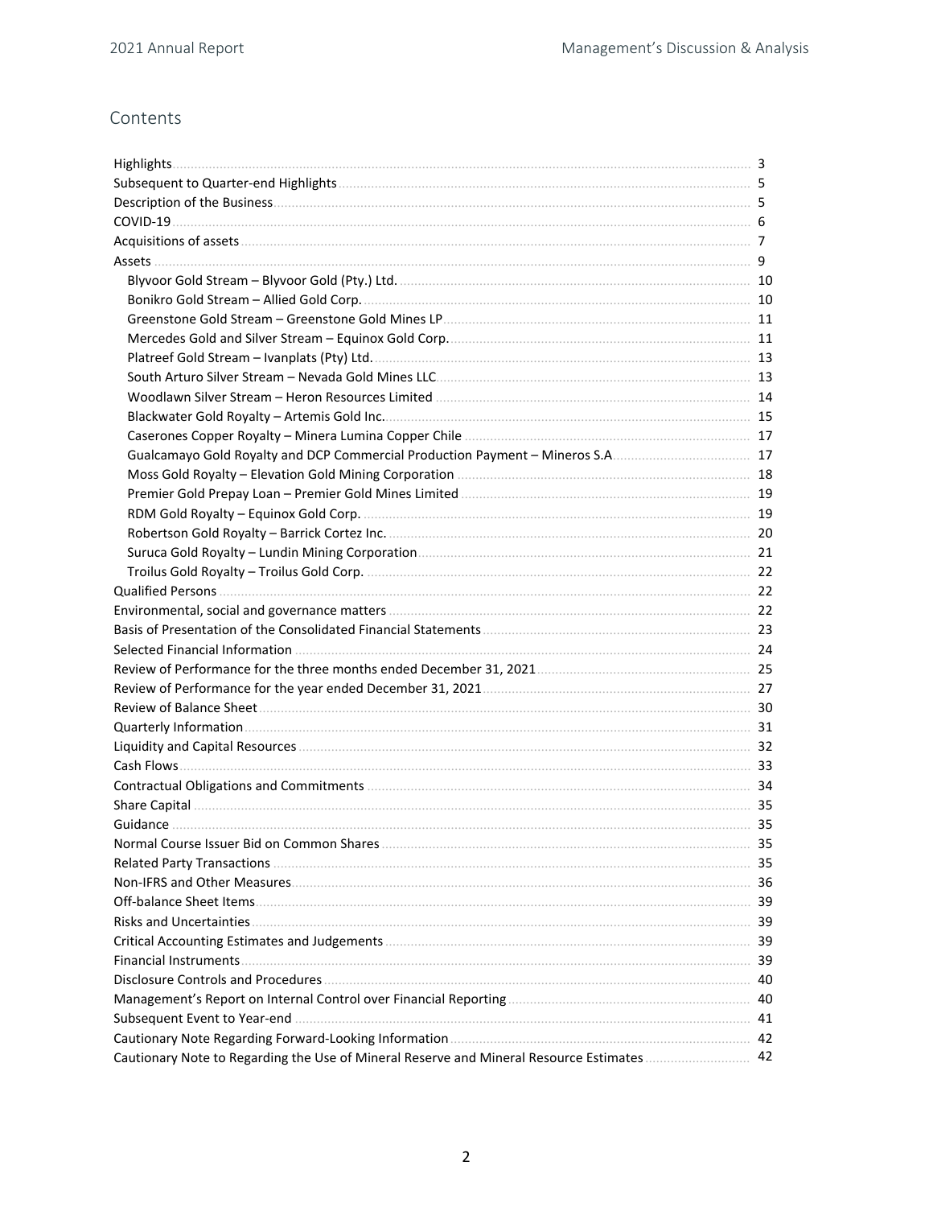## Contents

| | |
|---|---|
| Highlights | 3 |
| Subsequent to Quarter-end Highlights | 5 |
| Description of the Business | 5 |
| COVID-19 | 6 |
| Acquisitions of assets | 7 |
| Assets | 9 |
| Blyvoor Gold Stream – Blyvoor Gold (Pty.) Ltd. | 10 |
| Bonikro Gold Stream – Allied Gold Corp. | 10 |
| Greenstone Gold Stream – Greenstone Gold Mines LP | 11 |
| Mercedes Gold and Silver Stream – Equinox Gold Corp. | 11 |
| Platreef Gold Stream – Ivanplats (Pty) Ltd. | 13 |
| South Arturo Silver Stream – Nevada Gold Mines LLC | 13 |
| Woodlawn Silver Stream – Heron Resources Limited | 14 |
| Blackwater Gold Royalty – Artemis Gold Inc. | 15 |
| Caserones Copper Royalty – Minera Lumina Copper Chile | 17 |
| Gualcamayo Gold Royalty and DCP Commercial Production Payment – Mineros S.A | 17 |
| Moss Gold Royalty – Elevation Gold Mining Corporation | 18 |
| Premier Gold Prepay Loan – Premier Gold Mines Limited | 19 |
| RDM Gold Royalty – Equinox Gold Corp. | 19 |
| Robertson Gold Royalty – Barrick Cortez Inc. | 20 |
| Suruca Gold Royalty – Lundin Mining Corporation | 21 |
| Troilus Gold Royalty – Troilus Gold Corp. | 22 |
| Qualified Persons | 22 |
| Environmental, social and governance matters | 22 |
| Basis of Presentation of the Consolidated Financial Statements | 23 |
| Selected Financial Information | 24 |
| Review of Performance for the three months ended December 31, 2021 | 25 |
| Review of Performance for the year ended December 31, 2021 | 27 |
| Review of Balance Sheet | 30 |
| Quarterly Information | 31 |
| Liquidity and Capital Resources | 32 |
| Cash Flows | 33 |
| Contractual Obligations and Commitments | 34 |
| Share Capital | 35 |
| Guidance | 35 |
| Normal Course Issuer Bid on Common Shares | 35 |
| Related Party Transactions | 35 |
| Non-IFRS and Other Measures | 36 |
| Off-balance Sheet Items | 39 |
| Risks and Uncertainties | 39 |
| Critical Accounting Estimates and Judgements | 39 |
| Financial Instruments | 39 |
| Disclosure Controls and Procedures | 40 |
| Management's Report on Internal Control over Financial Reporting | 40 |
| Subsequent Event to Year-end | 41 |
| Cautionary Note Regarding Forward-Looking Information | 42 |
| Cautionary Note to Regarding the Use of Mineral Reserve and Mineral Resource Estimates | 42 |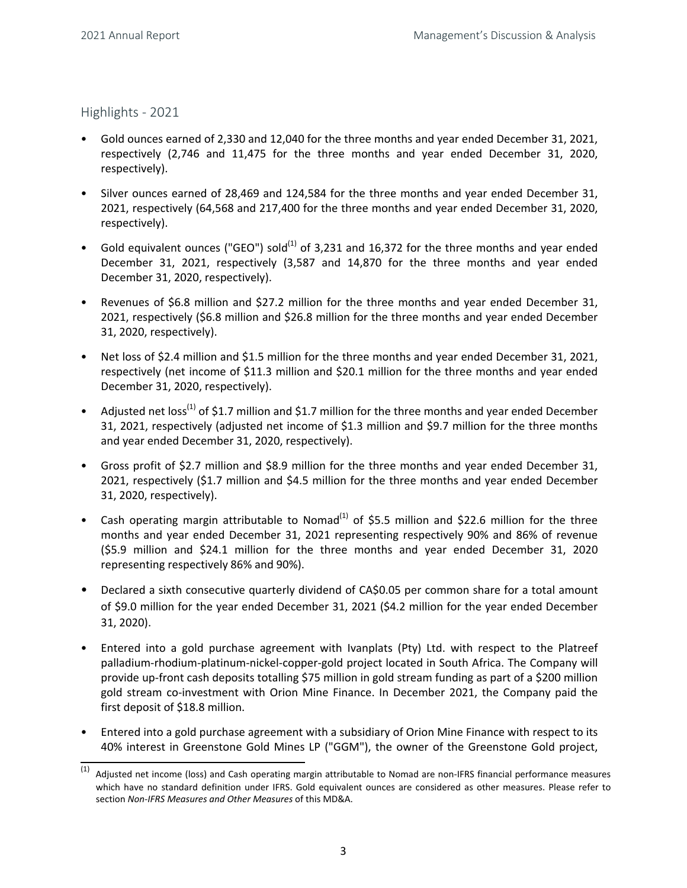## Highlights - 2021

- Gold ounces earned of 2,330 and 12,040 for the three months and year ended December 31, 2021, respectively (2,746 and 11,475 for the three months and year ended December 31, 2020, respectively).
- Silver ounces earned of 28,469 and 124,584 for the three months and year ended December 31, 2021, respectively (64,568 and 217,400 for the three months and year ended December 31, 2020, respectively).
- Gold equivalent ounces ("GEO") sold[1] of 3,231 and 16,372 for the three months and year ended December 31, 2021, respectively (3,587 and 14,870 for the three months and year ended December 31, 2020, respectively).
- Revenues of $6.8 million and $27.2 million for the three months and year ended December 31, 2021, respectively ($6.8 million and $26.8 million for the three months and year ended December 31, 2020, respectively).
- Net loss of $2.4 million and $1.5 million for the three months and year ended December 31, 2021, respectively (net income of $11.3 million and $20.1 million for the three months and year ended December 31, 2020, respectively).
- Adjusted net loss[1] of $1.7 million and $1.7 million for the three months and year ended December 31, 2021, respectively (adjusted net income of $1.3 million and $9.7 million for the three months and year ended December 31, 2020, respectively).
- Gross profit of $2.7 million and $8.9 million for the three months and year ended December 31, 2021, respectively ($1.7 million and $4.5 million for the three months and year ended December 31, 2020, respectively).
- Cash operating margin attributable to Nomad[1] of $5.5 million and $22.6 million for the three months and year ended December 31, 2021 representing respectively 90% and 86% of revenue ($5.9 million and $24.1 million for the three months and year ended December 31, 2020 representing respectively 86% and 90%).
- Declared a sixth consecutive quarterly dividend of CA$0.05 per common share for a total amount of $9.0 million for the year ended December 31, 2021 ($4.2 million for the year ended December 31, 2020).
- Entered into a gold purchase agreement with Ivanplats (Pty) Ltd. with respect to the Platreef palladium-rhodium-platinum-nickel-copper-gold project located in South Africa. The Company will provide up-front cash deposits totalling $75 million in gold stream funding as part of a $200 million gold stream co-investment with Orion Mine Finance. In December 2021, the Company paid the first deposit of $18.8 million.
- Entered into a gold purchase agreement with a subsidiary of Orion Mine Finance with respect to its 40% interest in Greenstone Gold Mines LP ("GGM"), the owner of the Greenstone Gold project,

---

[1] Adjusted net income (loss) and Cash operating margin attributable to Nomad are non-IFRS financial performance measures which have no standard definition under IFRS. Gold equivalent ounces are considered as other measures. Please refer to section *Non-IFRS Measures and Other Measures* of this MD&A.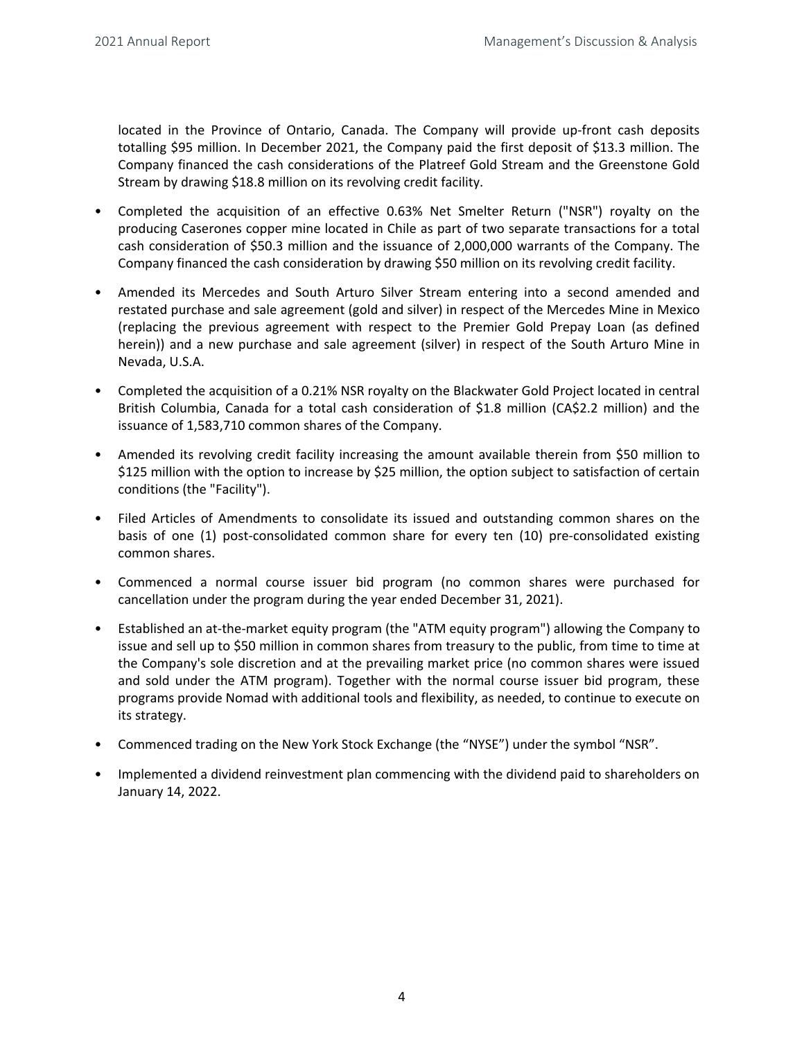located in the Province of Ontario, Canada. The Company will provide up-front cash deposits totalling $95 million. In December 2021, the Company paid the first deposit of $13.3 million. The Company financed the cash considerations of the Platreef Gold Stream and the Greenstone Gold Stream by drawing $18.8 million on its revolving credit facility.

- Completed the acquisition of an effective 0.63% Net Smelter Return ("NSR") royalty on the producing Caserones copper mine located in Chile as part of two separate transactions for a total cash consideration of $50.3 million and the issuance of 2,000,000 warrants of the Company. The Company financed the cash consideration by drawing $50 million on its revolving credit facility.

- Amended its Mercedes and South Arturo Silver Stream entering into a second amended and restated purchase and sale agreement (gold and silver) in respect of the Mercedes Mine in Mexico (replacing the previous agreement with respect to the Premier Gold Prepay Loan (as defined herein)) and a new purchase and sale agreement (silver) in respect of the South Arturo Mine in Nevada, U.S.A.

- Completed the acquisition of a 0.21% NSR royalty on the Blackwater Gold Project located in central British Columbia, Canada for a total cash consideration of $1.8 million (CA$2.2 million) and the issuance of 1,583,710 common shares of the Company.

- Amended its revolving credit facility increasing the amount available therein from $50 million to $125 million with the option to increase by $25 million, the option subject to satisfaction of certain conditions (the "Facility").

- Filed Articles of Amendments to consolidate its issued and outstanding common shares on the basis of one (1) post-consolidated common share for every ten (10) pre-consolidated existing common shares.

- Commenced a normal course issuer bid program (no common shares were purchased for cancellation under the program during the year ended December 31, 2021).

- Established an at-the-market equity program (the "ATM equity program") allowing the Company to issue and sell up to $50 million in common shares from treasury to the public, from time to time at the Company's sole discretion and at the prevailing market price (no common shares were issued and sold under the ATM program). Together with the normal course issuer bid program, these programs provide Nomad with additional tools and flexibility, as needed, to continue to execute on its strategy.

- Commenced trading on the New York Stock Exchange (the "NYSE") under the symbol "NSR".

- Implemented a dividend reinvestment plan commencing with the dividend paid to shareholders on January 14, 2022.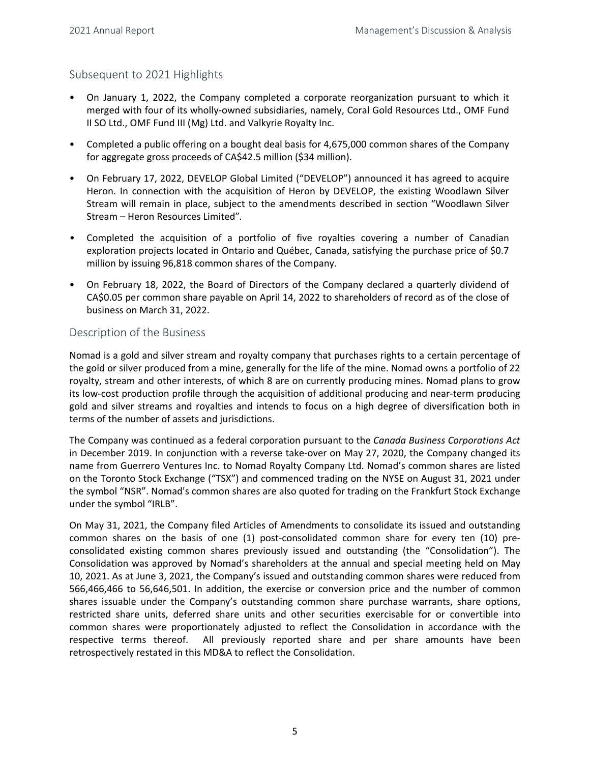## Subsequent to 2021 Highlights

- On January 1, 2022, the Company completed a corporate reorganization pursuant to which it merged with four of its wholly-owned subsidiaries, namely, Coral Gold Resources Ltd., OMF Fund II SO Ltd., OMF Fund III (Mg) Ltd. and Valkyrie Royalty Inc.
- Completed a public offering on a bought deal basis for 4,675,000 common shares of the Company for aggregate gross proceeds of CA$42.5 million ($34 million).
- On February 17, 2022, DEVELOP Global Limited ("DEVELOP") announced it has agreed to acquire Heron. In connection with the acquisition of Heron by DEVELOP, the existing Woodlawn Silver Stream will remain in place, subject to the amendments described in section "Woodlawn Silver Stream – Heron Resources Limited".
- Completed the acquisition of a portfolio of five royalties covering a number of Canadian exploration projects located in Ontario and Québec, Canada, satisfying the purchase price of $0.7 million by issuing 96,818 common shares of the Company.
- On February 18, 2022, the Board of Directors of the Company declared a quarterly dividend of CA$0.05 per common share payable on April 14, 2022 to shareholders of record as of the close of business on March 31, 2022.

## Description of the Business

Nomad is a gold and silver stream and royalty company that purchases rights to a certain percentage of the gold or silver produced from a mine, generally for the life of the mine. Nomad owns a portfolio of 22 royalty, stream and other interests, of which 8 are on currently producing mines. Nomad plans to grow its low-cost production profile through the acquisition of additional producing and near-term producing gold and silver streams and royalties and intends to focus on a high degree of diversification both in terms of the number of assets and jurisdictions.

The Company was continued as a federal corporation pursuant to the *Canada Business Corporations Act* in December 2019. In conjunction with a reverse take-over on May 27, 2020, the Company changed its name from Guerrero Ventures Inc. to Nomad Royalty Company Ltd. Nomad's common shares are listed on the Toronto Stock Exchange ("TSX") and commenced trading on the NYSE on August 31, 2021 under the symbol "NSR". Nomad's common shares are also quoted for trading on the Frankfurt Stock Exchange under the symbol "IRLB".

On May 31, 2021, the Company filed Articles of Amendments to consolidate its issued and outstanding common shares on the basis of one (1) post-consolidated common share for every ten (10) pre-consolidated existing common shares previously issued and outstanding (the "Consolidation"). The Consolidation was approved by Nomad's shareholders at the annual and special meeting held on May 10, 2021. As at June 3, 2021, the Company's issued and outstanding common shares were reduced from 566,466,466 to 56,646,501. In addition, the exercise or conversion price and the number of common shares issuable under the Company's outstanding common share purchase warrants, share options, restricted share units, deferred share units and other securities exercisable for or convertible into common shares were proportionately adjusted to reflect the Consolidation in accordance with the respective terms thereof. All previously reported share and per share amounts have been retrospectively restated in this MD&A to reflect the Consolidation.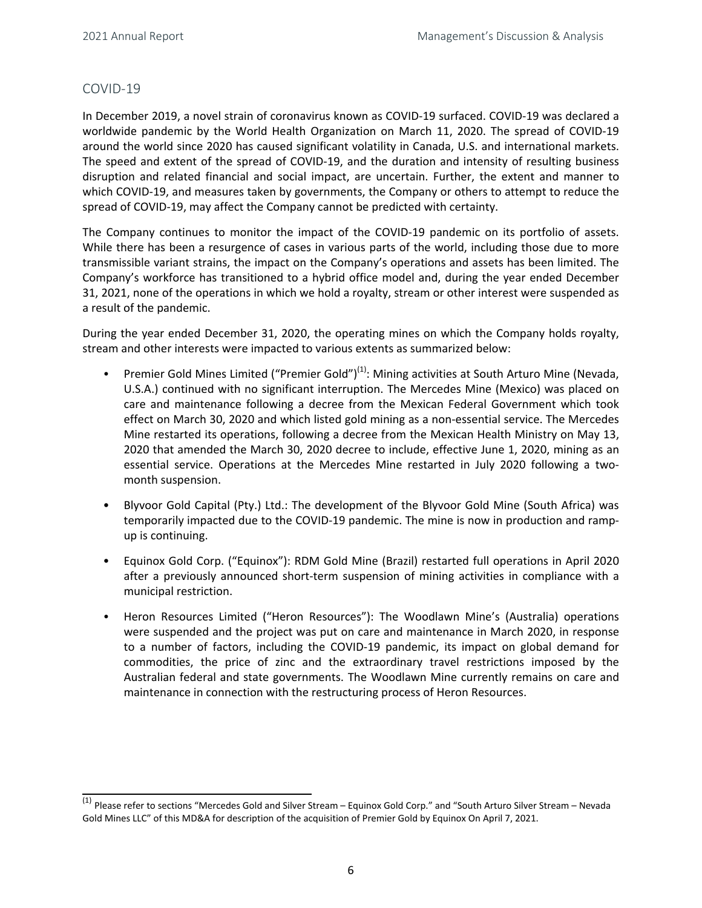## COVID-19

In December 2019, a novel strain of coronavirus known as COVID-19 surfaced. COVID-19 was declared a worldwide pandemic by the World Health Organization on March 11, 2020. The spread of COVID-19 around the world since 2020 has caused significant volatility in Canada, U.S. and international markets. The speed and extent of the spread of COVID-19, and the duration and intensity of resulting business disruption and related financial and social impact, are uncertain. Further, the extent and manner to which COVID-19, and measures taken by governments, the Company or others to attempt to reduce the spread of COVID-19, may affect the Company cannot be predicted with certainty.

The Company continues to monitor the impact of the COVID-19 pandemic on its portfolio of assets. While there has been a resurgence of cases in various parts of the world, including those due to more transmissible variant strains, the impact on the Company's operations and assets has been limited. The Company's workforce has transitioned to a hybrid office model and, during the year ended December 31, 2021, none of the operations in which we hold a royalty, stream or other interest were suspended as a result of the pandemic.

During the year ended December 31, 2020, the operating mines on which the Company holds royalty, stream and other interests were impacted to various extents as summarized below:

- Premier Gold Mines Limited ("Premier Gold")[(1)]: Mining activities at South Arturo Mine (Nevada, U.S.A.) continued with no significant interruption. The Mercedes Mine (Mexico) was placed on care and maintenance following a decree from the Mexican Federal Government which took effect on March 30, 2020 and which listed gold mining as a non-essential service. The Mercedes Mine restarted its operations, following a decree from the Mexican Health Ministry on May 13, 2020 that amended the March 30, 2020 decree to include, effective June 1, 2020, mining as an essential service. Operations at the Mercedes Mine restarted in July 2020 following a two-month suspension.
- Blyvoor Gold Capital (Pty.) Ltd.: The development of the Blyvoor Gold Mine (South Africa) was temporarily impacted due to the COVID-19 pandemic. The mine is now in production and ramp-up is continuing.
- Equinox Gold Corp. ("Equinox"): RDM Gold Mine (Brazil) restarted full operations in April 2020 after a previously announced short-term suspension of mining activities in compliance with a municipal restriction.
- Heron Resources Limited ("Heron Resources"): The Woodlawn Mine's (Australia) operations were suspended and the project was put on care and maintenance in March 2020, in response to a number of factors, including the COVID-19 pandemic, its impact on global demand for commodities, the price of zinc and the extraordinary travel restrictions imposed by the Australian federal and state governments. The Woodlawn Mine currently remains on care and maintenance in connection with the restructuring process of Heron Resources.

---

(1) Please refer to sections "Mercedes Gold and Silver Stream – Equinox Gold Corp." and "South Arturo Silver Stream – Nevada Gold Mines LLC" of this MD&A for description of the acquisition of Premier Gold by Equinox On April 7, 2021.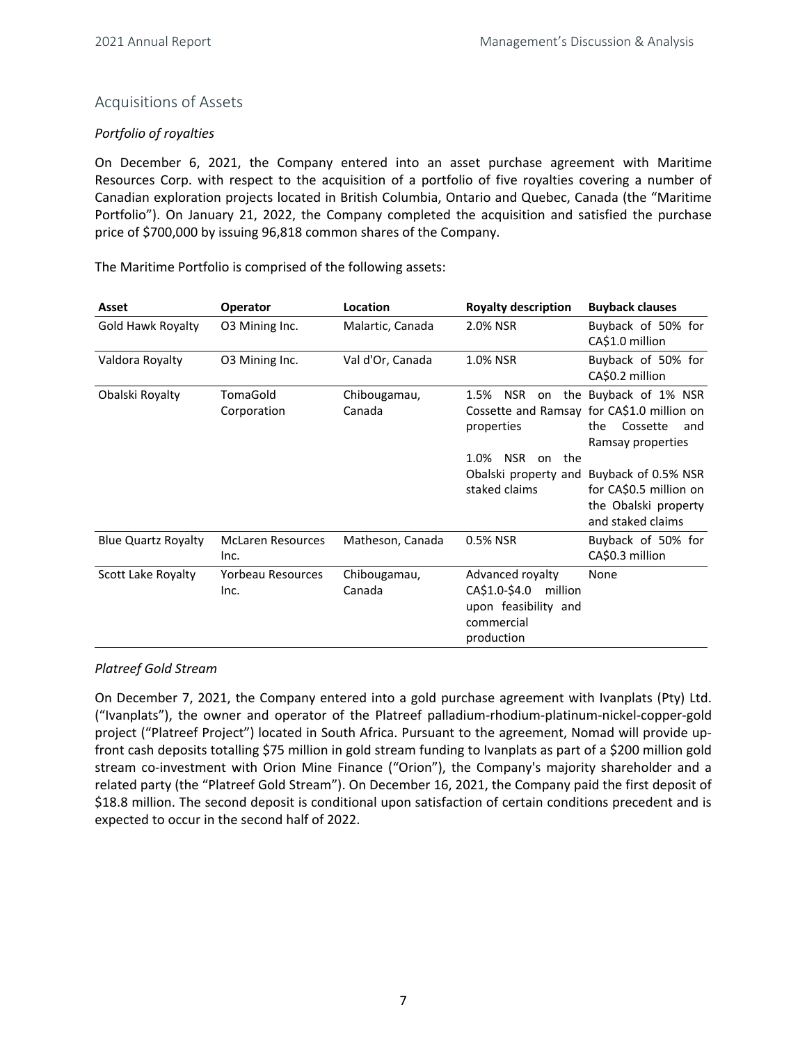## Acquisitions of Assets

*Portfolio of royalties*

On December 6, 2021, the Company entered into an asset purchase agreement with Maritime Resources Corp. with respect to the acquisition of a portfolio of five royalties covering a number of Canadian exploration projects located in British Columbia, Ontario and Quebec, Canada (the "Maritime Portfolio"). On January 21, 2022, the Company completed the acquisition and satisfied the purchase price of $700,000 by issuing 96,818 common shares of the Company.

The Maritime Portfolio is comprised of the following assets:

| Asset | Operator | Location | Royalty description | Buyback clauses |
|---|---|---|---|---|
| Gold Hawk Royalty | O3 Mining Inc. | Malartic, Canada | 2.0% NSR | Buyback of 50% for CA$1.0 million |
| Valdora Royalty | O3 Mining Inc. | Val d'Or, Canada | 1.0% NSR | Buyback of 50% for CA$0.2 million |
| Obalski Royalty | TomaGold Corporation | Chibougamau, Canada | 1.5% NSR on the Cossette and Ramsay properties<br><br>1.0% NSR on the Obalski property and staked claims | Buyback of 1% NSR for CA$1.0 million on the Cossette and Ramsay properties<br><br>Buyback of 0.5% NSR for CA$0.5 million on the Obalski property and staked claims |
| Blue Quartz Royalty | McLaren Resources Inc. | Matheson, Canada | 0.5% NSR | Buyback of 50% for CA$0.3 million |
| Scott Lake Royalty | Yorbeau Resources Inc. | Chibougamau, Canada | Advanced royalty CA$1.0-$4.0 million upon feasibility and commercial production | None |

*Platreef Gold Stream*

On December 7, 2021, the Company entered into a gold purchase agreement with Ivanplats (Pty) Ltd. ("Ivanplats"), the owner and operator of the Platreef palladium-rhodium-platinum-nickel-copper-gold project ("Platreef Project") located in South Africa. Pursuant to the agreement, Nomad will provide up-front cash deposits totalling $75 million in gold stream funding to Ivanplats as part of a $200 million gold stream co-investment with Orion Mine Finance ("Orion"), the Company's majority shareholder and a related party (the "Platreef Gold Stream"). On December 16, 2021, the Company paid the first deposit of $18.8 million. The second deposit is conditional upon satisfaction of certain conditions precedent and is expected to occur in the second half of 2022.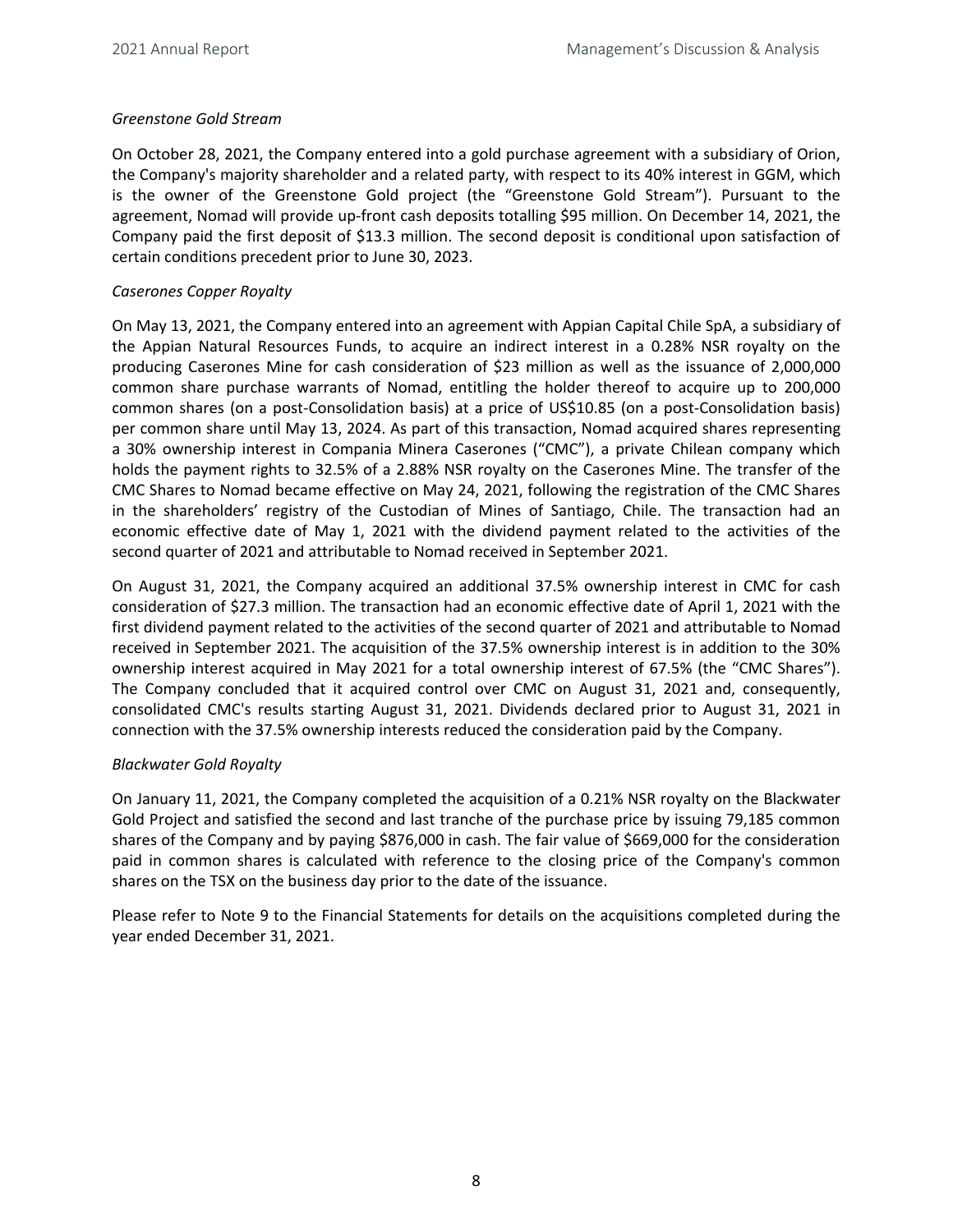*Greenstone Gold Stream*

On October 28, 2021, the Company entered into a gold purchase agreement with a subsidiary of Orion, the Company's majority shareholder and a related party, with respect to its 40% interest in GGM, which is the owner of the Greenstone Gold project (the "Greenstone Gold Stream"). Pursuant to the agreement, Nomad will provide up-front cash deposits totalling $95 million. On December 14, 2021, the Company paid the first deposit of $13.3 million. The second deposit is conditional upon satisfaction of certain conditions precedent prior to June 30, 2023.

*Caserones Copper Royalty*

On May 13, 2021, the Company entered into an agreement with Appian Capital Chile SpA, a subsidiary of the Appian Natural Resources Funds, to acquire an indirect interest in a 0.28% NSR royalty on the producing Caserones Mine for cash consideration of $23 million as well as the issuance of 2,000,000 common share purchase warrants of Nomad, entitling the holder thereof to acquire up to 200,000 common shares (on a post-Consolidation basis) at a price of US$10.85 (on a post-Consolidation basis) per common share until May 13, 2024. As part of this transaction, Nomad acquired shares representing a 30% ownership interest in Compania Minera Caserones ("CMC"), a private Chilean company which holds the payment rights to 32.5% of a 2.88% NSR royalty on the Caserones Mine. The transfer of the CMC Shares to Nomad became effective on May 24, 2021, following the registration of the CMC Shares in the shareholders' registry of the Custodian of Mines of Santiago, Chile. The transaction had an economic effective date of May 1, 2021 with the dividend payment related to the activities of the second quarter of 2021 and attributable to Nomad received in September 2021.

On August 31, 2021, the Company acquired an additional 37.5% ownership interest in CMC for cash consideration of $27.3 million. The transaction had an economic effective date of April 1, 2021 with the first dividend payment related to the activities of the second quarter of 2021 and attributable to Nomad received in September 2021. The acquisition of the 37.5% ownership interest is in addition to the 30% ownership interest acquired in May 2021 for a total ownership interest of 67.5% (the "CMC Shares"). The Company concluded that it acquired control over CMC on August 31, 2021 and, consequently, consolidated CMC's results starting August 31, 2021. Dividends declared prior to August 31, 2021 in connection with the 37.5% ownership interests reduced the consideration paid by the Company.

*Blackwater Gold Royalty*

On January 11, 2021, the Company completed the acquisition of a 0.21% NSR royalty on the Blackwater Gold Project and satisfied the second and last tranche of the purchase price by issuing 79,185 common shares of the Company and by paying $876,000 in cash. The fair value of $669,000 for the consideration paid in common shares is calculated with reference to the closing price of the Company's common shares on the TSX on the business day prior to the date of the issuance.

Please refer to Note 9 to the Financial Statements for details on the acquisitions completed during the year ended December 31, 2021.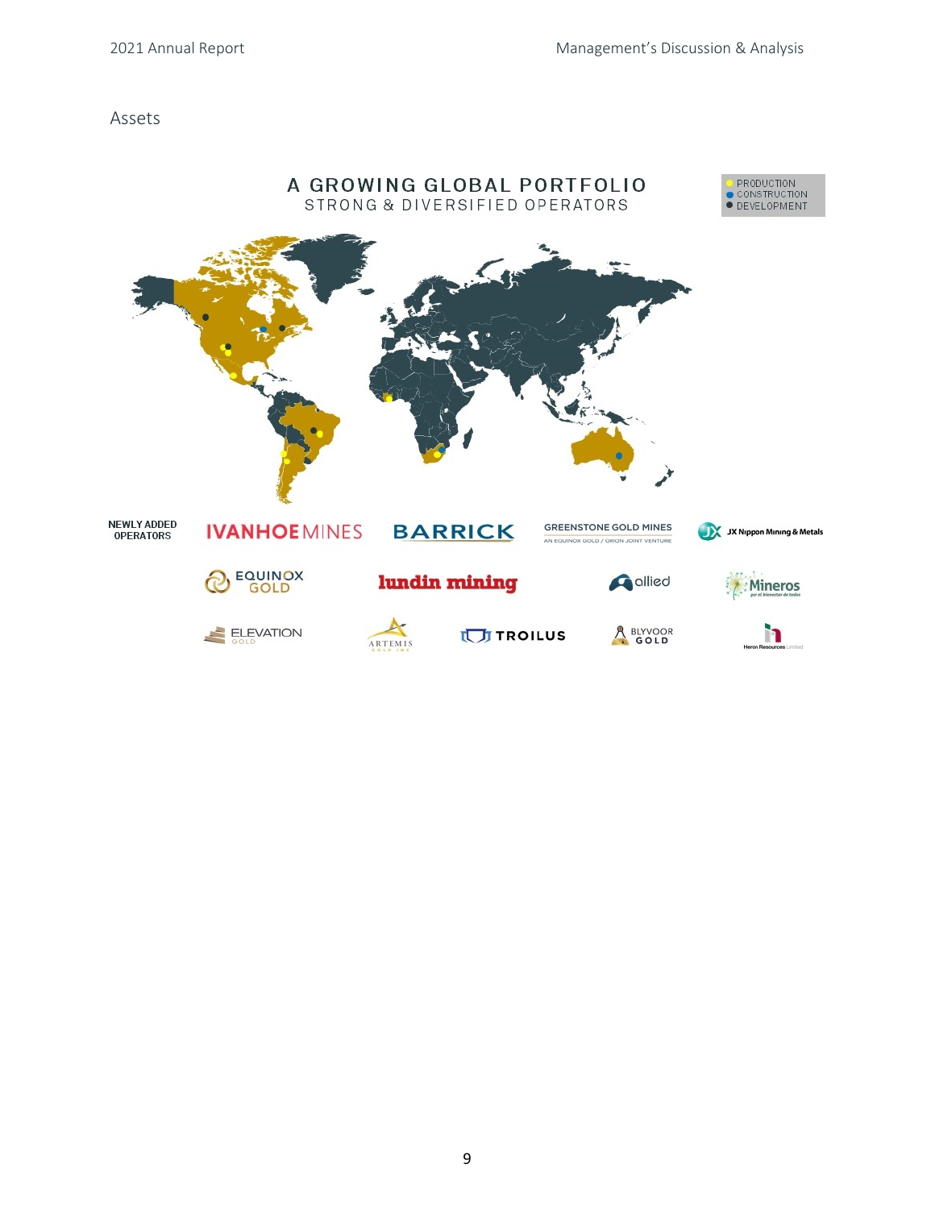## Assets

A GROWING GLOBAL PORTFOLIO

STRONG & DIVERSIFIED OPERATORS

- PRODUCTION
- CONSTRUCTION
- DEVELOPMENT

NEWLY ADDED OPERATORS

IVANHOE MINES | BARRICK | GREENSTONE GOLD MINES (AN EQUINOX GOLD / ORION JOINT VENTURE) | JX Nippon Mining & Metals

EQUINOX GOLD | lundin mining | allied | Mineros

ELEVATION GOLD | ARTEMIS GOLD INC | TROILUS | BLYVOOR GOLD | Heron Resources Limited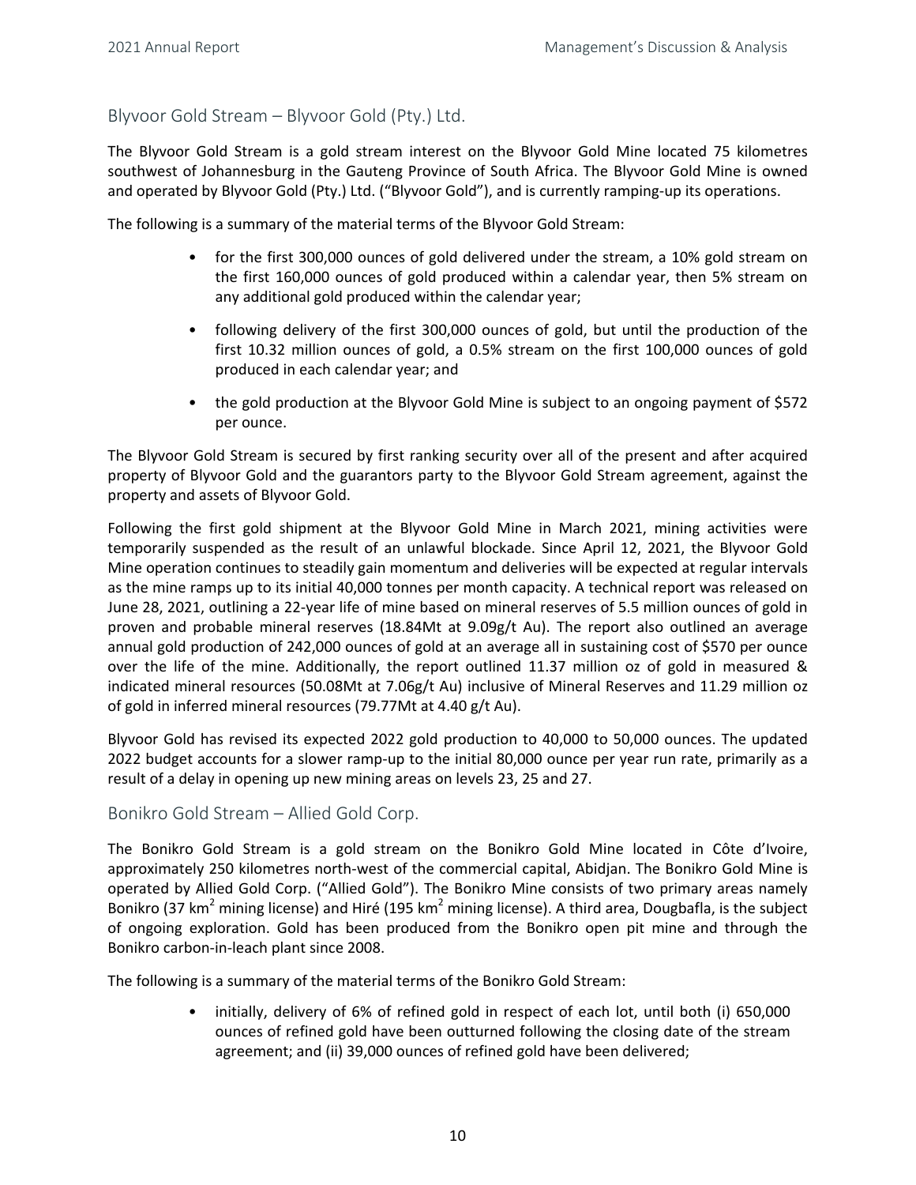## Blyvoor Gold Stream – Blyvoor Gold (Pty.) Ltd.

The Blyvoor Gold Stream is a gold stream interest on the Blyvoor Gold Mine located 75 kilometres southwest of Johannesburg in the Gauteng Province of South Africa. The Blyvoor Gold Mine is owned and operated by Blyvoor Gold (Pty.) Ltd. ("Blyvoor Gold"), and is currently ramping-up its operations.

The following is a summary of the material terms of the Blyvoor Gold Stream:

- for the first 300,000 ounces of gold delivered under the stream, a 10% gold stream on the first 160,000 ounces of gold produced within a calendar year, then 5% stream on any additional gold produced within the calendar year;
- following delivery of the first 300,000 ounces of gold, but until the production of the first 10.32 million ounces of gold, a 0.5% stream on the first 100,000 ounces of gold produced in each calendar year; and
- the gold production at the Blyvoor Gold Mine is subject to an ongoing payment of $572 per ounce.

The Blyvoor Gold Stream is secured by first ranking security over all of the present and after acquired property of Blyvoor Gold and the guarantors party to the Blyvoor Gold Stream agreement, against the property and assets of Blyvoor Gold.

Following the first gold shipment at the Blyvoor Gold Mine in March 2021, mining activities were temporarily suspended as the result of an unlawful blockade. Since April 12, 2021, the Blyvoor Gold Mine operation continues to steadily gain momentum and deliveries will be expected at regular intervals as the mine ramps up to its initial 40,000 tonnes per month capacity. A technical report was released on June 28, 2021, outlining a 22-year life of mine based on mineral reserves of 5.5 million ounces of gold in proven and probable mineral reserves (18.84Mt at 9.09g/t Au). The report also outlined an average annual gold production of 242,000 ounces of gold at an average all in sustaining cost of $570 per ounce over the life of the mine. Additionally, the report outlined 11.37 million oz of gold in measured & indicated mineral resources (50.08Mt at 7.06g/t Au) inclusive of Mineral Reserves and 11.29 million oz of gold in inferred mineral resources (79.77Mt at 4.40 g/t Au).

Blyvoor Gold has revised its expected 2022 gold production to 40,000 to 50,000 ounces. The updated 2022 budget accounts for a slower ramp-up to the initial 80,000 ounce per year run rate, primarily as a result of a delay in opening up new mining areas on levels 23, 25 and 27.

## Bonikro Gold Stream – Allied Gold Corp.

The Bonikro Gold Stream is a gold stream on the Bonikro Gold Mine located in Côte d'Ivoire, approximately 250 kilometres north-west of the commercial capital, Abidjan. The Bonikro Gold Mine is operated by Allied Gold Corp. ("Allied Gold"). The Bonikro Mine consists of two primary areas namely Bonikro (37 km$^2$ mining license) and Hiré (195 km$^2$ mining license). A third area, Dougbafla, is the subject of ongoing exploration. Gold has been produced from the Bonikro open pit mine and through the Bonikro carbon-in-leach plant since 2008.

The following is a summary of the material terms of the Bonikro Gold Stream:

- initially, delivery of 6% of refined gold in respect of each lot, until both (i) 650,000 ounces of refined gold have been outturned following the closing date of the stream agreement; and (ii) 39,000 ounces of refined gold have been delivered;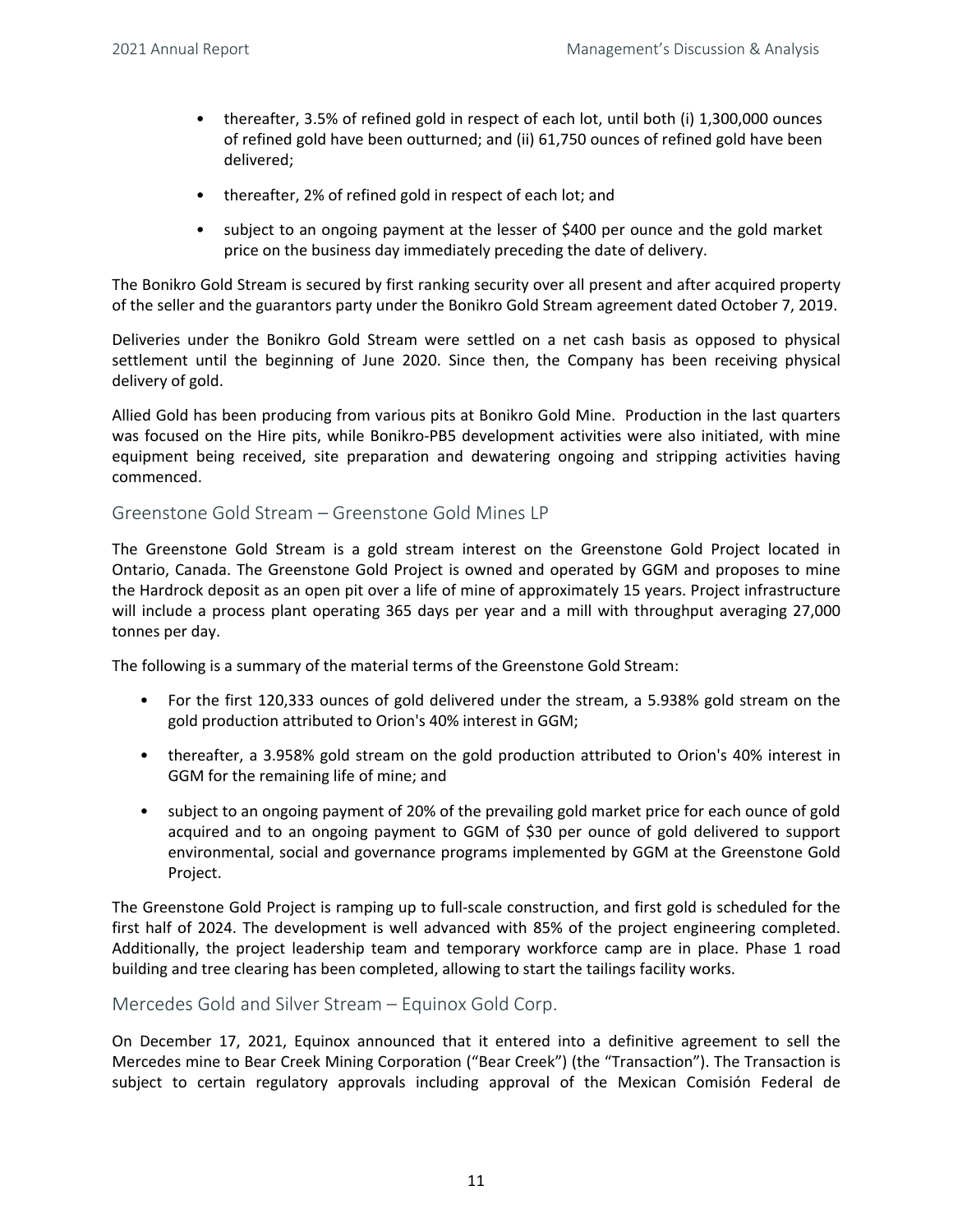- thereafter, 3.5% of refined gold in respect of each lot, until both (i) 1,300,000 ounces of refined gold have been outturned; and (ii) 61,750 ounces of refined gold have been delivered;
- thereafter, 2% of refined gold in respect of each lot; and
- subject to an ongoing payment at the lesser of $400 per ounce and the gold market price on the business day immediately preceding the date of delivery.

The Bonikro Gold Stream is secured by first ranking security over all present and after acquired property of the seller and the guarantors party under the Bonikro Gold Stream agreement dated October 7, 2019.

Deliveries under the Bonikro Gold Stream were settled on a net cash basis as opposed to physical settlement until the beginning of June 2020. Since then, the Company has been receiving physical delivery of gold.

Allied Gold has been producing from various pits at Bonikro Gold Mine. Production in the last quarters was focused on the Hire pits, while Bonikro-PB5 development activities were also initiated, with mine equipment being received, site preparation and dewatering ongoing and stripping activities having commenced.

## Greenstone Gold Stream – Greenstone Gold Mines LP

The Greenstone Gold Stream is a gold stream interest on the Greenstone Gold Project located in Ontario, Canada. The Greenstone Gold Project is owned and operated by GGM and proposes to mine the Hardrock deposit as an open pit over a life of mine of approximately 15 years. Project infrastructure will include a process plant operating 365 days per year and a mill with throughput averaging 27,000 tonnes per day.

The following is a summary of the material terms of the Greenstone Gold Stream:

- For the first 120,333 ounces of gold delivered under the stream, a 5.938% gold stream on the gold production attributed to Orion's 40% interest in GGM;
- thereafter, a 3.958% gold stream on the gold production attributed to Orion's 40% interest in GGM for the remaining life of mine; and
- subject to an ongoing payment of 20% of the prevailing gold market price for each ounce of gold acquired and to an ongoing payment to GGM of $30 per ounce of gold delivered to support environmental, social and governance programs implemented by GGM at the Greenstone Gold Project.

The Greenstone Gold Project is ramping up to full-scale construction, and first gold is scheduled for the first half of 2024. The development is well advanced with 85% of the project engineering completed. Additionally, the project leadership team and temporary workforce camp are in place. Phase 1 road building and tree clearing has been completed, allowing to start the tailings facility works.

## Mercedes Gold and Silver Stream – Equinox Gold Corp.

On December 17, 2021, Equinox announced that it entered into a definitive agreement to sell the Mercedes mine to Bear Creek Mining Corporation ("Bear Creek") (the "Transaction"). The Transaction is subject to certain regulatory approvals including approval of the Mexican Comisión Federal de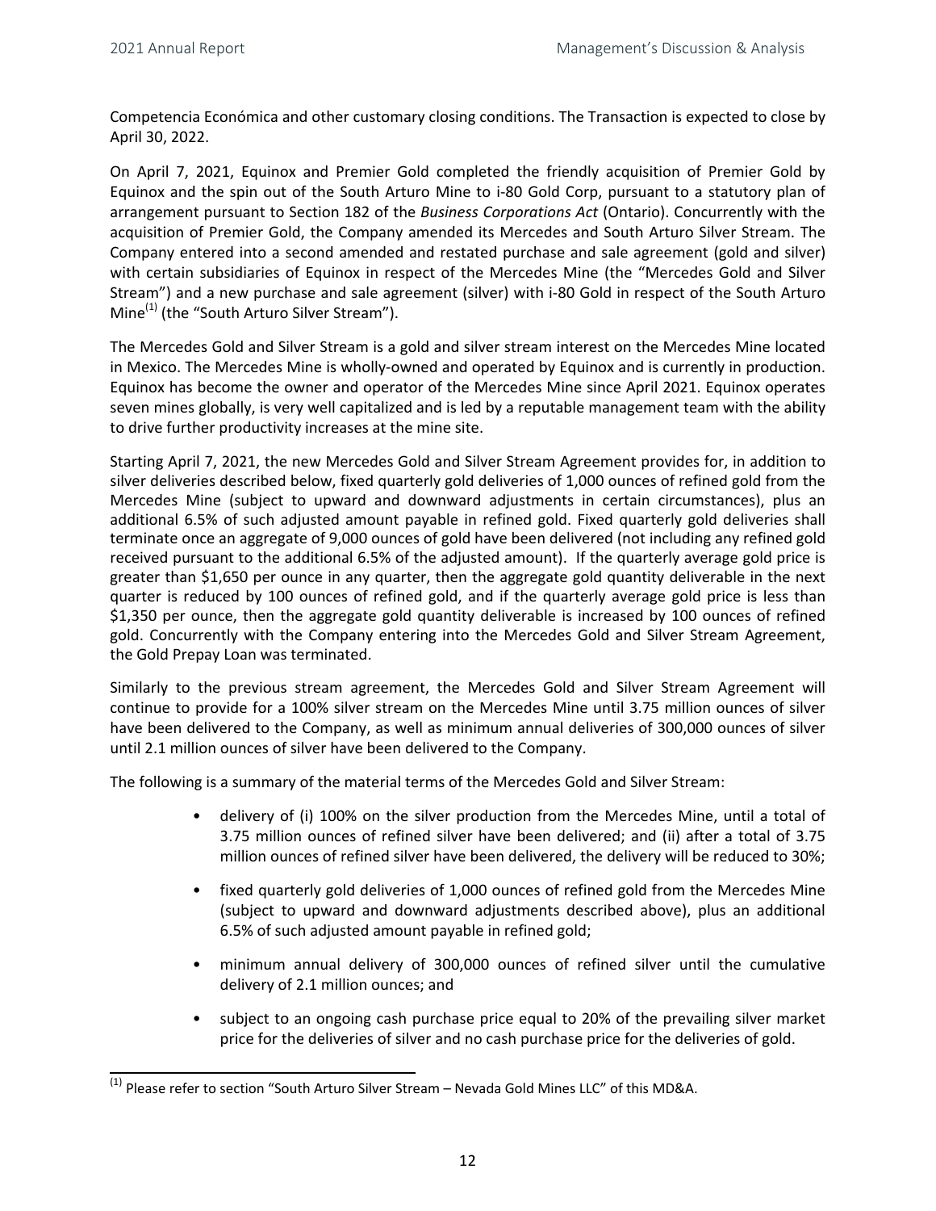Competencia Económica and other customary closing conditions. The Transaction is expected to close by April 30, 2022.

On April 7, 2021, Equinox and Premier Gold completed the friendly acquisition of Premier Gold by Equinox and the spin out of the South Arturo Mine to i-80 Gold Corp, pursuant to a statutory plan of arrangement pursuant to Section 182 of the *Business Corporations Act* (Ontario). Concurrently with the acquisition of Premier Gold, the Company amended its Mercedes and South Arturo Silver Stream. The Company entered into a second amended and restated purchase and sale agreement (gold and silver) with certain subsidiaries of Equinox in respect of the Mercedes Mine (the "Mercedes Gold and Silver Stream") and a new purchase and sale agreement (silver) with i-80 Gold in respect of the South Arturo Mine[1] (the "South Arturo Silver Stream").

The Mercedes Gold and Silver Stream is a gold and silver stream interest on the Mercedes Mine located in Mexico. The Mercedes Mine is wholly-owned and operated by Equinox and is currently in production. Equinox has become the owner and operator of the Mercedes Mine since April 2021. Equinox operates seven mines globally, is very well capitalized and is led by a reputable management team with the ability to drive further productivity increases at the mine site.

Starting April 7, 2021, the new Mercedes Gold and Silver Stream Agreement provides for, in addition to silver deliveries described below, fixed quarterly gold deliveries of 1,000 ounces of refined gold from the Mercedes Mine (subject to upward and downward adjustments in certain circumstances), plus an additional 6.5% of such adjusted amount payable in refined gold. Fixed quarterly gold deliveries shall terminate once an aggregate of 9,000 ounces of gold have been delivered (not including any refined gold received pursuant to the additional 6.5% of the adjusted amount). If the quarterly average gold price is greater than $1,650 per ounce in any quarter, then the aggregate gold quantity deliverable in the next quarter is reduced by 100 ounces of refined gold, and if the quarterly average gold price is less than $1,350 per ounce, then the aggregate gold quantity deliverable is increased by 100 ounces of refined gold. Concurrently with the Company entering into the Mercedes Gold and Silver Stream Agreement, the Gold Prepay Loan was terminated.

Similarly to the previous stream agreement, the Mercedes Gold and Silver Stream Agreement will continue to provide for a 100% silver stream on the Mercedes Mine until 3.75 million ounces of silver have been delivered to the Company, as well as minimum annual deliveries of 300,000 ounces of silver until 2.1 million ounces of silver have been delivered to the Company.

The following is a summary of the material terms of the Mercedes Gold and Silver Stream:

- delivery of (i) 100% on the silver production from the Mercedes Mine, until a total of 3.75 million ounces of refined silver have been delivered; and (ii) after a total of 3.75 million ounces of refined silver have been delivered, the delivery will be reduced to 30%;
- fixed quarterly gold deliveries of 1,000 ounces of refined gold from the Mercedes Mine (subject to upward and downward adjustments described above), plus an additional 6.5% of such adjusted amount payable in refined gold;
- minimum annual delivery of 300,000 ounces of refined silver until the cumulative delivery of 2.1 million ounces; and
- subject to an ongoing cash purchase price equal to 20% of the prevailing silver market price for the deliveries of silver and no cash purchase price for the deliveries of gold.

---

[1] Please refer to section "South Arturo Silver Stream – Nevada Gold Mines LLC" of this MD&A.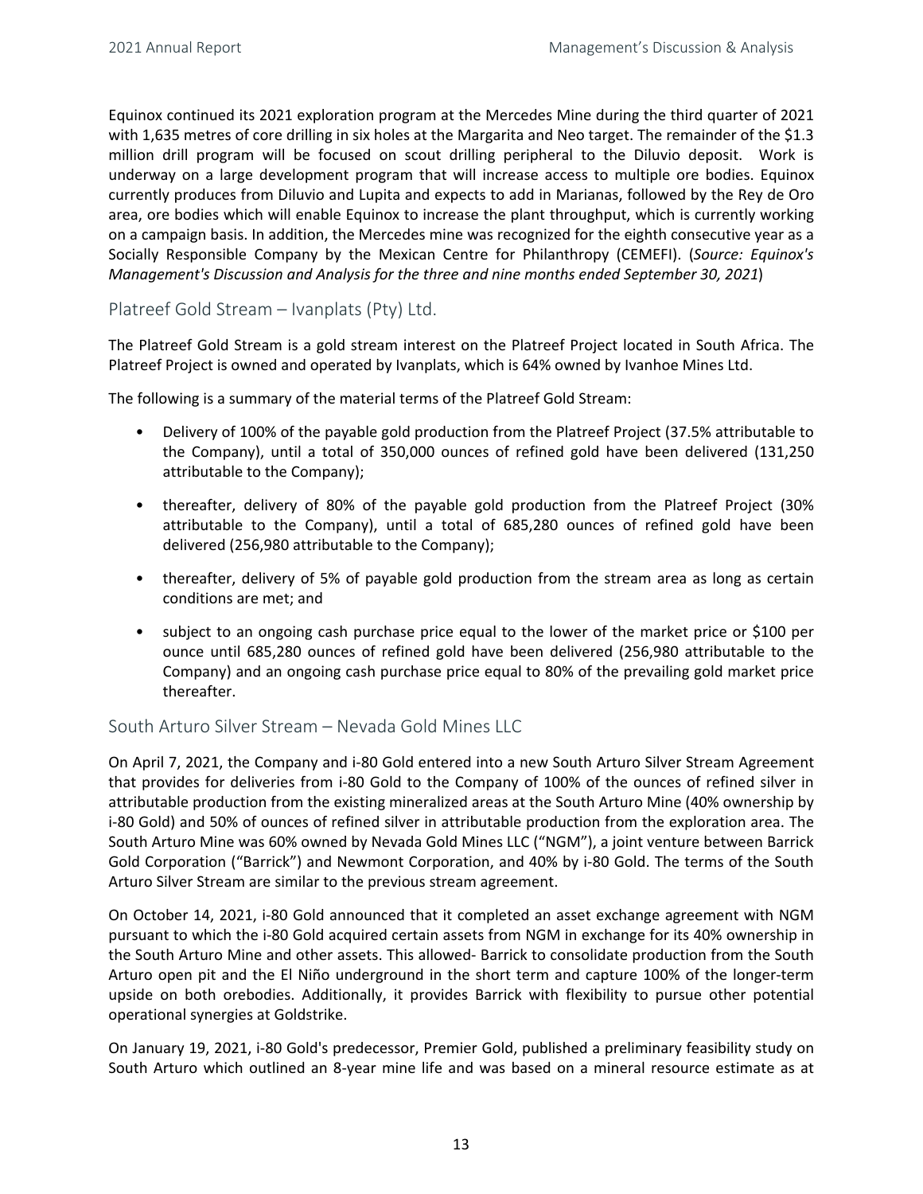Equinox continued its 2021 exploration program at the Mercedes Mine during the third quarter of 2021 with 1,635 metres of core drilling in six holes at the Margarita and Neo target. The remainder of the $1.3 million drill program will be focused on scout drilling peripheral to the Diluvio deposit. Work is underway on a large development program that will increase access to multiple ore bodies. Equinox currently produces from Diluvio and Lupita and expects to add in Marianas, followed by the Rey de Oro area, ore bodies which will enable Equinox to increase the plant throughput, which is currently working on a campaign basis. In addition, the Mercedes mine was recognized for the eighth consecutive year as a Socially Responsible Company by the Mexican Centre for Philanthropy (CEMEFI). (*Source: Equinox's Management's Discussion and Analysis for the three and nine months ended September 30, 2021*)

## Platreef Gold Stream – Ivanplats (Pty) Ltd.

The Platreef Gold Stream is a gold stream interest on the Platreef Project located in South Africa. The Platreef Project is owned and operated by Ivanplats, which is 64% owned by Ivanhoe Mines Ltd.

The following is a summary of the material terms of the Platreef Gold Stream:

- Delivery of 100% of the payable gold production from the Platreef Project (37.5% attributable to the Company), until a total of 350,000 ounces of refined gold have been delivered (131,250 attributable to the Company);
- thereafter, delivery of 80% of the payable gold production from the Platreef Project (30% attributable to the Company), until a total of 685,280 ounces of refined gold have been delivered (256,980 attributable to the Company);
- thereafter, delivery of 5% of payable gold production from the stream area as long as certain conditions are met; and
- subject to an ongoing cash purchase price equal to the lower of the market price or $100 per ounce until 685,280 ounces of refined gold have been delivered (256,980 attributable to the Company) and an ongoing cash purchase price equal to 80% of the prevailing gold market price thereafter.

## South Arturo Silver Stream – Nevada Gold Mines LLC

On April 7, 2021, the Company and i-80 Gold entered into a new South Arturo Silver Stream Agreement that provides for deliveries from i-80 Gold to the Company of 100% of the ounces of refined silver in attributable production from the existing mineralized areas at the South Arturo Mine (40% ownership by i-80 Gold) and 50% of ounces of refined silver in attributable production from the exploration area. The South Arturo Mine was 60% owned by Nevada Gold Mines LLC ("NGM"), a joint venture between Barrick Gold Corporation ("Barrick") and Newmont Corporation, and 40% by i-80 Gold. The terms of the South Arturo Silver Stream are similar to the previous stream agreement.

On October 14, 2021, i-80 Gold announced that it completed an asset exchange agreement with NGM pursuant to which the i-80 Gold acquired certain assets from NGM in exchange for its 40% ownership in the South Arturo Mine and other assets. This allowed- Barrick to consolidate production from the South Arturo open pit and the El Niño underground in the short term and capture 100% of the longer-term upside on both orebodies. Additionally, it provides Barrick with flexibility to pursue other potential operational synergies at Goldstrike.

On January 19, 2021, i-80 Gold's predecessor, Premier Gold, published a preliminary feasibility study on South Arturo which outlined an 8-year mine life and was based on a mineral resource estimate as at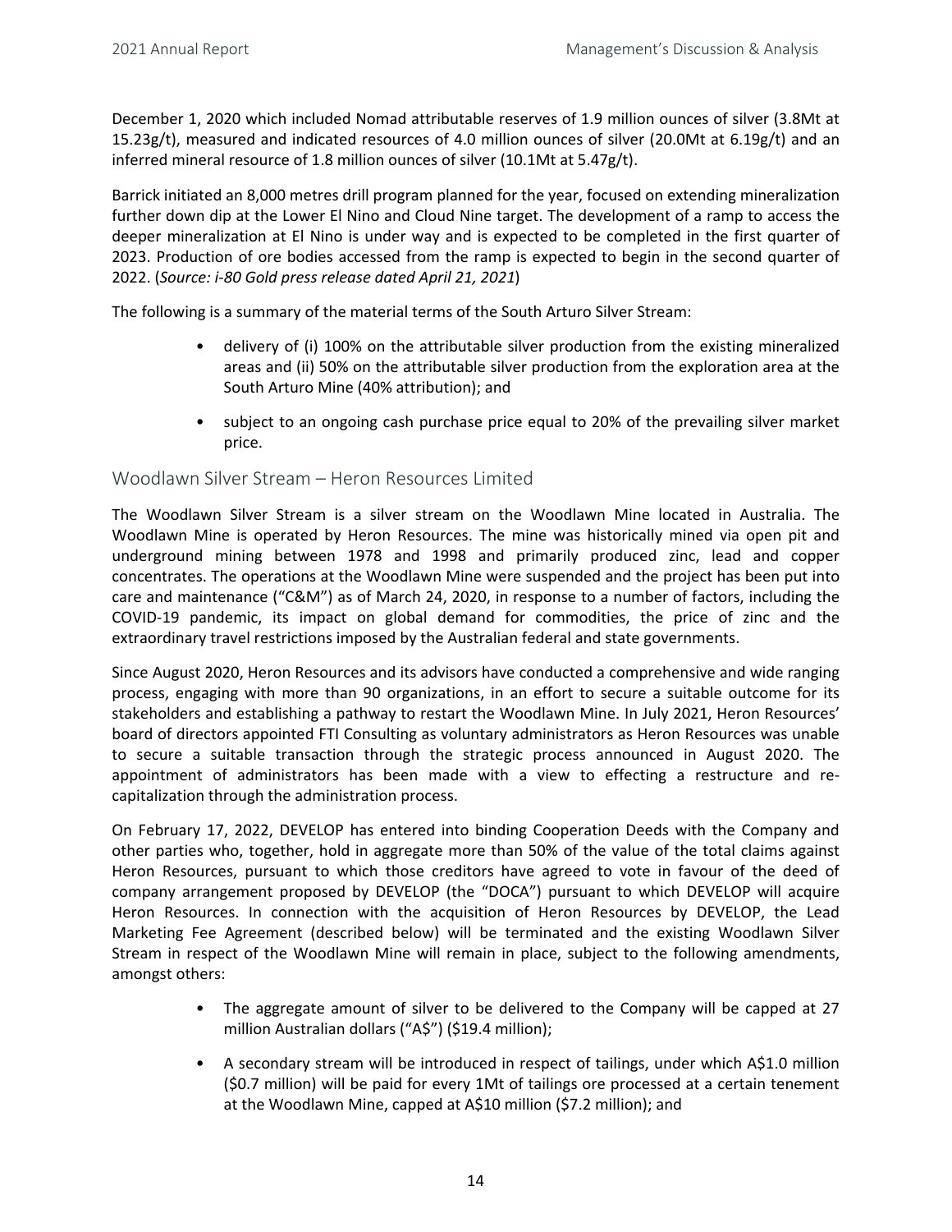December 1, 2020 which included Nomad attributable reserves of 1.9 million ounces of silver (3.8Mt at 15.23g/t), measured and indicated resources of 4.0 million ounces of silver (20.0Mt at 6.19g/t) and an inferred mineral resource of 1.8 million ounces of silver (10.1Mt at 5.47g/t).

Barrick initiated an 8,000 metres drill program planned for the year, focused on extending mineralization further down dip at the Lower El Nino and Cloud Nine target. The development of a ramp to access the deeper mineralization at El Nino is under way and is expected to be completed in the first quarter of 2023. Production of ore bodies accessed from the ramp is expected to begin in the second quarter of 2022. (*Source: i-80 Gold press release dated April 21, 2021*)

The following is a summary of the material terms of the South Arturo Silver Stream:

- delivery of (i) 100% on the attributable silver production from the existing mineralized areas and (ii) 50% on the attributable silver production from the exploration area at the South Arturo Mine (40% attribution); and
- subject to an ongoing cash purchase price equal to 20% of the prevailing silver market price.

## Woodlawn Silver Stream – Heron Resources Limited

The Woodlawn Silver Stream is a silver stream on the Woodlawn Mine located in Australia. The Woodlawn Mine is operated by Heron Resources. The mine was historically mined via open pit and underground mining between 1978 and 1998 and primarily produced zinc, lead and copper concentrates. The operations at the Woodlawn Mine were suspended and the project has been put into care and maintenance ("C&M") as of March 24, 2020, in response to a number of factors, including the COVID-19 pandemic, its impact on global demand for commodities, the price of zinc and the extraordinary travel restrictions imposed by the Australian federal and state governments.

Since August 2020, Heron Resources and its advisors have conducted a comprehensive and wide ranging process, engaging with more than 90 organizations, in an effort to secure a suitable outcome for its stakeholders and establishing a pathway to restart the Woodlawn Mine. In July 2021, Heron Resources' board of directors appointed FTI Consulting as voluntary administrators as Heron Resources was unable to secure a suitable transaction through the strategic process announced in August 2020. The appointment of administrators has been made with a view to effecting a restructure and re-capitalization through the administration process.

On February 17, 2022, DEVELOP has entered into binding Cooperation Deeds with the Company and other parties who, together, hold in aggregate more than 50% of the value of the total claims against Heron Resources, pursuant to which those creditors have agreed to vote in favour of the deed of company arrangement proposed by DEVELOP (the "DOCA") pursuant to which DEVELOP will acquire Heron Resources. In connection with the acquisition of Heron Resources by DEVELOP, the Lead Marketing Fee Agreement (described below) will be terminated and the existing Woodlawn Silver Stream in respect of the Woodlawn Mine will remain in place, subject to the following amendments, amongst others:

- The aggregate amount of silver to be delivered to the Company will be capped at 27 million Australian dollars ("A$") ($19.4 million);
- A secondary stream will be introduced in respect of tailings, under which A$1.0 million ($0.7 million) will be paid for every 1Mt of tailings ore processed at a certain tenement at the Woodlawn Mine, capped at A$10 million ($7.2 million); and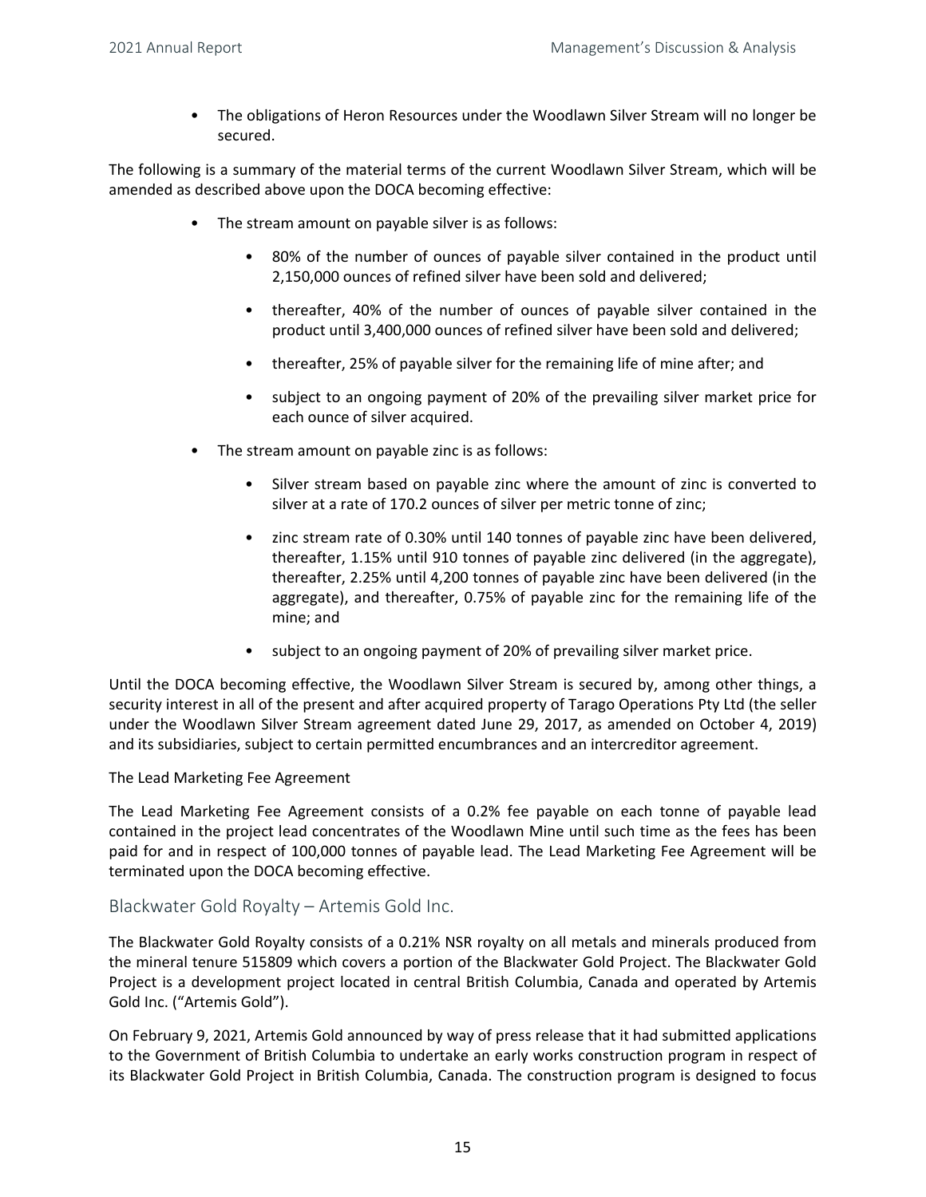- The obligations of Heron Resources under the Woodlawn Silver Stream will no longer be secured.

The following is a summary of the material terms of the current Woodlawn Silver Stream, which will be amended as described above upon the DOCA becoming effective:

- The stream amount on payable silver is as follows:
    - 80% of the number of ounces of payable silver contained in the product until 2,150,000 ounces of refined silver have been sold and delivered;
    - thereafter, 40% of the number of ounces of payable silver contained in the product until 3,400,000 ounces of refined silver have been sold and delivered;
    - thereafter, 25% of payable silver for the remaining life of mine after; and
    - subject to an ongoing payment of 20% of the prevailing silver market price for each ounce of silver acquired.
- The stream amount on payable zinc is as follows:
    - Silver stream based on payable zinc where the amount of zinc is converted to silver at a rate of 170.2 ounces of silver per metric tonne of zinc;
    - zinc stream rate of 0.30% until 140 tonnes of payable zinc have been delivered, thereafter, 1.15% until 910 tonnes of payable zinc delivered (in the aggregate), thereafter, 2.25% until 4,200 tonnes of payable zinc have been delivered (in the aggregate), and thereafter, 0.75% of payable zinc for the remaining life of the mine; and
    - subject to an ongoing payment of 20% of prevailing silver market price.

Until the DOCA becoming effective, the Woodlawn Silver Stream is secured by, among other things, a security interest in all of the present and after acquired property of Tarago Operations Pty Ltd (the seller under the Woodlawn Silver Stream agreement dated June 29, 2017, as amended on October 4, 2019) and its subsidiaries, subject to certain permitted encumbrances and an intercreditor agreement.

The Lead Marketing Fee Agreement

The Lead Marketing Fee Agreement consists of a 0.2% fee payable on each tonne of payable lead contained in the project lead concentrates of the Woodlawn Mine until such time as the fees has been paid for and in respect of 100,000 tonnes of payable lead. The Lead Marketing Fee Agreement will be terminated upon the DOCA becoming effective.

## Blackwater Gold Royalty – Artemis Gold Inc.

The Blackwater Gold Royalty consists of a 0.21% NSR royalty on all metals and minerals produced from the mineral tenure 515809 which covers a portion of the Blackwater Gold Project. The Blackwater Gold Project is a development project located in central British Columbia, Canada and operated by Artemis Gold Inc. ("Artemis Gold").

On February 9, 2021, Artemis Gold announced by way of press release that it had submitted applications to the Government of British Columbia to undertake an early works construction program in respect of its Blackwater Gold Project in British Columbia, Canada. The construction program is designed to focus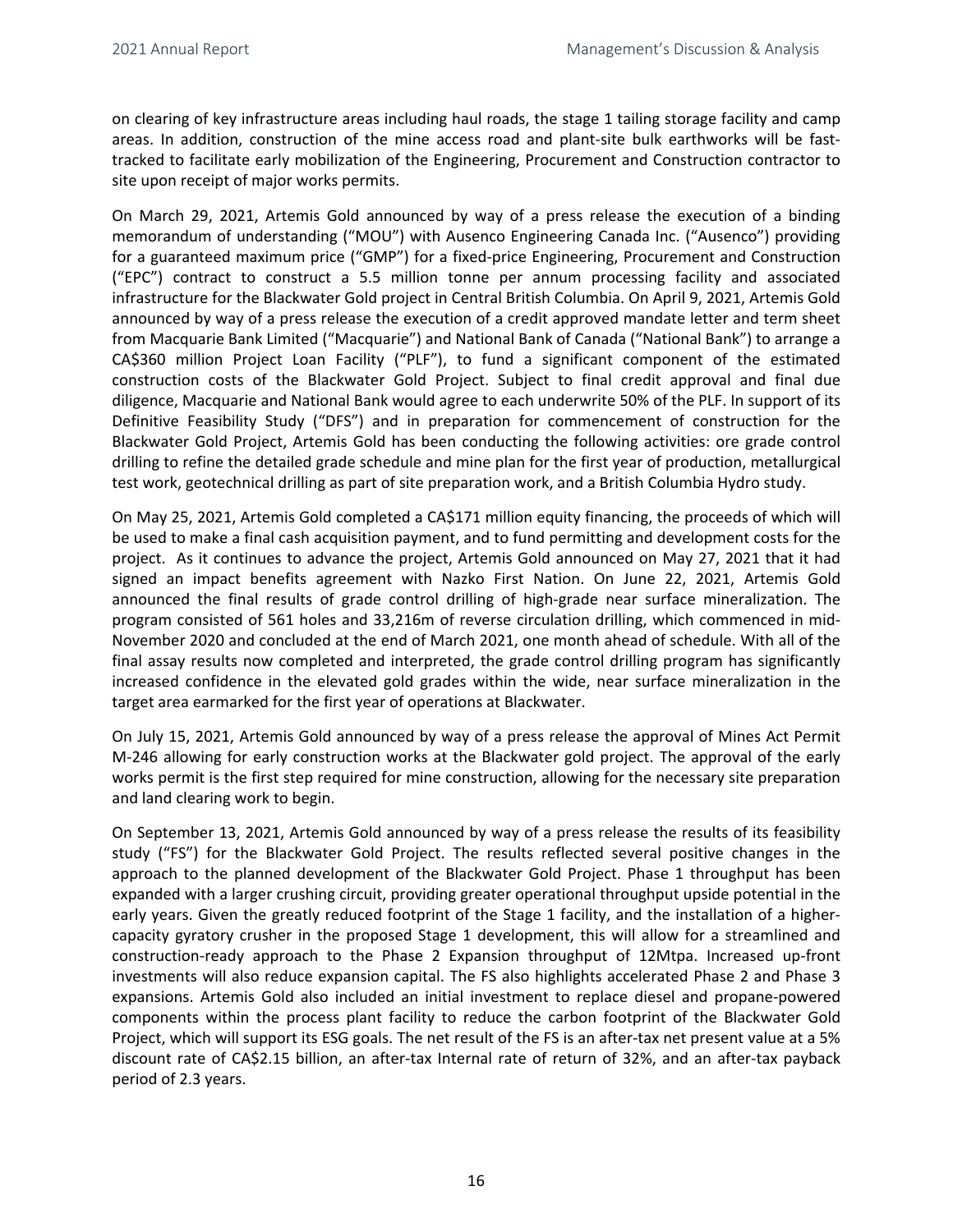on clearing of key infrastructure areas including haul roads, the stage 1 tailing storage facility and camp areas. In addition, construction of the mine access road and plant-site bulk earthworks will be fast-tracked to facilitate early mobilization of the Engineering, Procurement and Construction contractor to site upon receipt of major works permits.

On March 29, 2021, Artemis Gold announced by way of a press release the execution of a binding memorandum of understanding ("MOU") with Ausenco Engineering Canada Inc. ("Ausenco") providing for a guaranteed maximum price ("GMP") for a fixed-price Engineering, Procurement and Construction ("EPC") contract to construct a 5.5 million tonne per annum processing facility and associated infrastructure for the Blackwater Gold project in Central British Columbia. On April 9, 2021, Artemis Gold announced by way of a press release the execution of a credit approved mandate letter and term sheet from Macquarie Bank Limited ("Macquarie") and National Bank of Canada ("National Bank") to arrange a CA$360 million Project Loan Facility ("PLF"), to fund a significant component of the estimated construction costs of the Blackwater Gold Project. Subject to final credit approval and final due diligence, Macquarie and National Bank would agree to each underwrite 50% of the PLF. In support of its Definitive Feasibility Study ("DFS") and in preparation for commencement of construction for the Blackwater Gold Project, Artemis Gold has been conducting the following activities: ore grade control drilling to refine the detailed grade schedule and mine plan for the first year of production, metallurgical test work, geotechnical drilling as part of site preparation work, and a British Columbia Hydro study.

On May 25, 2021, Artemis Gold completed a CA$171 million equity financing, the proceeds of which will be used to make a final cash acquisition payment, and to fund permitting and development costs for the project. As it continues to advance the project, Artemis Gold announced on May 27, 2021 that it had signed an impact benefits agreement with Nazko First Nation. On June 22, 2021, Artemis Gold announced the final results of grade control drilling of high-grade near surface mineralization. The program consisted of 561 holes and 33,216m of reverse circulation drilling, which commenced in mid-November 2020 and concluded at the end of March 2021, one month ahead of schedule. With all of the final assay results now completed and interpreted, the grade control drilling program has significantly increased confidence in the elevated gold grades within the wide, near surface mineralization in the target area earmarked for the first year of operations at Blackwater.

On July 15, 2021, Artemis Gold announced by way of a press release the approval of Mines Act Permit M-246 allowing for early construction works at the Blackwater gold project. The approval of the early works permit is the first step required for mine construction, allowing for the necessary site preparation and land clearing work to begin.

On September 13, 2021, Artemis Gold announced by way of a press release the results of its feasibility study ("FS") for the Blackwater Gold Project. The results reflected several positive changes in the approach to the planned development of the Blackwater Gold Project. Phase 1 throughput has been expanded with a larger crushing circuit, providing greater operational throughput upside potential in the early years. Given the greatly reduced footprint of the Stage 1 facility, and the installation of a higher-capacity gyratory crusher in the proposed Stage 1 development, this will allow for a streamlined and construction-ready approach to the Phase 2 Expansion throughput of 12Mtpa. Increased up-front investments will also reduce expansion capital. The FS also highlights accelerated Phase 2 and Phase 3 expansions. Artemis Gold also included an initial investment to replace diesel and propane-powered components within the process plant facility to reduce the carbon footprint of the Blackwater Gold Project, which will support its ESG goals. The net result of the FS is an after-tax net present value at a 5% discount rate of CA$2.15 billion, an after-tax Internal rate of return of 32%, and an after-tax payback period of 2.3 years.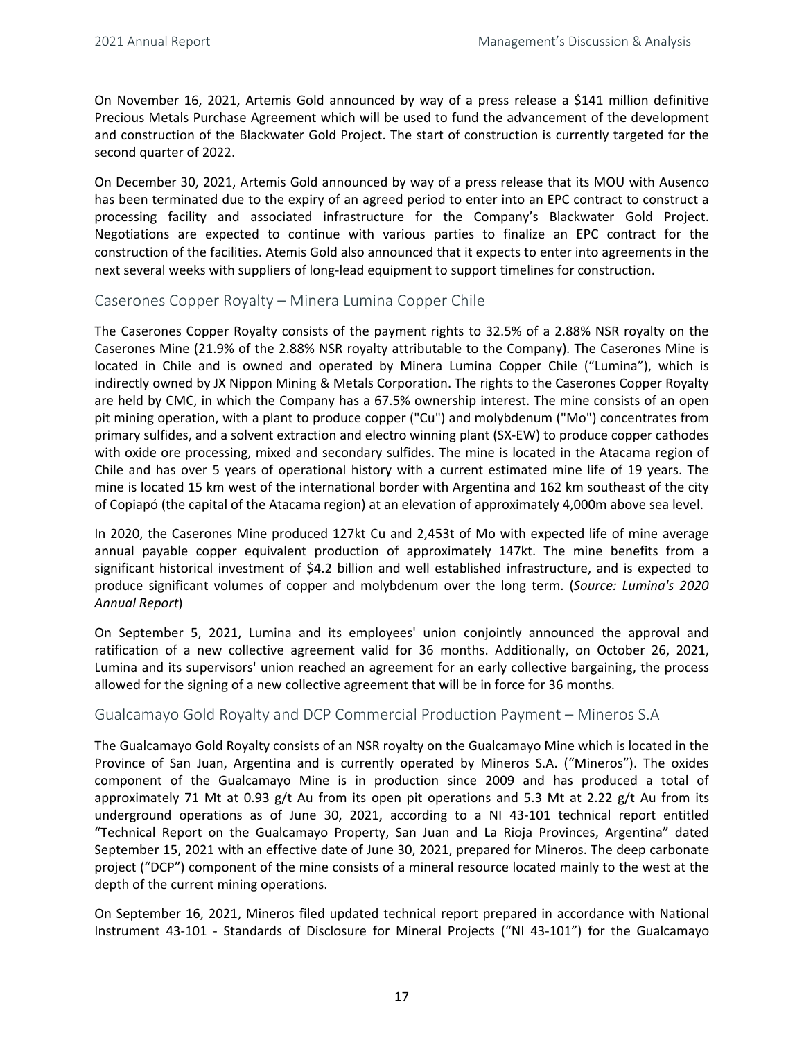On November 16, 2021, Artemis Gold announced by way of a press release a $141 million definitive Precious Metals Purchase Agreement which will be used to fund the advancement of the development and construction of the Blackwater Gold Project. The start of construction is currently targeted for the second quarter of 2022.

On December 30, 2021, Artemis Gold announced by way of a press release that its MOU with Ausenco has been terminated due to the expiry of an agreed period to enter into an EPC contract to construct a processing facility and associated infrastructure for the Company's Blackwater Gold Project. Negotiations are expected to continue with various parties to finalize an EPC contract for the construction of the facilities. Atemis Gold also announced that it expects to enter into agreements in the next several weeks with suppliers of long-lead equipment to support timelines for construction.

## Caserones Copper Royalty – Minera Lumina Copper Chile

The Caserones Copper Royalty consists of the payment rights to 32.5% of a 2.88% NSR royalty on the Caserones Mine (21.9% of the 2.88% NSR royalty attributable to the Company). The Caserones Mine is located in Chile and is owned and operated by Minera Lumina Copper Chile ("Lumina"), which is indirectly owned by JX Nippon Mining & Metals Corporation. The rights to the Caserones Copper Royalty are held by CMC, in which the Company has a 67.5% ownership interest. The mine consists of an open pit mining operation, with a plant to produce copper ("Cu") and molybdenum ("Mo") concentrates from primary sulfides, and a solvent extraction and electro winning plant (SX-EW) to produce copper cathodes with oxide ore processing, mixed and secondary sulfides. The mine is located in the Atacama region of Chile and has over 5 years of operational history with a current estimated mine life of 19 years. The mine is located 15 km west of the international border with Argentina and 162 km southeast of the city of Copiapó (the capital of the Atacama region) at an elevation of approximately 4,000m above sea level.

In 2020, the Caserones Mine produced 127kt Cu and 2,453t of Mo with expected life of mine average annual payable copper equivalent production of approximately 147kt. The mine benefits from a significant historical investment of $4.2 billion and well established infrastructure, and is expected to produce significant volumes of copper and molybdenum over the long term. (*Source: Lumina's 2020 Annual Report*)

On September 5, 2021, Lumina and its employees' union conjointly announced the approval and ratification of a new collective agreement valid for 36 months. Additionally, on October 26, 2021, Lumina and its supervisors' union reached an agreement for an early collective bargaining, the process allowed for the signing of a new collective agreement that will be in force for 36 months.

## Gualcamayo Gold Royalty and DCP Commercial Production Payment – Mineros S.A

The Gualcamayo Gold Royalty consists of an NSR royalty on the Gualcamayo Mine which is located in the Province of San Juan, Argentina and is currently operated by Mineros S.A. ("Mineros"). The oxides component of the Gualcamayo Mine is in production since 2009 and has produced a total of approximately 71 Mt at 0.93 g/t Au from its open pit operations and 5.3 Mt at 2.22 g/t Au from its underground operations as of June 30, 2021, according to a NI 43-101 technical report entitled "Technical Report on the Gualcamayo Property, San Juan and La Rioja Provinces, Argentina" dated September 15, 2021 with an effective date of June 30, 2021, prepared for Mineros. The deep carbonate project ("DCP") component of the mine consists of a mineral resource located mainly to the west at the depth of the current mining operations.

On September 16, 2021, Mineros filed updated technical report prepared in accordance with National Instrument 43-101 - Standards of Disclosure for Mineral Projects ("NI 43-101") for the Gualcamayo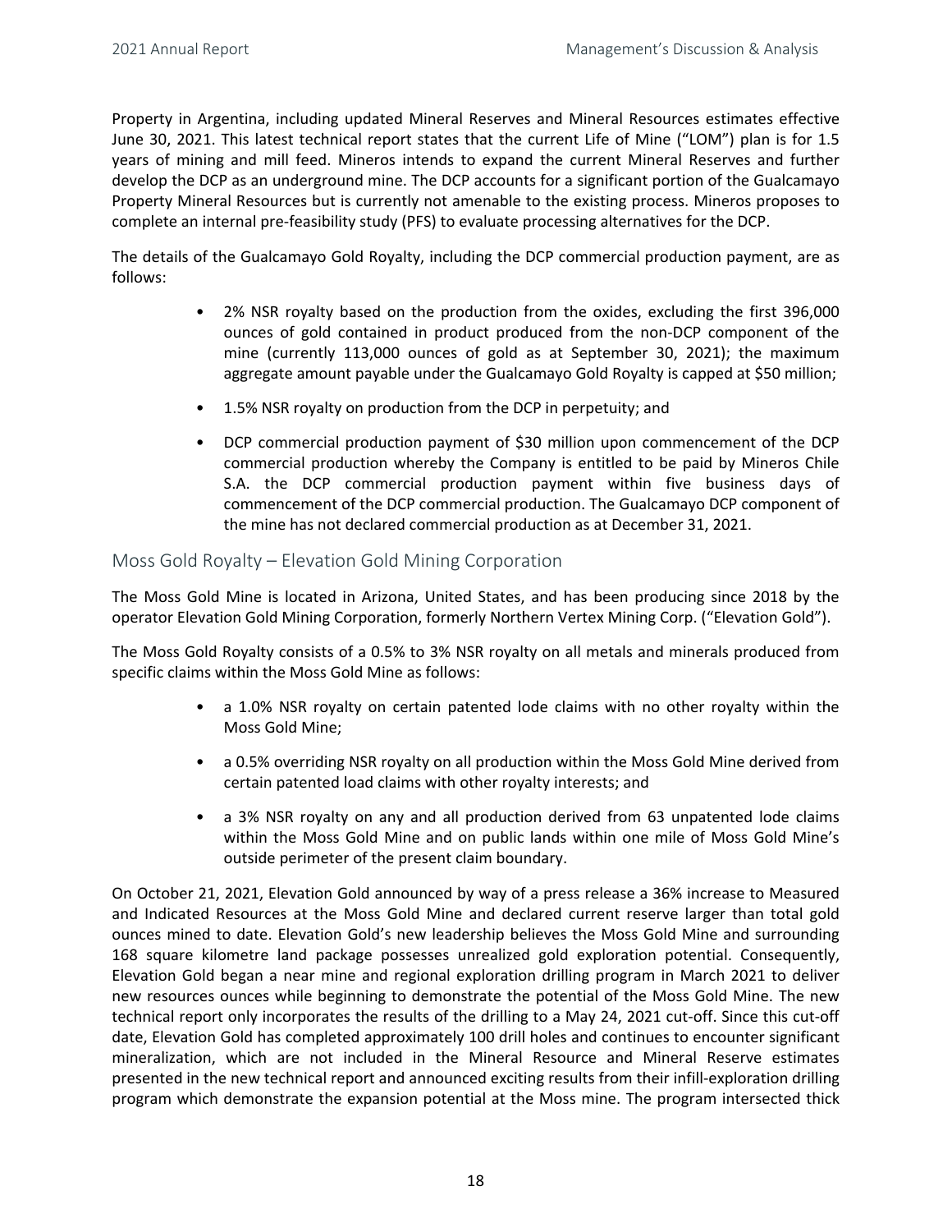Property in Argentina, including updated Mineral Reserves and Mineral Resources estimates effective June 30, 2021. This latest technical report states that the current Life of Mine ("LOM") plan is for 1.5 years of mining and mill feed. Mineros intends to expand the current Mineral Reserves and further develop the DCP as an underground mine. The DCP accounts for a significant portion of the Gualcamayo Property Mineral Resources but is currently not amenable to the existing process. Mineros proposes to complete an internal pre-feasibility study (PFS) to evaluate processing alternatives for the DCP.

The details of the Gualcamayo Gold Royalty, including the DCP commercial production payment, are as follows:

- 2% NSR royalty based on the production from the oxides, excluding the first 396,000 ounces of gold contained in product produced from the non-DCP component of the mine (currently 113,000 ounces of gold as at September 30, 2021); the maximum aggregate amount payable under the Gualcamayo Gold Royalty is capped at $50 million;
- 1.5% NSR royalty on production from the DCP in perpetuity; and
- DCP commercial production payment of $30 million upon commencement of the DCP commercial production whereby the Company is entitled to be paid by Mineros Chile S.A. the DCP commercial production payment within five business days of commencement of the DCP commercial production. The Gualcamayo DCP component of the mine has not declared commercial production as at December 31, 2021.

## Moss Gold Royalty – Elevation Gold Mining Corporation

The Moss Gold Mine is located in Arizona, United States, and has been producing since 2018 by the operator Elevation Gold Mining Corporation, formerly Northern Vertex Mining Corp. ("Elevation Gold").

The Moss Gold Royalty consists of a 0.5% to 3% NSR royalty on all metals and minerals produced from specific claims within the Moss Gold Mine as follows:

- a 1.0% NSR royalty on certain patented lode claims with no other royalty within the Moss Gold Mine;
- a 0.5% overriding NSR royalty on all production within the Moss Gold Mine derived from certain patented load claims with other royalty interests; and
- a 3% NSR royalty on any and all production derived from 63 unpatented lode claims within the Moss Gold Mine and on public lands within one mile of Moss Gold Mine's outside perimeter of the present claim boundary.

On October 21, 2021, Elevation Gold announced by way of a press release a 36% increase to Measured and Indicated Resources at the Moss Gold Mine and declared current reserve larger than total gold ounces mined to date. Elevation Gold's new leadership believes the Moss Gold Mine and surrounding 168 square kilometre land package possesses unrealized gold exploration potential. Consequently, Elevation Gold began a near mine and regional exploration drilling program in March 2021 to deliver new resources ounces while beginning to demonstrate the potential of the Moss Gold Mine. The new technical report only incorporates the results of the drilling to a May 24, 2021 cut-off. Since this cut-off date, Elevation Gold has completed approximately 100 drill holes and continues to encounter significant mineralization, which are not included in the Mineral Resource and Mineral Reserve estimates presented in the new technical report and announced exciting results from their infill-exploration drilling program which demonstrate the expansion potential at the Moss mine. The program intersected thick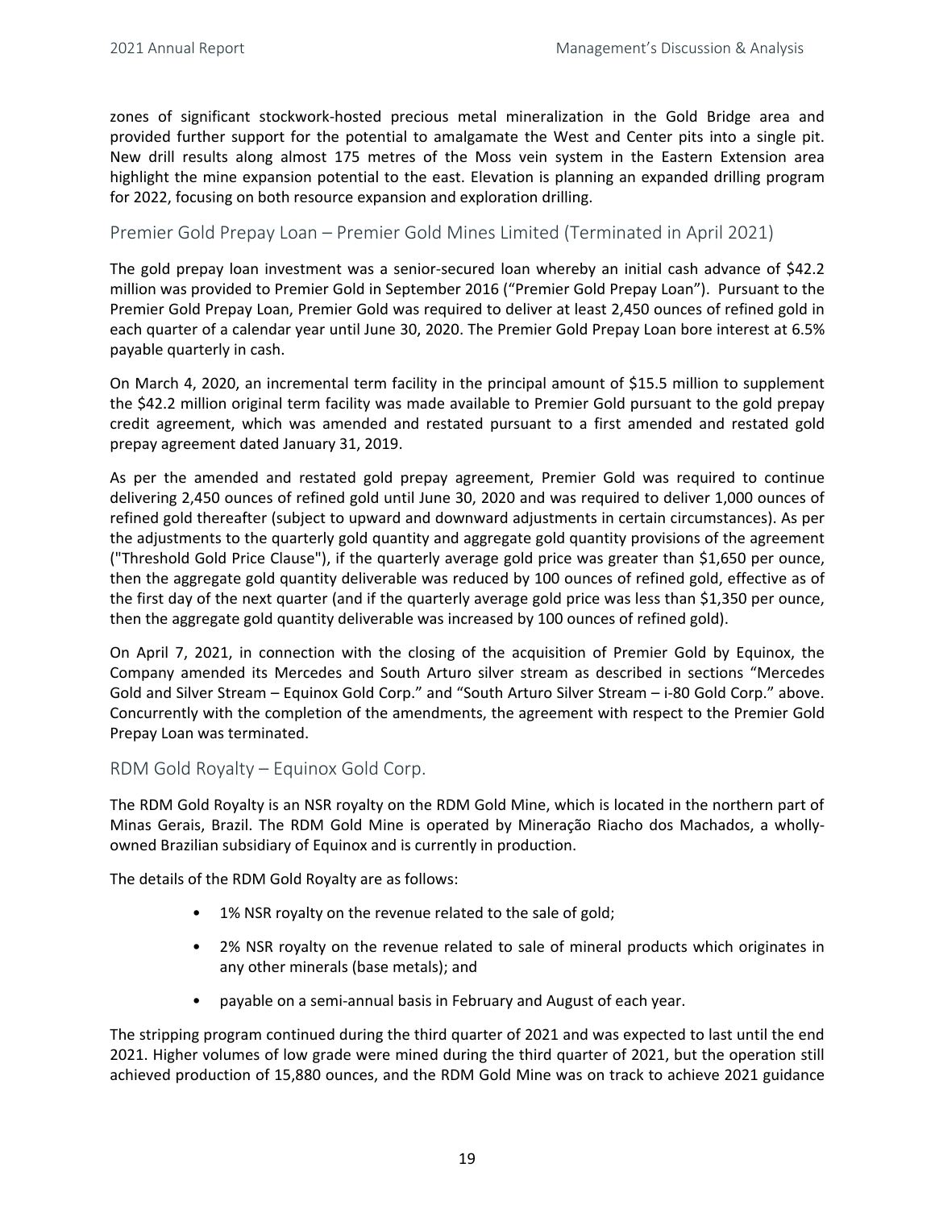zones of significant stockwork-hosted precious metal mineralization in the Gold Bridge area and provided further support for the potential to amalgamate the West and Center pits into a single pit. New drill results along almost 175 metres of the Moss vein system in the Eastern Extension area highlight the mine expansion potential to the east. Elevation is planning an expanded drilling program for 2022, focusing on both resource expansion and exploration drilling.

## Premier Gold Prepay Loan – Premier Gold Mines Limited (Terminated in April 2021)

The gold prepay loan investment was a senior-secured loan whereby an initial cash advance of $42.2 million was provided to Premier Gold in September 2016 ("Premier Gold Prepay Loan"). Pursuant to the Premier Gold Prepay Loan, Premier Gold was required to deliver at least 2,450 ounces of refined gold in each quarter of a calendar year until June 30, 2020. The Premier Gold Prepay Loan bore interest at 6.5% payable quarterly in cash.

On March 4, 2020, an incremental term facility in the principal amount of $15.5 million to supplement the $42.2 million original term facility was made available to Premier Gold pursuant to the gold prepay credit agreement, which was amended and restated pursuant to a first amended and restated gold prepay agreement dated January 31, 2019.

As per the amended and restated gold prepay agreement, Premier Gold was required to continue delivering 2,450 ounces of refined gold until June 30, 2020 and was required to deliver 1,000 ounces of refined gold thereafter (subject to upward and downward adjustments in certain circumstances). As per the adjustments to the quarterly gold quantity and aggregate gold quantity provisions of the agreement ("Threshold Gold Price Clause"), if the quarterly average gold price was greater than $1,650 per ounce, then the aggregate gold quantity deliverable was reduced by 100 ounces of refined gold, effective as of the first day of the next quarter (and if the quarterly average gold price was less than $1,350 per ounce, then the aggregate gold quantity deliverable was increased by 100 ounces of refined gold).

On April 7, 2021, in connection with the closing of the acquisition of Premier Gold by Equinox, the Company amended its Mercedes and South Arturo silver stream as described in sections "Mercedes Gold and Silver Stream – Equinox Gold Corp." and "South Arturo Silver Stream – i-80 Gold Corp." above. Concurrently with the completion of the amendments, the agreement with respect to the Premier Gold Prepay Loan was terminated.

## RDM Gold Royalty – Equinox Gold Corp.

The RDM Gold Royalty is an NSR royalty on the RDM Gold Mine, which is located in the northern part of Minas Gerais, Brazil. The RDM Gold Mine is operated by Mineração Riacho dos Machados, a wholly-owned Brazilian subsidiary of Equinox and is currently in production.

The details of the RDM Gold Royalty are as follows:

- 1% NSR royalty on the revenue related to the sale of gold;
- 2% NSR royalty on the revenue related to sale of mineral products which originates in any other minerals (base metals); and
- payable on a semi-annual basis in February and August of each year.

The stripping program continued during the third quarter of 2021 and was expected to last until the end 2021. Higher volumes of low grade were mined during the third quarter of 2021, but the operation still achieved production of 15,880 ounces, and the RDM Gold Mine was on track to achieve 2021 guidance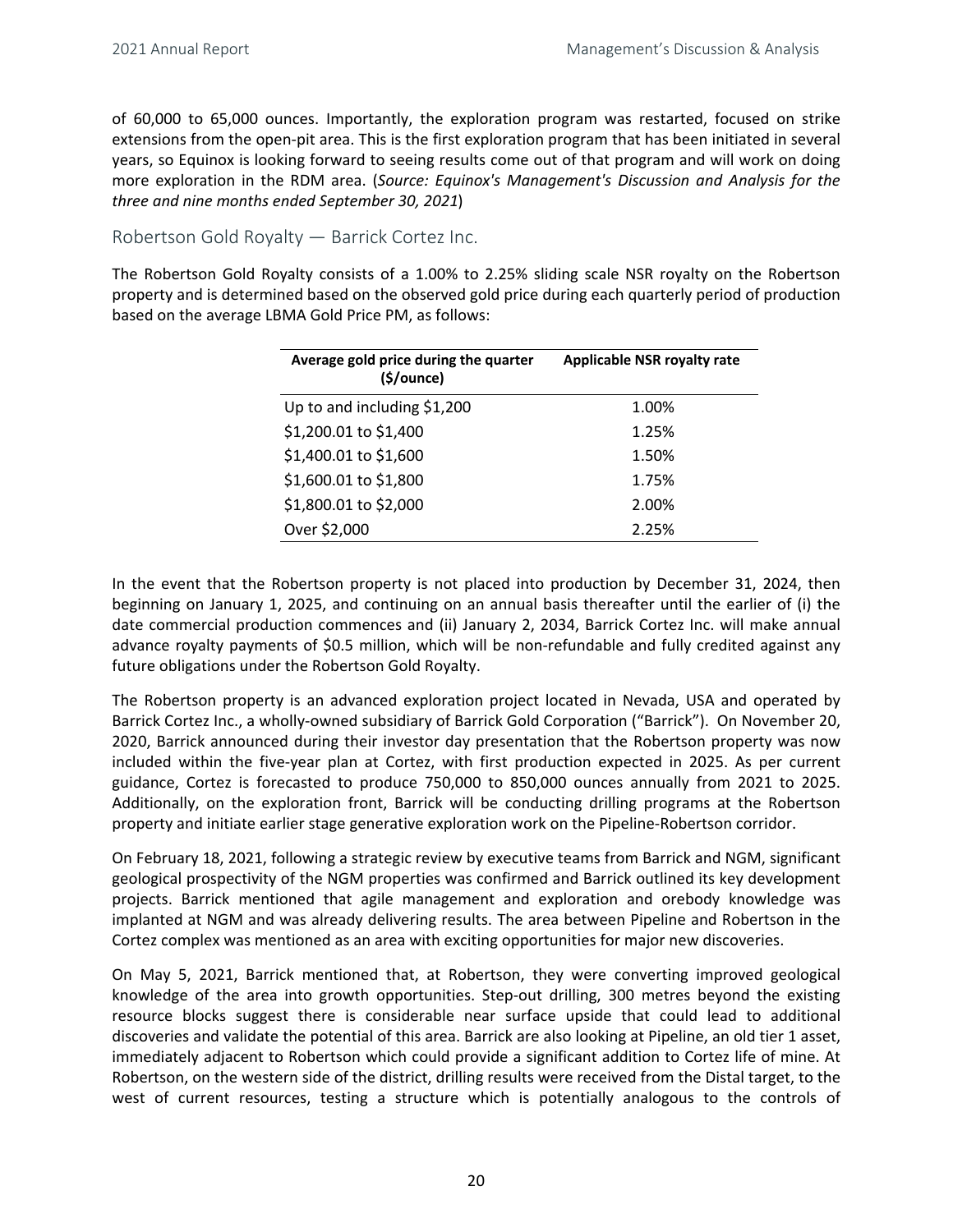of 60,000 to 65,000 ounces. Importantly, the exploration program was restarted, focused on strike extensions from the open-pit area. This is the first exploration program that has been initiated in several years, so Equinox is looking forward to seeing results come out of that program and will work on doing more exploration in the RDM area. (*Source: Equinox's Management's Discussion and Analysis for the three and nine months ended September 30, 2021*)

## Robertson Gold Royalty — Barrick Cortez Inc.

The Robertson Gold Royalty consists of a 1.00% to 2.25% sliding scale NSR royalty on the Robertson property and is determined based on the observed gold price during each quarterly period of production based on the average LBMA Gold Price PM, as follows:

| Average gold price during the quarter ($/ounce) | Applicable NSR royalty rate |
|---|---|
| Up to and including $1,200 | 1.00% |
| $1,200.01 to $1,400 | 1.25% |
| $1,400.01 to $1,600 | 1.50% |
| $1,600.01 to $1,800 | 1.75% |
| $1,800.01 to $2,000 | 2.00% |
| Over $2,000 | 2.25% |

In the event that the Robertson property is not placed into production by December 31, 2024, then beginning on January 1, 2025, and continuing on an annual basis thereafter until the earlier of (i) the date commercial production commences and (ii) January 2, 2034, Barrick Cortez Inc. will make annual advance royalty payments of $0.5 million, which will be non-refundable and fully credited against any future obligations under the Robertson Gold Royalty.

The Robertson property is an advanced exploration project located in Nevada, USA and operated by Barrick Cortez Inc., a wholly-owned subsidiary of Barrick Gold Corporation ("Barrick"). On November 20, 2020, Barrick announced during their investor day presentation that the Robertson property was now included within the five-year plan at Cortez, with first production expected in 2025. As per current guidance, Cortez is forecasted to produce 750,000 to 850,000 ounces annually from 2021 to 2025. Additionally, on the exploration front, Barrick will be conducting drilling programs at the Robertson property and initiate earlier stage generative exploration work on the Pipeline-Robertson corridor.

On February 18, 2021, following a strategic review by executive teams from Barrick and NGM, significant geological prospectivity of the NGM properties was confirmed and Barrick outlined its key development projects. Barrick mentioned that agile management and exploration and orebody knowledge was implanted at NGM and was already delivering results. The area between Pipeline and Robertson in the Cortez complex was mentioned as an area with exciting opportunities for major new discoveries.

On May 5, 2021, Barrick mentioned that, at Robertson, they were converting improved geological knowledge of the area into growth opportunities. Step-out drilling, 300 metres beyond the existing resource blocks suggest there is considerable near surface upside that could lead to additional discoveries and validate the potential of this area. Barrick are also looking at Pipeline, an old tier 1 asset, immediately adjacent to Robertson which could provide a significant addition to Cortez life of mine. At Robertson, on the western side of the district, drilling results were received from the Distal target, to the west of current resources, testing a structure which is potentially analogous to the controls of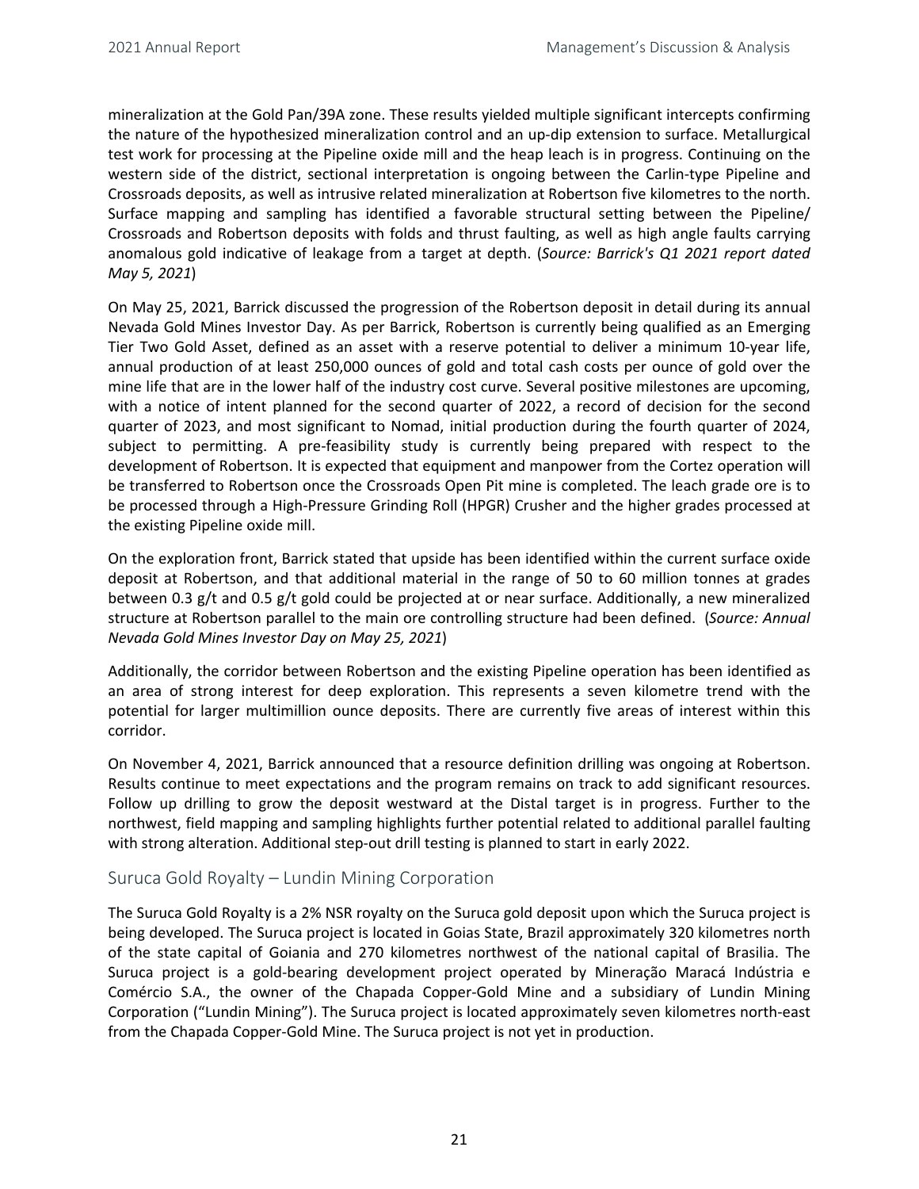mineralization at the Gold Pan/39A zone. These results yielded multiple significant intercepts confirming the nature of the hypothesized mineralization control and an up-dip extension to surface. Metallurgical test work for processing at the Pipeline oxide mill and the heap leach is in progress. Continuing on the western side of the district, sectional interpretation is ongoing between the Carlin-type Pipeline and Crossroads deposits, as well as intrusive related mineralization at Robertson five kilometres to the north. Surface mapping and sampling has identified a favorable structural setting between the Pipeline/Crossroads and Robertson deposits with folds and thrust faulting, as well as high angle faults carrying anomalous gold indicative of leakage from a target at depth. (*Source: Barrick's Q1 2021 report dated May 5, 2021*)

On May 25, 2021, Barrick discussed the progression of the Robertson deposit in detail during its annual Nevada Gold Mines Investor Day. As per Barrick, Robertson is currently being qualified as an Emerging Tier Two Gold Asset, defined as an asset with a reserve potential to deliver a minimum 10-year life, annual production of at least 250,000 ounces of gold and total cash costs per ounce of gold over the mine life that are in the lower half of the industry cost curve. Several positive milestones are upcoming, with a notice of intent planned for the second quarter of 2022, a record of decision for the second quarter of 2023, and most significant to Nomad, initial production during the fourth quarter of 2024, subject to permitting. A pre-feasibility study is currently being prepared with respect to the development of Robertson. It is expected that equipment and manpower from the Cortez operation will be transferred to Robertson once the Crossroads Open Pit mine is completed. The leach grade ore is to be processed through a High-Pressure Grinding Roll (HPGR) Crusher and the higher grades processed at the existing Pipeline oxide mill.

On the exploration front, Barrick stated that upside has been identified within the current surface oxide deposit at Robertson, and that additional material in the range of 50 to 60 million tonnes at grades between 0.3 g/t and 0.5 g/t gold could be projected at or near surface. Additionally, a new mineralized structure at Robertson parallel to the main ore controlling structure had been defined. (*Source: Annual Nevada Gold Mines Investor Day on May 25, 2021*)

Additionally, the corridor between Robertson and the existing Pipeline operation has been identified as an area of strong interest for deep exploration. This represents a seven kilometre trend with the potential for larger multimillion ounce deposits. There are currently five areas of interest within this corridor.

On November 4, 2021, Barrick announced that a resource definition drilling was ongoing at Robertson. Results continue to meet expectations and the program remains on track to add significant resources. Follow up drilling to grow the deposit westward at the Distal target is in progress. Further to the northwest, field mapping and sampling highlights further potential related to additional parallel faulting with strong alteration. Additional step-out drill testing is planned to start in early 2022.

## Suruca Gold Royalty – Lundin Mining Corporation

The Suruca Gold Royalty is a 2% NSR royalty on the Suruca gold deposit upon which the Suruca project is being developed. The Suruca project is located in Goias State, Brazil approximately 320 kilometres north of the state capital of Goiania and 270 kilometres northwest of the national capital of Brasilia. The Suruca project is a gold-bearing development project operated by Mineração Maracá Indústria e Comércio S.A., the owner of the Chapada Copper-Gold Mine and a subsidiary of Lundin Mining Corporation ("Lundin Mining"). The Suruca project is located approximately seven kilometres north-east from the Chapada Copper-Gold Mine. The Suruca project is not yet in production.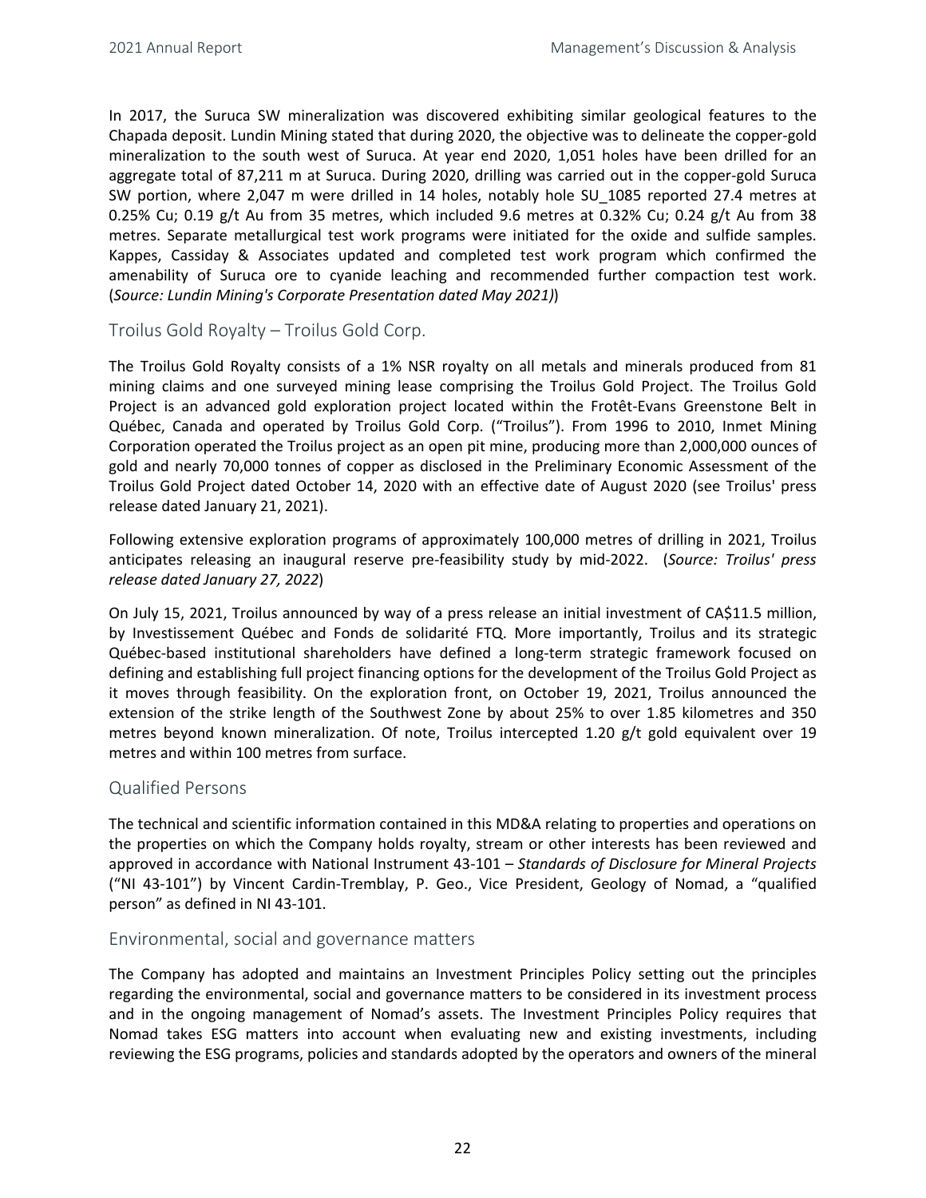In 2017, the Suruca SW mineralization was discovered exhibiting similar geological features to the Chapada deposit. Lundin Mining stated that during 2020, the objective was to delineate the copper-gold mineralization to the south west of Suruca. At year end 2020, 1,051 holes have been drilled for an aggregate total of 87,211 m at Suruca. During 2020, drilling was carried out in the copper-gold Suruca SW portion, where 2,047 m were drilled in 14 holes, notably hole SU_1085 reported 27.4 metres at 0.25% Cu; 0.19 g/t Au from 35 metres, which included 9.6 metres at 0.32% Cu; 0.24 g/t Au from 38 metres. Separate metallurgical test work programs were initiated for the oxide and sulfide samples. Kappes, Cassiday & Associates updated and completed test work program which confirmed the amenability of Suruca ore to cyanide leaching and recommended further compaction test work. (*Source: Lundin Mining's Corporate Presentation dated May 2021)*)

## Troilus Gold Royalty – Troilus Gold Corp.

The Troilus Gold Royalty consists of a 1% NSR royalty on all metals and minerals produced from 81 mining claims and one surveyed mining lease comprising the Troilus Gold Project. The Troilus Gold Project is an advanced gold exploration project located within the Frotêt-Evans Greenstone Belt in Québec, Canada and operated by Troilus Gold Corp. ("Troilus"). From 1996 to 2010, Inmet Mining Corporation operated the Troilus project as an open pit mine, producing more than 2,000,000 ounces of gold and nearly 70,000 tonnes of copper as disclosed in the Preliminary Economic Assessment of the Troilus Gold Project dated October 14, 2020 with an effective date of August 2020 (see Troilus' press release dated January 21, 2021).

Following extensive exploration programs of approximately 100,000 metres of drilling in 2021, Troilus anticipates releasing an inaugural reserve pre-feasibility study by mid-2022. (*Source: Troilus' press release dated January 27, 2022*)

On July 15, 2021, Troilus announced by way of a press release an initial investment of CA$11.5 million, by Investissement Québec and Fonds de solidarité FTQ. More importantly, Troilus and its strategic Québec-based institutional shareholders have defined a long-term strategic framework focused on defining and establishing full project financing options for the development of the Troilus Gold Project as it moves through feasibility. On the exploration front, on October 19, 2021, Troilus announced the extension of the strike length of the Southwest Zone by about 25% to over 1.85 kilometres and 350 metres beyond known mineralization. Of note, Troilus intercepted 1.20 g/t gold equivalent over 19 metres and within 100 metres from surface.

## Qualified Persons

The technical and scientific information contained in this MD&A relating to properties and operations on the properties on which the Company holds royalty, stream or other interests has been reviewed and approved in accordance with National Instrument 43-101 – *Standards of Disclosure for Mineral Projects* ("NI 43-101") by Vincent Cardin-Tremblay, P. Geo., Vice President, Geology of Nomad, a "qualified person" as defined in NI 43-101.

## Environmental, social and governance matters

The Company has adopted and maintains an Investment Principles Policy setting out the principles regarding the environmental, social and governance matters to be considered in its investment process and in the ongoing management of Nomad's assets. The Investment Principles Policy requires that Nomad takes ESG matters into account when evaluating new and existing investments, including reviewing the ESG programs, policies and standards adopted by the operators and owners of the mineral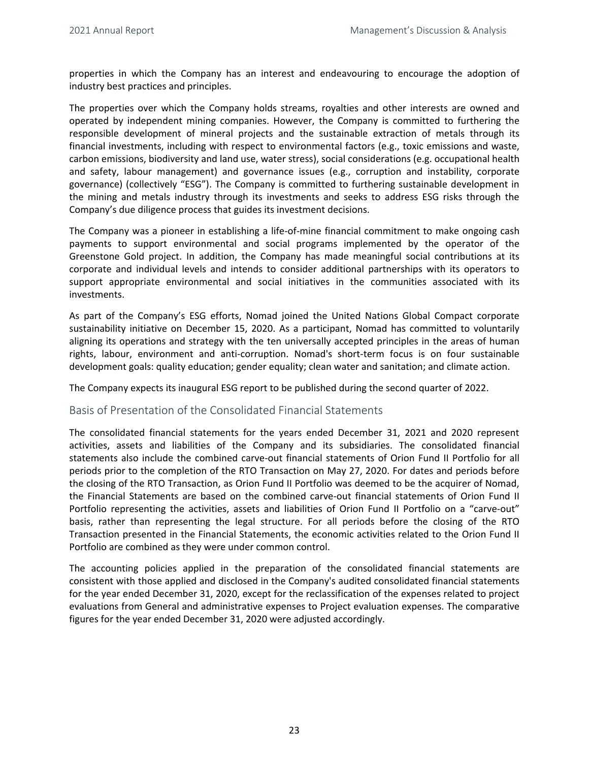properties in which the Company has an interest and endeavouring to encourage the adoption of industry best practices and principles.

The properties over which the Company holds streams, royalties and other interests are owned and operated by independent mining companies. However, the Company is committed to furthering the responsible development of mineral projects and the sustainable extraction of metals through its financial investments, including with respect to environmental factors (e.g., toxic emissions and waste, carbon emissions, biodiversity and land use, water stress), social considerations (e.g. occupational health and safety, labour management) and governance issues (e.g., corruption and instability, corporate governance) (collectively "ESG"). The Company is committed to furthering sustainable development in the mining and metals industry through its investments and seeks to address ESG risks through the Company's due diligence process that guides its investment decisions.

The Company was a pioneer in establishing a life-of-mine financial commitment to make ongoing cash payments to support environmental and social programs implemented by the operator of the Greenstone Gold project. In addition, the Company has made meaningful social contributions at its corporate and individual levels and intends to consider additional partnerships with its operators to support appropriate environmental and social initiatives in the communities associated with its investments.

As part of the Company's ESG efforts, Nomad joined the United Nations Global Compact corporate sustainability initiative on December 15, 2020. As a participant, Nomad has committed to voluntarily aligning its operations and strategy with the ten universally accepted principles in the areas of human rights, labour, environment and anti-corruption. Nomad's short-term focus is on four sustainable development goals: quality education; gender equality; clean water and sanitation; and climate action.

The Company expects its inaugural ESG report to be published during the second quarter of 2022.

## Basis of Presentation of the Consolidated Financial Statements

The consolidated financial statements for the years ended December 31, 2021 and 2020 represent activities, assets and liabilities of the Company and its subsidiaries. The consolidated financial statements also include the combined carve-out financial statements of Orion Fund II Portfolio for all periods prior to the completion of the RTO Transaction on May 27, 2020. For dates and periods before the closing of the RTO Transaction, as Orion Fund II Portfolio was deemed to be the acquirer of Nomad, the Financial Statements are based on the combined carve-out financial statements of Orion Fund II Portfolio representing the activities, assets and liabilities of Orion Fund II Portfolio on a "carve-out" basis, rather than representing the legal structure. For all periods before the closing of the RTO Transaction presented in the Financial Statements, the economic activities related to the Orion Fund II Portfolio are combined as they were under common control.

The accounting policies applied in the preparation of the consolidated financial statements are consistent with those applied and disclosed in the Company's audited consolidated financial statements for the year ended December 31, 2020, except for the reclassification of the expenses related to project evaluations from General and administrative expenses to Project evaluation expenses. The comparative figures for the year ended December 31, 2020 were adjusted accordingly.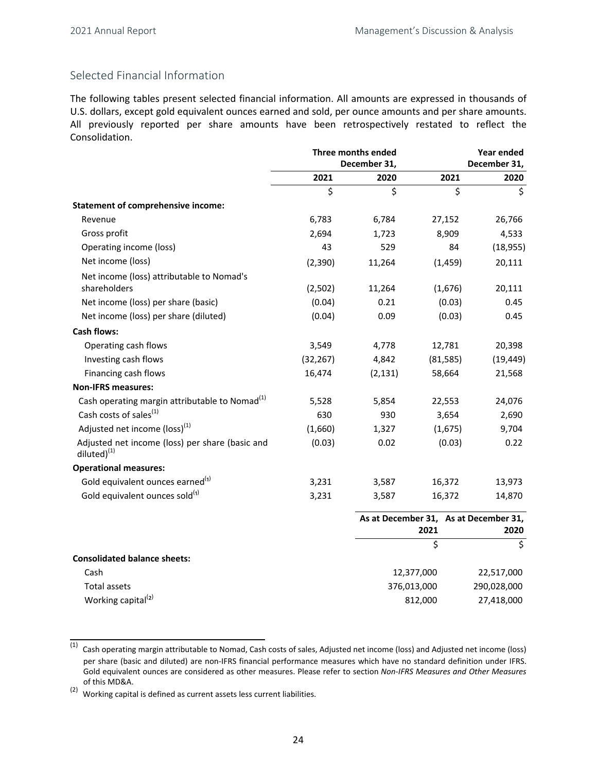## Selected Financial Information

The following tables present selected financial information. All amounts are expressed in thousands of U.S. dollars, except gold equivalent ounces earned and sold, per ounce amounts and per share amounts. All previously reported per share amounts have been retrospectively restated to reflect the Consolidation.

| | Three months ended December 31, | | Year ended December 31, | |
|---|---|---|---|---|
| | 2021 | 2020 | 2021 | 2020 |
| | $ | $ | $ | $ |
| **Statement of comprehensive income:** | | | | |
| Revenue | 6,783 | 6,784 | 27,152 | 26,766 |
| Gross profit | 2,694 | 1,723 | 8,909 | 4,533 |
| Operating income (loss) | 43 | 529 | 84 | (18,955) |
| Net income (loss) | (2,390) | 11,264 | (1,459) | 20,111 |
| Net income (loss) attributable to Nomad's shareholders | (2,502) | 11,264 | (1,676) | 20,111 |
| Net income (loss) per share (basic) | (0.04) | 0.21 | (0.03) | 0.45 |
| Net income (loss) per share (diluted) | (0.04) | 0.09 | (0.03) | 0.45 |
| **Cash flows:** | | | | |
| Operating cash flows | 3,549 | 4,778 | 12,781 | 20,398 |
| Investing cash flows | (32,267) | 4,842 | (81,585) | (19,449) |
| Financing cash flows | 16,474 | (2,131) | 58,664 | 21,568 |
| **Non-IFRS measures:** | | | | |
| Cash operating margin attributable to Nomad[(1)] | 5,528 | 5,854 | 22,553 | 24,076 |
| Cash costs of sales[(1)] | 630 | 930 | 3,654 | 2,690 |
| Adjusted net income (loss)[(1)] | (1,660) | 1,327 | (1,675) | 9,704 |
| Adjusted net income (loss) per share (basic and diluted)[(1)] | (0.03) | 0.02 | (0.03) | 0.22 |
| **Operational measures:** | | | | |
| Gold equivalent ounces earned[(1)] | 3,231 | 3,587 | 16,372 | 13,973 |
| Gold equivalent ounces sold[(1)] | 3,231 | 3,587 | 16,372 | 14,870 |

| | As at December 31, 2021 | As at December 31, 2020 |
|---|---|---|
| | $ | $ |
| **Consolidated balance sheets:** | | |
| Cash | 12,377,000 | 22,517,000 |
| Total assets | 376,013,000 | 290,028,000 |
| Working capital[(2)] | 812,000 | 27,418,000 |

(1) Cash operating margin attributable to Nomad, Cash costs of sales, Adjusted net income (loss) and Adjusted net income (loss) per share (basic and diluted) are non-IFRS financial performance measures which have no standard definition under IFRS. Gold equivalent ounces are considered as other measures. Please refer to section *Non-IFRS Measures and Other Measures* of this MD&A.

(2) Working capital is defined as current assets less current liabilities.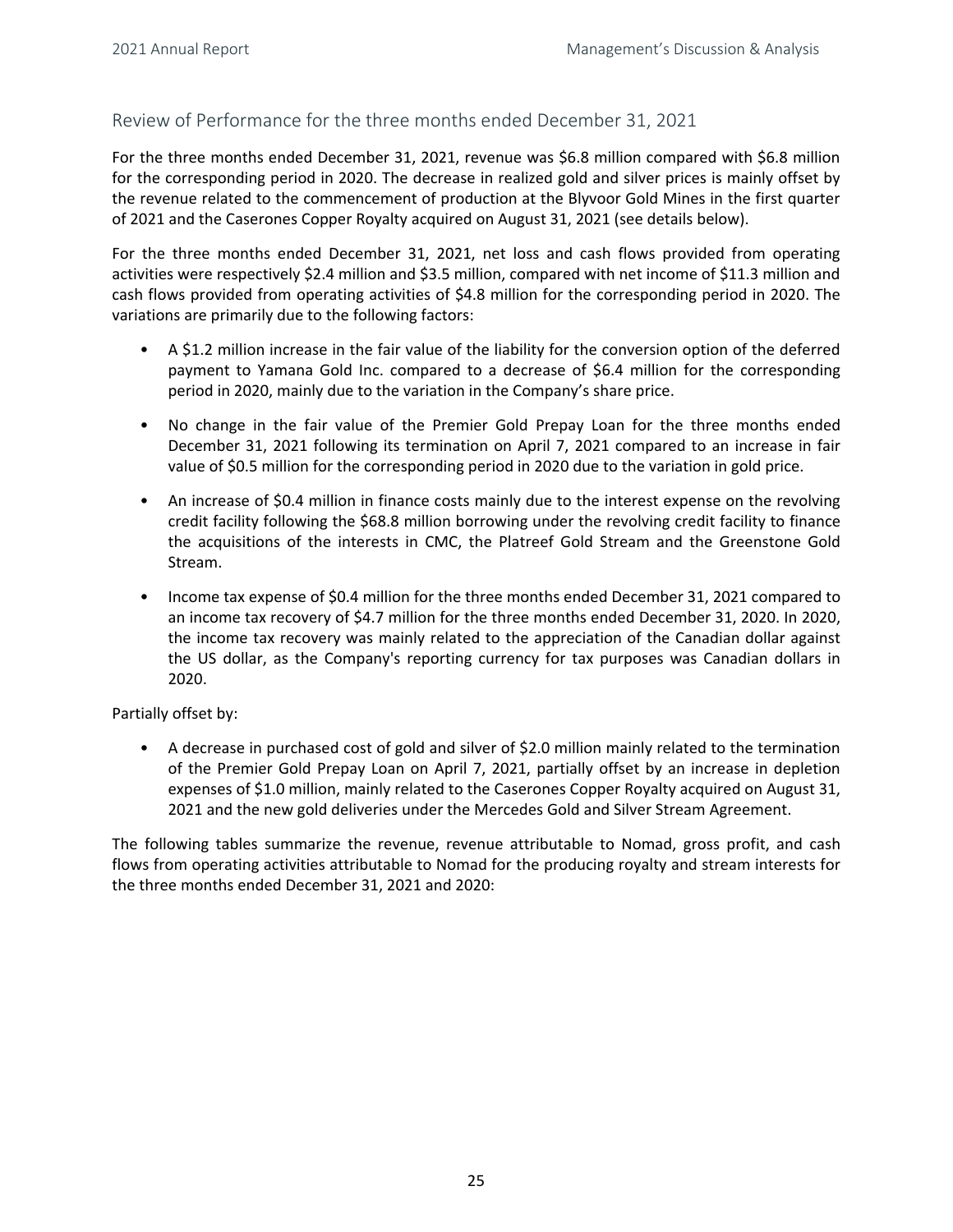## Review of Performance for the three months ended December 31, 2021

For the three months ended December 31, 2021, revenue was $6.8 million compared with $6.8 million for the corresponding period in 2020. The decrease in realized gold and silver prices is mainly offset by the revenue related to the commencement of production at the Blyvoor Gold Mines in the first quarter of 2021 and the Caserones Copper Royalty acquired on August 31, 2021 (see details below).

For the three months ended December 31, 2021, net loss and cash flows provided from operating activities were respectively $2.4 million and $3.5 million, compared with net income of $11.3 million and cash flows provided from operating activities of $4.8 million for the corresponding period in 2020. The variations are primarily due to the following factors:

- A $1.2 million increase in the fair value of the liability for the conversion option of the deferred payment to Yamana Gold Inc. compared to a decrease of $6.4 million for the corresponding period in 2020, mainly due to the variation in the Company's share price.
- No change in the fair value of the Premier Gold Prepay Loan for the three months ended December 31, 2021 following its termination on April 7, 2021 compared to an increase in fair value of $0.5 million for the corresponding period in 2020 due to the variation in gold price.
- An increase of $0.4 million in finance costs mainly due to the interest expense on the revolving credit facility following the $68.8 million borrowing under the revolving credit facility to finance the acquisitions of the interests in CMC, the Platreef Gold Stream and the Greenstone Gold Stream.
- Income tax expense of $0.4 million for the three months ended December 31, 2021 compared to an income tax recovery of $4.7 million for the three months ended December 31, 2020. In 2020, the income tax recovery was mainly related to the appreciation of the Canadian dollar against the US dollar, as the Company's reporting currency for tax purposes was Canadian dollars in 2020.

Partially offset by:

- A decrease in purchased cost of gold and silver of $2.0 million mainly related to the termination of the Premier Gold Prepay Loan on April 7, 2021, partially offset by an increase in depletion expenses of $1.0 million, mainly related to the Caserones Copper Royalty acquired on August 31, 2021 and the new gold deliveries under the Mercedes Gold and Silver Stream Agreement.

The following tables summarize the revenue, revenue attributable to Nomad, gross profit, and cash flows from operating activities attributable to Nomad for the producing royalty and stream interests for the three months ended December 31, 2021 and 2020: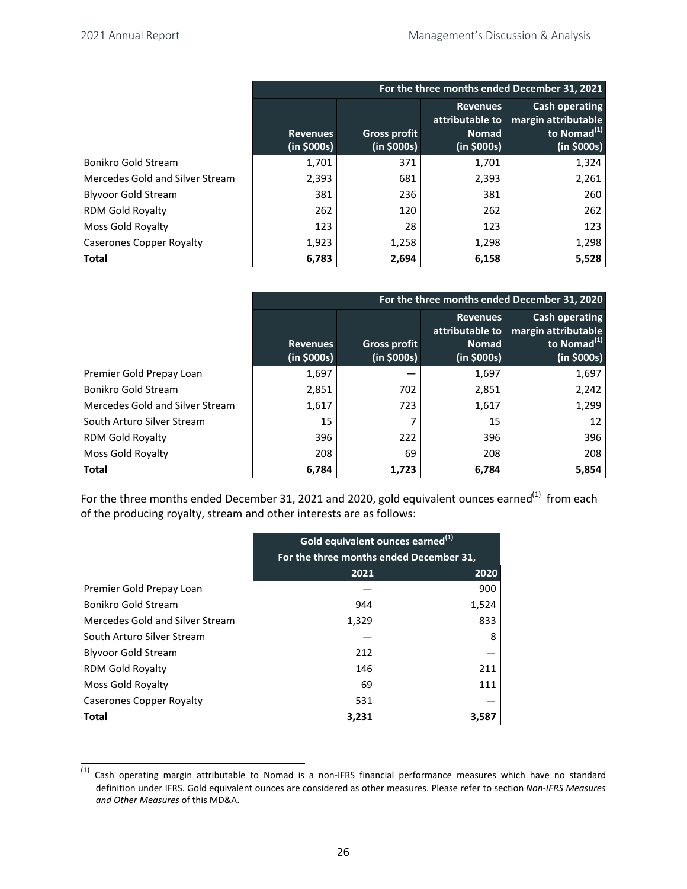| | For the three months ended December 31, 2021 | | | |
|---|---|---|---|---|
| | Revenues (in $000s) | Gross profit (in $000s) | Revenues attributable to Nomad (in $000s) | Cash operating margin attributable to Nomad[(1)] (in $000s) |
| Bonikro Gold Stream | 1,701 | 371 | 1,701 | 1,324 |
| Mercedes Gold and Silver Stream | 2,393 | 681 | 2,393 | 2,261 |
| Blyvoor Gold Stream | 381 | 236 | 381 | 260 |
| RDM Gold Royalty | 262 | 120 | 262 | 262 |
| Moss Gold Royalty | 123 | 28 | 123 | 123 |
| Caserones Copper Royalty | 1,923 | 1,258 | 1,298 | 1,298 |
| **Total** | **6,783** | **2,694** | **6,158** | **5,528** |

| | For the three months ended December 31, 2020 | | | |
|---|---|---|---|---|
| | Revenues (in $000s) | Gross profit (in $000s) | Revenues attributable to Nomad (in $000s) | Cash operating margin attributable to Nomad[(1)] (in $000s) |
| Premier Gold Prepay Loan | 1,697 | — | 1,697 | 1,697 |
| Bonikro Gold Stream | 2,851 | 702 | 2,851 | 2,242 |
| Mercedes Gold and Silver Stream | 1,617 | 723 | 1,617 | 1,299 |
| South Arturo Silver Stream | 15 | 7 | 15 | 12 |
| RDM Gold Royalty | 396 | 222 | 396 | 396 |
| Moss Gold Royalty | 208 | 69 | 208 | 208 |
| **Total** | **6,784** | **1,723** | **6,784** | **5,854** |

For the three months ended December 31, 2021 and 2020, gold equivalent ounces earned[(1)] from each of the producing royalty, stream and other interests are as follows:

| | Gold equivalent ounces earned[(1)] For the three months ended December 31, | |
|---|---|---|
| | 2021 | 2020 |
| Premier Gold Prepay Loan | — | 900 |
| Bonikro Gold Stream | 944 | 1,524 |
| Mercedes Gold and Silver Stream | 1,329 | 833 |
| South Arturo Silver Stream | — | 8 |
| Blyvoor Gold Stream | 212 | — |
| RDM Gold Royalty | 146 | 211 |
| Moss Gold Royalty | 69 | 111 |
| Caserones Copper Royalty | 531 | — |
| **Total** | **3,231** | **3,587** |

---

(1) Cash operating margin attributable to Nomad is a non-IFRS financial performance measures which have no standard definition under IFRS. Gold equivalent ounces are considered as other measures. Please refer to section *Non-IFRS Measures and Other Measures* of this MD&A.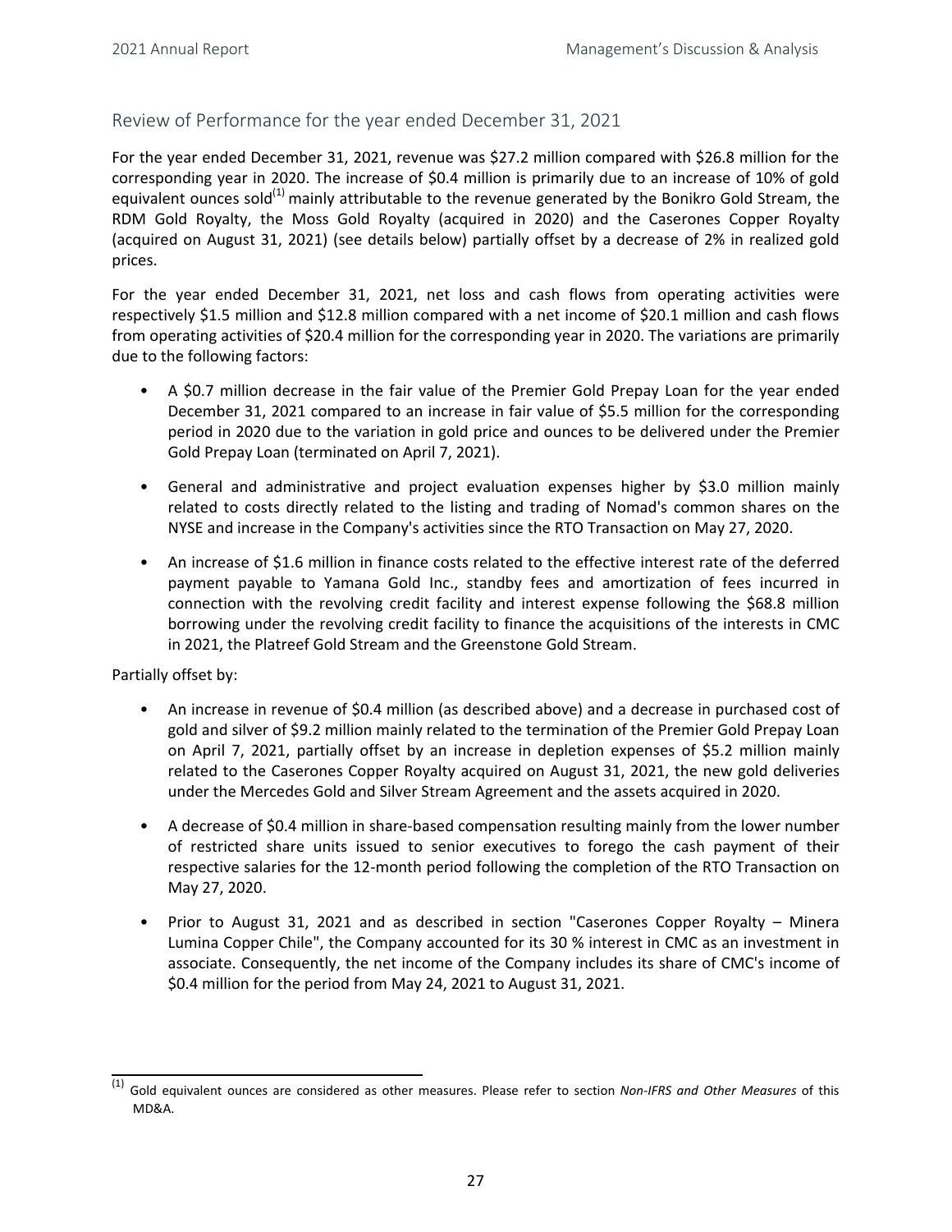## Review of Performance for the year ended December 31, 2021

For the year ended December 31, 2021, revenue was $27.2 million compared with $26.8 million for the corresponding year in 2020. The increase of $0.4 million is primarily due to an increase of 10% of gold equivalent ounces sold[1] mainly attributable to the revenue generated by the Bonikro Gold Stream, the RDM Gold Royalty, the Moss Gold Royalty (acquired in 2020) and the Caserones Copper Royalty (acquired on August 31, 2021) (see details below) partially offset by a decrease of 2% in realized gold prices.

For the year ended December 31, 2021, net loss and cash flows from operating activities were respectively $1.5 million and $12.8 million compared with a net income of $20.1 million and cash flows from operating activities of $20.4 million for the corresponding year in 2020. The variations are primarily due to the following factors:

- A $0.7 million decrease in the fair value of the Premier Gold Prepay Loan for the year ended December 31, 2021 compared to an increase in fair value of $5.5 million for the corresponding period in 2020 due to the variation in gold price and ounces to be delivered under the Premier Gold Prepay Loan (terminated on April 7, 2021).
- General and administrative and project evaluation expenses higher by $3.0 million mainly related to costs directly related to the listing and trading of Nomad's common shares on the NYSE and increase in the Company's activities since the RTO Transaction on May 27, 2020.
- An increase of $1.6 million in finance costs related to the effective interest rate of the deferred payment payable to Yamana Gold Inc., standby fees and amortization of fees incurred in connection with the revolving credit facility and interest expense following the $68.8 million borrowing under the revolving credit facility to finance the acquisitions of the interests in CMC in 2021, the Platreef Gold Stream and the Greenstone Gold Stream.

Partially offset by:

- An increase in revenue of $0.4 million (as described above) and a decrease in purchased cost of gold and silver of $9.2 million mainly related to the termination of the Premier Gold Prepay Loan on April 7, 2021, partially offset by an increase in depletion expenses of $5.2 million mainly related to the Caserones Copper Royalty acquired on August 31, 2021, the new gold deliveries under the Mercedes Gold and Silver Stream Agreement and the assets acquired in 2020.
- A decrease of $0.4 million in share-based compensation resulting mainly from the lower number of restricted share units issued to senior executives to forego the cash payment of their respective salaries for the 12-month period following the completion of the RTO Transaction on May 27, 2020.
- Prior to August 31, 2021 and as described in section "Caserones Copper Royalty – Minera Lumina Copper Chile", the Company accounted for its 30 % interest in CMC as an investment in associate. Consequently, the net income of the Company includes its share of CMC's income of $0.4 million for the period from May 24, 2021 to August 31, 2021.

---

[1] Gold equivalent ounces are considered as other measures. Please refer to section *Non-IFRS and Other Measures* of this MD&A.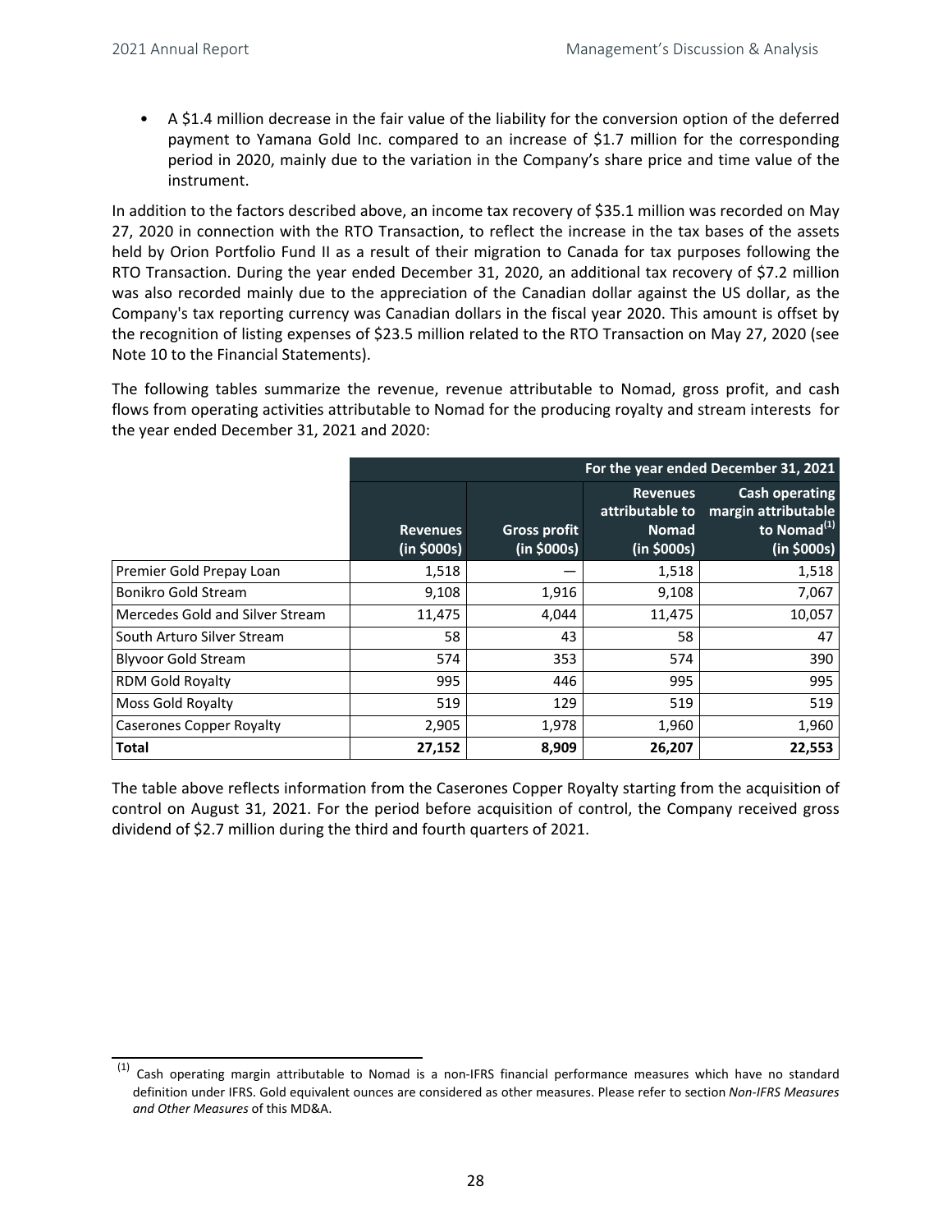- A $1.4 million decrease in the fair value of the liability for the conversion option of the deferred payment to Yamana Gold Inc. compared to an increase of $1.7 million for the corresponding period in 2020, mainly due to the variation in the Company's share price and time value of the instrument.

In addition to the factors described above, an income tax recovery of $35.1 million was recorded on May 27, 2020 in connection with the RTO Transaction, to reflect the increase in the tax bases of the assets held by Orion Portfolio Fund II as a result of their migration to Canada for tax purposes following the RTO Transaction. During the year ended December 31, 2020, an additional tax recovery of $7.2 million was also recorded mainly due to the appreciation of the Canadian dollar against the US dollar, as the Company's tax reporting currency was Canadian dollars in the fiscal year 2020. This amount is offset by the recognition of listing expenses of $23.5 million related to the RTO Transaction on May 27, 2020 (see Note 10 to the Financial Statements).

The following tables summarize the revenue, revenue attributable to Nomad, gross profit, and cash flows from operating activities attributable to Nomad for the producing royalty and stream interests for the year ended December 31, 2021 and 2020:

| | For the year ended December 31, 2021 | | | |
|---|---|---|---|---|
| | **Revenues (in $000s)** | **Gross profit (in $000s)** | **Revenues attributable to Nomad (in $000s)** | **Cash operating margin attributable to Nomad[(1)] (in $000s)** |
| Premier Gold Prepay Loan | 1,518 | — | 1,518 | 1,518 |
| Bonikro Gold Stream | 9,108 | 1,916 | 9,108 | 7,067 |
| Mercedes Gold and Silver Stream | 11,475 | 4,044 | 11,475 | 10,057 |
| South Arturo Silver Stream | 58 | 43 | 58 | 47 |
| Blyvoor Gold Stream | 574 | 353 | 574 | 390 |
| RDM Gold Royalty | 995 | 446 | 995 | 995 |
| Moss Gold Royalty | 519 | 129 | 519 | 519 |
| Caserones Copper Royalty | 2,905 | 1,978 | 1,960 | 1,960 |
| **Total** | **27,152** | **8,909** | **26,207** | **22,553** |

The table above reflects information from the Caserones Copper Royalty starting from the acquisition of control on August 31, 2021. For the period before acquisition of control, the Company received gross dividend of $2.7 million during the third and fourth quarters of 2021.

---

(1) Cash operating margin attributable to Nomad is a non-IFRS financial performance measures which have no standard definition under IFRS. Gold equivalent ounces are considered as other measures. Please refer to section *Non-IFRS Measures and Other Measures* of this MD&A.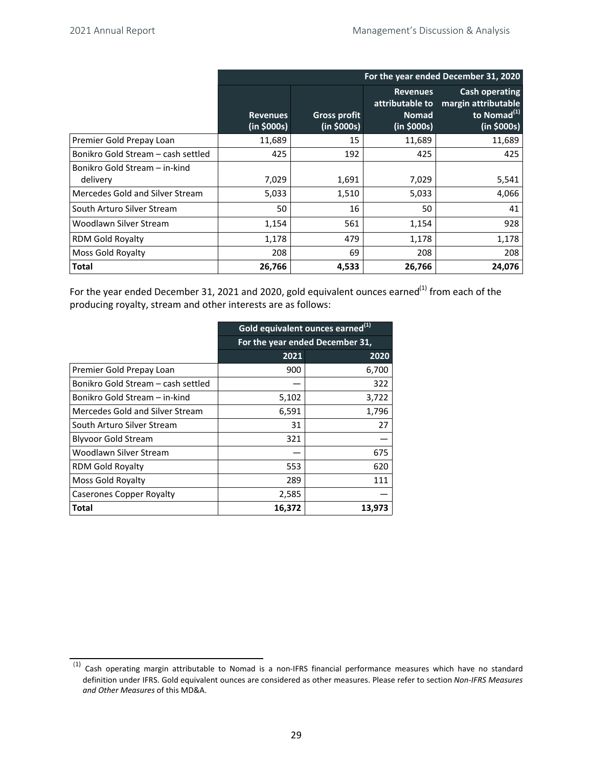| | For the year ended December 31, 2020 | | | |
|---|---|---|---|---|
| | Revenues (in $000s) | Gross profit (in $000s) | Revenues attributable to Nomad (in $000s) | Cash operating margin attributable to Nomad[(1)] (in $000s) |
| Premier Gold Prepay Loan | 11,689 | 15 | 11,689 | 11,689 |
| Bonikro Gold Stream – cash settled | 425 | 192 | 425 | 425 |
| Bonikro Gold Stream – in-kind delivery | 7,029 | 1,691 | 7,029 | 5,541 |
| Mercedes Gold and Silver Stream | 5,033 | 1,510 | 5,033 | 4,066 |
| South Arturo Silver Stream | 50 | 16 | 50 | 41 |
| Woodlawn Silver Stream | 1,154 | 561 | 1,154 | 928 |
| RDM Gold Royalty | 1,178 | 479 | 1,178 | 1,178 |
| Moss Gold Royalty | 208 | 69 | 208 | 208 |
| **Total** | **26,766** | **4,533** | **26,766** | **24,076** |

For the year ended December 31, 2021 and 2020, gold equivalent ounces earned[(1)] from each of the producing royalty, stream and other interests are as follows:

| | Gold equivalent ounces earned[(1)] | |
|---|---|---|
| | For the year ended December 31, | |
| | 2021 | 2020 |
| Premier Gold Prepay Loan | 900 | 6,700 |
| Bonikro Gold Stream – cash settled | — | 322 |
| Bonikro Gold Stream – in-kind | 5,102 | 3,722 |
| Mercedes Gold and Silver Stream | 6,591 | 1,796 |
| South Arturo Silver Stream | 31 | 27 |
| Blyvoor Gold Stream | 321 | — |
| Woodlawn Silver Stream | — | 675 |
| RDM Gold Royalty | 553 | 620 |
| Moss Gold Royalty | 289 | 111 |
| Caserones Copper Royalty | 2,585 | — |
| **Total** | **16,372** | **13,973** |

[(1)] Cash operating margin attributable to Nomad is a non-IFRS financial performance measures which have no standard definition under IFRS. Gold equivalent ounces are considered as other measures. Please refer to section *Non-IFRS Measures and Other Measures* of this MD&A.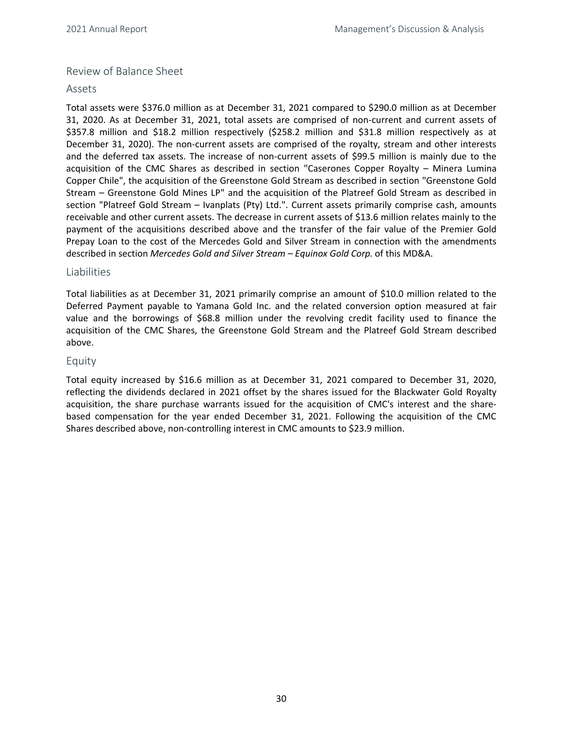## Review of Balance Sheet

### Assets

Total assets were $376.0 million as at December 31, 2021 compared to $290.0 million as at December 31, 2020. As at December 31, 2021, total assets are comprised of non-current and current assets of $357.8 million and $18.2 million respectively ($258.2 million and $31.8 million respectively as at December 31, 2020). The non-current assets are comprised of the royalty, stream and other interests and the deferred tax assets. The increase of non-current assets of $99.5 million is mainly due to the acquisition of the CMC Shares as described in section "Caserones Copper Royalty – Minera Lumina Copper Chile", the acquisition of the Greenstone Gold Stream as described in section "Greenstone Gold Stream – Greenstone Gold Mines LP" and the acquisition of the Platreef Gold Stream as described in section "Platreef Gold Stream – Ivanplats (Pty) Ltd.". Current assets primarily comprise cash, amounts receivable and other current assets. The decrease in current assets of $13.6 million relates mainly to the payment of the acquisitions described above and the transfer of the fair value of the Premier Gold Prepay Loan to the cost of the Mercedes Gold and Silver Stream in connection with the amendments described in section *Mercedes Gold and Silver Stream – Equinox Gold Corp.* of this MD&A.

### Liabilities

Total liabilities as at December 31, 2021 primarily comprise an amount of $10.0 million related to the Deferred Payment payable to Yamana Gold Inc. and the related conversion option measured at fair value and the borrowings of $68.8 million under the revolving credit facility used to finance the acquisition of the CMC Shares, the Greenstone Gold Stream and the Platreef Gold Stream described above.

### Equity

Total equity increased by $16.6 million as at December 31, 2021 compared to December 31, 2020, reflecting the dividends declared in 2021 offset by the shares issued for the Blackwater Gold Royalty acquisition, the share purchase warrants issued for the acquisition of CMC's interest and the share-based compensation for the year ended December 31, 2021. Following the acquisition of the CMC Shares described above, non-controlling interest in CMC amounts to $23.9 million.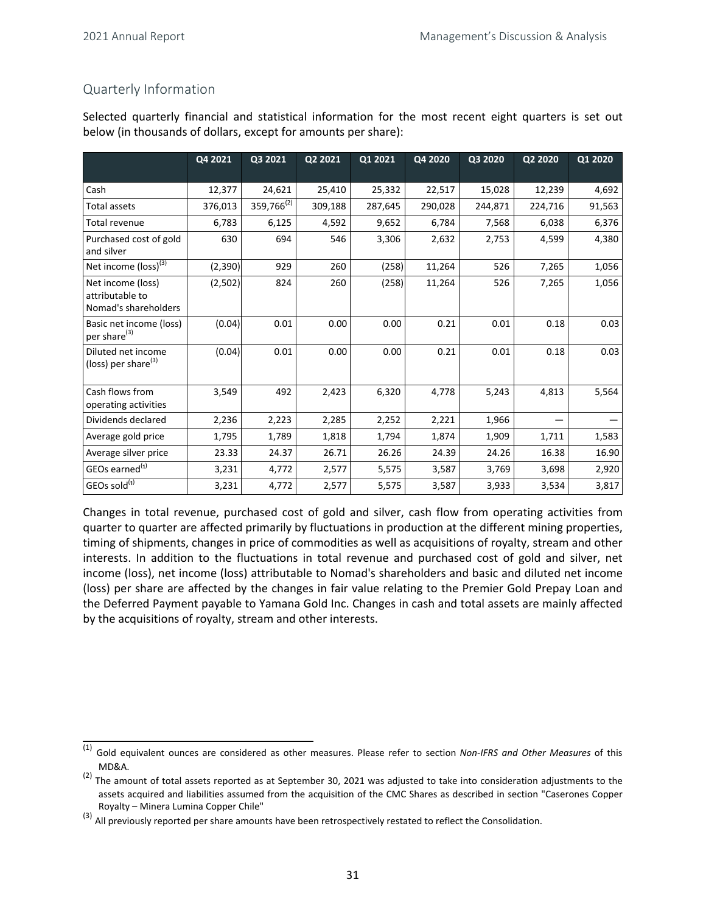## Quarterly Information

Selected quarterly financial and statistical information for the most recent eight quarters is set out below (in thousands of dollars, except for amounts per share):

| | Q4 2021 | Q3 2021 | Q2 2021 | Q1 2021 | Q4 2020 | Q3 2020 | Q2 2020 | Q1 2020 |
|---|---|---|---|---|---|---|---|---|
| Cash | 12,377 | 24,621 | 25,410 | 25,332 | 22,517 | 15,028 | 12,239 | 4,692 |
| Total assets | 376,013 | 359,766[(2)] | 309,188 | 287,645 | 290,028 | 244,871 | 224,716 | 91,563 |
| Total revenue | 6,783 | 6,125 | 4,592 | 9,652 | 6,784 | 7,568 | 6,038 | 6,376 |
| Purchased cost of gold and silver | 630 | 694 | 546 | 3,306 | 2,632 | 2,753 | 4,599 | 4,380 |
| Net income (loss)[(3)] | (2,390) | 929 | 260 | (258) | 11,264 | 526 | 7,265 | 1,056 |
| Net income (loss) attributable to Nomad's shareholders | (2,502) | 824 | 260 | (258) | 11,264 | 526 | 7,265 | 1,056 |
| Basic net income (loss) per share[(3)] | (0.04) | 0.01 | 0.00 | 0.00 | 0.21 | 0.01 | 0.18 | 0.03 |
| Diluted net income (loss) per share[(3)] | (0.04) | 0.01 | 0.00 | 0.00 | 0.21 | 0.01 | 0.18 | 0.03 |
| Cash flows from operating activities | 3,549 | 492 | 2,423 | 6,320 | 4,778 | 5,243 | 4,813 | 5,564 |
| Dividends declared | 2,236 | 2,223 | 2,285 | 2,252 | 2,221 | 1,966 | — | — |
| Average gold price | 1,795 | 1,789 | 1,818 | 1,794 | 1,874 | 1,909 | 1,711 | 1,583 |
| Average silver price | 23.33 | 24.37 | 26.71 | 26.26 | 24.39 | 24.26 | 16.38 | 16.90 |
| GEOs earned[(1)] | 3,231 | 4,772 | 2,577 | 5,575 | 3,587 | 3,769 | 3,698 | 2,920 |
| GEOs sold[(1)] | 3,231 | 4,772 | 2,577 | 5,575 | 3,587 | 3,933 | 3,534 | 3,817 |

Changes in total revenue, purchased cost of gold and silver, cash flow from operating activities from quarter to quarter are affected primarily by fluctuations in production at the different mining properties, timing of shipments, changes in price of commodities as well as acquisitions of royalty, stream and other interests. In addition to the fluctuations in total revenue and purchased cost of gold and silver, net income (loss), net income (loss) attributable to Nomad's shareholders and basic and diluted net income (loss) per share are affected by the changes in fair value relating to the Premier Gold Prepay Loan and the Deferred Payment payable to Yamana Gold Inc. Changes in cash and total assets are mainly affected by the acquisitions of royalty, stream and other interests.

---

(1) Gold equivalent ounces are considered as other measures. Please refer to section *Non-IFRS and Other Measures* of this MD&A.

(2) The amount of total assets reported as at September 30, 2021 was adjusted to take into consideration adjustments to the assets acquired and liabilities assumed from the acquisition of the CMC Shares as described in section "Caserones Copper Royalty – Minera Lumina Copper Chile"

(3) All previously reported per share amounts have been retrospectively restated to reflect the Consolidation.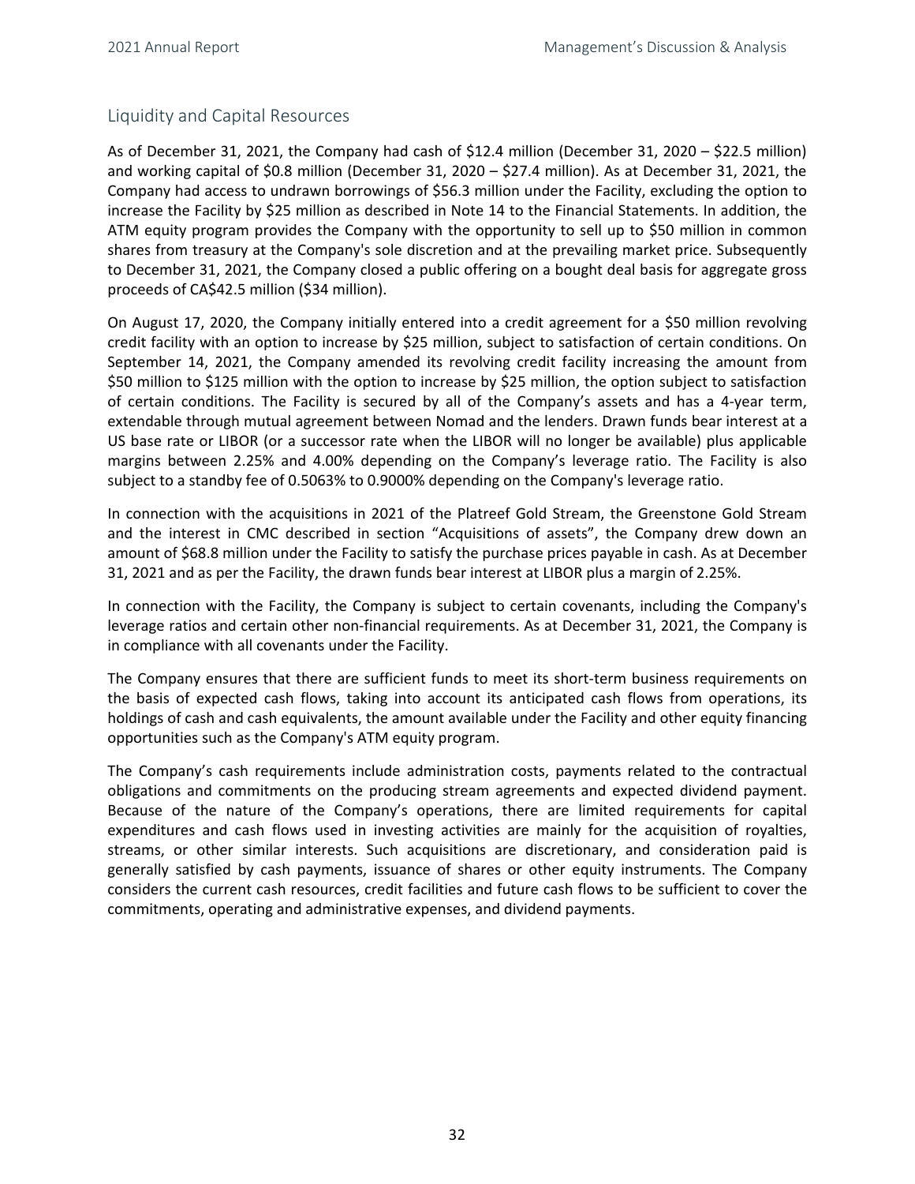## Liquidity and Capital Resources

As of December 31, 2021, the Company had cash of $12.4 million (December 31, 2020 – $22.5 million) and working capital of $0.8 million (December 31, 2020 – $27.4 million). As at December 31, 2021, the Company had access to undrawn borrowings of $56.3 million under the Facility, excluding the option to increase the Facility by $25 million as described in Note 14 to the Financial Statements. In addition, the ATM equity program provides the Company with the opportunity to sell up to $50 million in common shares from treasury at the Company's sole discretion and at the prevailing market price. Subsequently to December 31, 2021, the Company closed a public offering on a bought deal basis for aggregate gross proceeds of CA$42.5 million ($34 million).

On August 17, 2020, the Company initially entered into a credit agreement for a $50 million revolving credit facility with an option to increase by $25 million, subject to satisfaction of certain conditions. On September 14, 2021, the Company amended its revolving credit facility increasing the amount from $50 million to $125 million with the option to increase by $25 million, the option subject to satisfaction of certain conditions. The Facility is secured by all of the Company's assets and has a 4-year term, extendable through mutual agreement between Nomad and the lenders. Drawn funds bear interest at a US base rate or LIBOR (or a successor rate when the LIBOR will no longer be available) plus applicable margins between 2.25% and 4.00% depending on the Company's leverage ratio. The Facility is also subject to a standby fee of 0.5063% to 0.9000% depending on the Company's leverage ratio.

In connection with the acquisitions in 2021 of the Platreef Gold Stream, the Greenstone Gold Stream and the interest in CMC described in section "Acquisitions of assets", the Company drew down an amount of $68.8 million under the Facility to satisfy the purchase prices payable in cash. As at December 31, 2021 and as per the Facility, the drawn funds bear interest at LIBOR plus a margin of 2.25%.

In connection with the Facility, the Company is subject to certain covenants, including the Company's leverage ratios and certain other non-financial requirements. As at December 31, 2021, the Company is in compliance with all covenants under the Facility.

The Company ensures that there are sufficient funds to meet its short-term business requirements on the basis of expected cash flows, taking into account its anticipated cash flows from operations, its holdings of cash and cash equivalents, the amount available under the Facility and other equity financing opportunities such as the Company's ATM equity program.

The Company's cash requirements include administration costs, payments related to the contractual obligations and commitments on the producing stream agreements and expected dividend payment. Because of the nature of the Company's operations, there are limited requirements for capital expenditures and cash flows used in investing activities are mainly for the acquisition of royalties, streams, or other similar interests. Such acquisitions are discretionary, and consideration paid is generally satisfied by cash payments, issuance of shares or other equity instruments. The Company considers the current cash resources, credit facilities and future cash flows to be sufficient to cover the commitments, operating and administrative expenses, and dividend payments.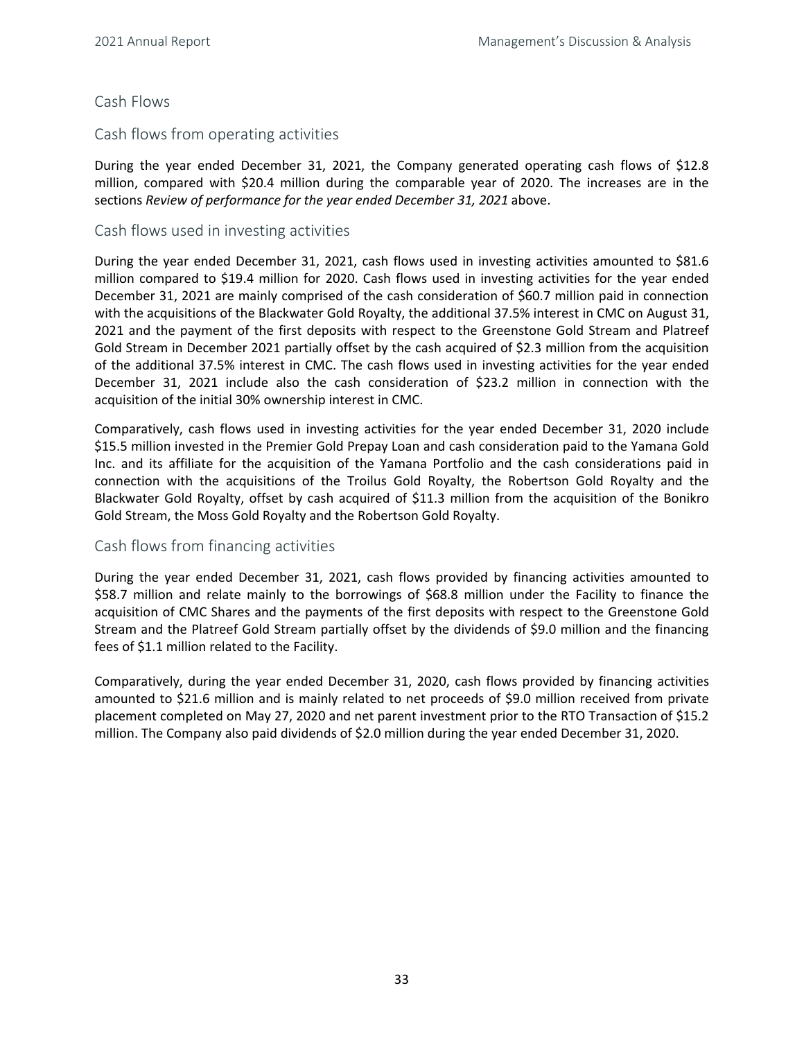## Cash Flows

### Cash flows from operating activities

During the year ended December 31, 2021, the Company generated operating cash flows of $12.8 million, compared with $20.4 million during the comparable year of 2020. The increases are in the sections *Review of performance for the year ended December 31, 2021* above.

### Cash flows used in investing activities

During the year ended December 31, 2021, cash flows used in investing activities amounted to $81.6 million compared to $19.4 million for 2020. Cash flows used in investing activities for the year ended December 31, 2021 are mainly comprised of the cash consideration of $60.7 million paid in connection with the acquisitions of the Blackwater Gold Royalty, the additional 37.5% interest in CMC on August 31, 2021 and the payment of the first deposits with respect to the Greenstone Gold Stream and Platreef Gold Stream in December 2021 partially offset by the cash acquired of $2.3 million from the acquisition of the additional 37.5% interest in CMC. The cash flows used in investing activities for the year ended December 31, 2021 include also the cash consideration of $23.2 million in connection with the acquisition of the initial 30% ownership interest in CMC.

Comparatively, cash flows used in investing activities for the year ended December 31, 2020 include $15.5 million invested in the Premier Gold Prepay Loan and cash consideration paid to the Yamana Gold Inc. and its affiliate for the acquisition of the Yamana Portfolio and the cash considerations paid in connection with the acquisitions of the Troilus Gold Royalty, the Robertson Gold Royalty and the Blackwater Gold Royalty, offset by cash acquired of $11.3 million from the acquisition of the Bonikro Gold Stream, the Moss Gold Royalty and the Robertson Gold Royalty.

### Cash flows from financing activities

During the year ended December 31, 2021, cash flows provided by financing activities amounted to $58.7 million and relate mainly to the borrowings of $68.8 million under the Facility to finance the acquisition of CMC Shares and the payments of the first deposits with respect to the Greenstone Gold Stream and the Platreef Gold Stream partially offset by the dividends of $9.0 million and the financing fees of $1.1 million related to the Facility.

Comparatively, during the year ended December 31, 2020, cash flows provided by financing activities amounted to $21.6 million and is mainly related to net proceeds of $9.0 million received from private placement completed on May 27, 2020 and net parent investment prior to the RTO Transaction of $15.2 million. The Company also paid dividends of $2.0 million during the year ended December 31, 2020.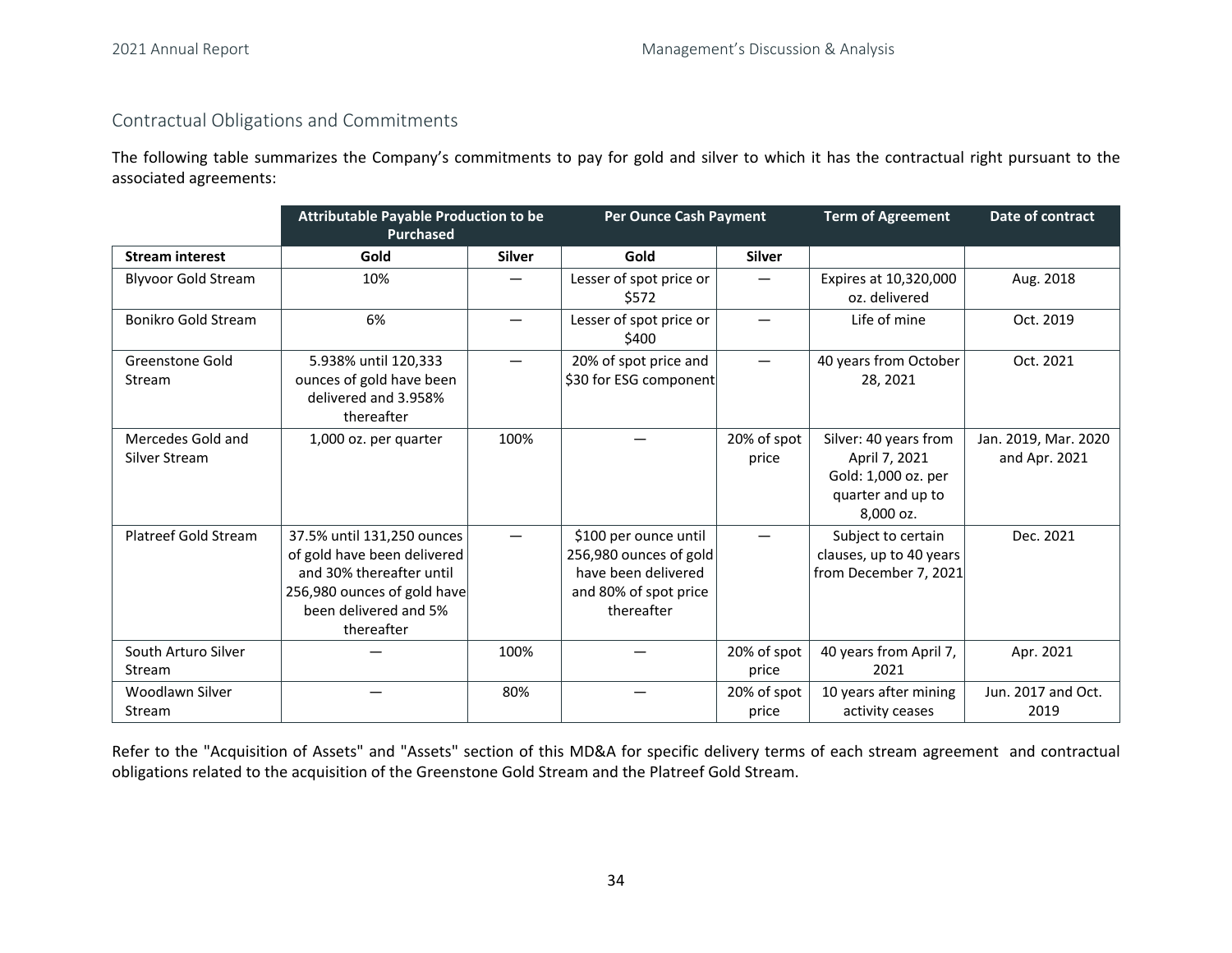## Contractual Obligations and Commitments

The following table summarizes the Company's commitments to pay for gold and silver to which it has the contractual right pursuant to the associated agreements:

| | Attributable Payable Production to be Purchased | | Per Ounce Cash Payment | | Term of Agreement | Date of contract |
|---|---|---|---|---|---|---|
| **Stream interest** | **Gold** | **Silver** | **Gold** | **Silver** | | |
| Blyvoor Gold Stream | 10% | — | Lesser of spot price or $572 | — | Expires at 10,320,000 oz. delivered | Aug. 2018 |
| Bonikro Gold Stream | 6% | — | Lesser of spot price or $400 | — | Life of mine | Oct. 2019 |
| Greenstone Gold Stream | 5.938% until 120,333 ounces of gold have been delivered and 3.958% thereafter | — | 20% of spot price and $30 for ESG component | — | 40 years from October 28, 2021 | Oct. 2021 |
| Mercedes Gold and Silver Stream | 1,000 oz. per quarter | 100% | — | 20% of spot price | Silver: 40 years from April 7, 2021 Gold: 1,000 oz. per quarter and up to 8,000 oz. | Jan. 2019, Mar. 2020 and Apr. 2021 |
| Platreef Gold Stream | 37.5% until 131,250 ounces of gold have been delivered and 30% thereafter until 256,980 ounces of gold have been delivered and 5% thereafter | — | $100 per ounce until 256,980 ounces of gold have been delivered and 80% of spot price thereafter | — | Subject to certain clauses, up to 40 years from December 7, 2021 | Dec. 2021 |
| South Arturo Silver Stream | — | 100% | — | 20% of spot price | 40 years from April 7, 2021 | Apr. 2021 |
| Woodlawn Silver Stream | — | 80% | — | 20% of spot price | 10 years after mining activity ceases | Jun. 2017 and Oct. 2019 |

Refer to the "Acquisition of Assets" and "Assets" section of this MD&A for specific delivery terms of each stream agreement and contractual obligations related to the acquisition of the Greenstone Gold Stream and the Platreef Gold Stream.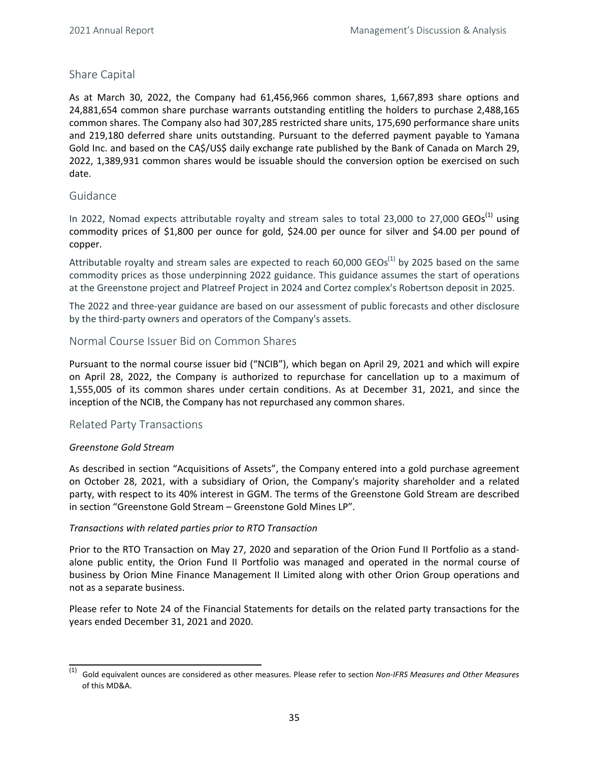## Share Capital

As at March 30, 2022, the Company had 61,456,966 common shares, 1,667,893 share options and 24,881,654 common share purchase warrants outstanding entitling the holders to purchase 2,488,165 common shares. The Company also had 307,285 restricted share units, 175,690 performance share units and 219,180 deferred share units outstanding. Pursuant to the deferred payment payable to Yamana Gold Inc. and based on the CA$/US$ daily exchange rate published by the Bank of Canada on March 29, 2022, 1,389,931 common shares would be issuable should the conversion option be exercised on such date.

## Guidance

In 2022, Nomad expects attributable royalty and stream sales to total 23,000 to 27,000 GEOs[1] using commodity prices of $1,800 per ounce for gold, $24.00 per ounce for silver and $4.00 per pound of copper.

Attributable royalty and stream sales are expected to reach 60,000 GEOs[1] by 2025 based on the same commodity prices as those underpinning 2022 guidance. This guidance assumes the start of operations at the Greenstone project and Platreef Project in 2024 and Cortez complex's Robertson deposit in 2025.

The 2022 and three-year guidance are based on our assessment of public forecasts and other disclosure by the third-party owners and operators of the Company's assets.

## Normal Course Issuer Bid on Common Shares

Pursuant to the normal course issuer bid ("NCIB"), which began on April 29, 2021 and which will expire on April 28, 2022, the Company is authorized to repurchase for cancellation up to a maximum of 1,555,005 of its common shares under certain conditions. As at December 31, 2021, and since the inception of the NCIB, the Company has not repurchased any common shares.

## Related Party Transactions

*Greenstone Gold Stream*

As described in section "Acquisitions of Assets", the Company entered into a gold purchase agreement on October 28, 2021, with a subsidiary of Orion, the Company's majority shareholder and a related party, with respect to its 40% interest in GGM. The terms of the Greenstone Gold Stream are described in section "Greenstone Gold Stream – Greenstone Gold Mines LP".

*Transactions with related parties prior to RTO Transaction*

Prior to the RTO Transaction on May 27, 2020 and separation of the Orion Fund II Portfolio as a stand-alone public entity, the Orion Fund II Portfolio was managed and operated in the normal course of business by Orion Mine Finance Management II Limited along with other Orion Group operations and not as a separate business.

Please refer to Note 24 of the Financial Statements for details on the related party transactions for the years ended December 31, 2021 and 2020.

---

[1] Gold equivalent ounces are considered as other measures. Please refer to section *Non-IFRS Measures and Other Measures* of this MD&A.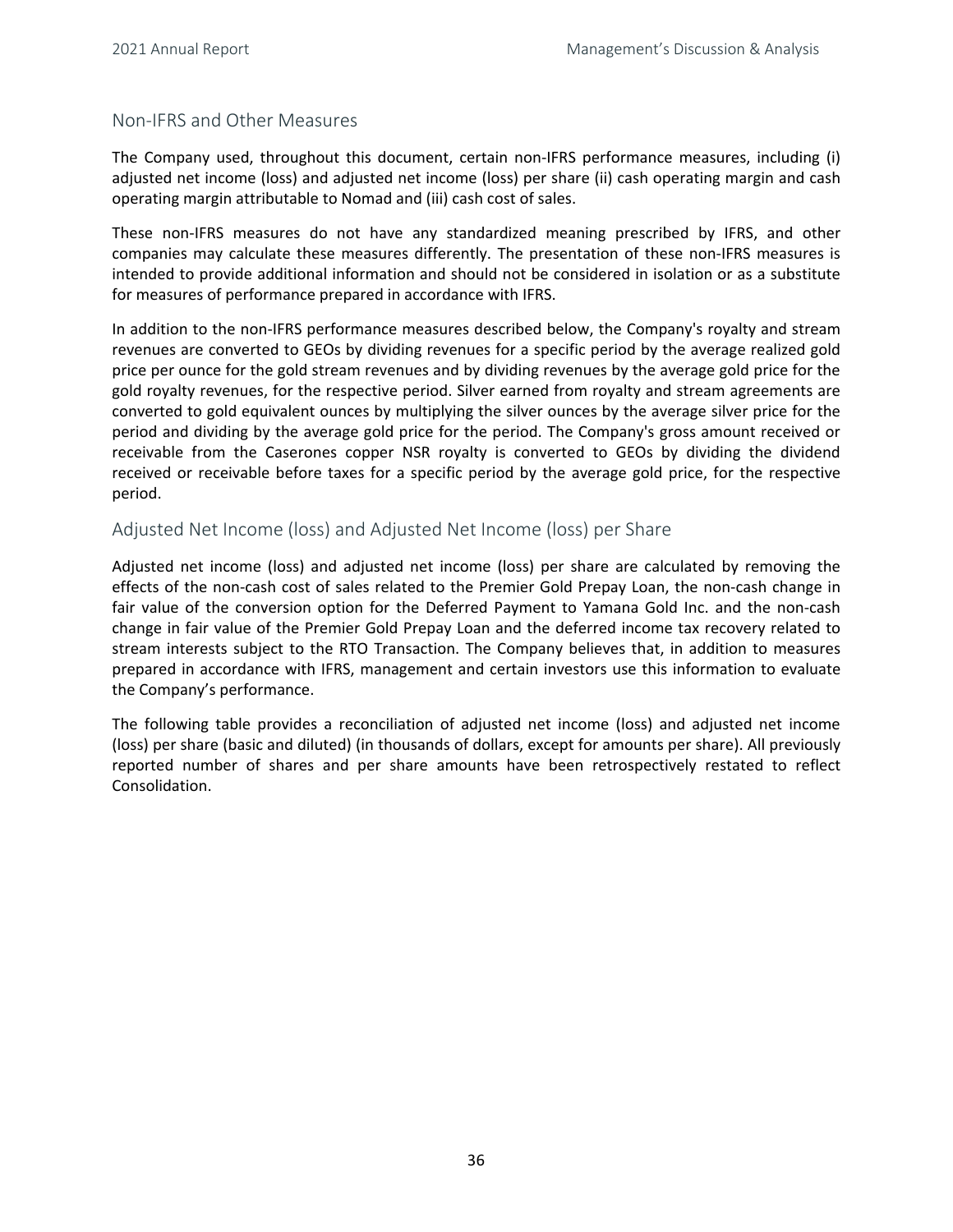## Non-IFRS and Other Measures

The Company used, throughout this document, certain non-IFRS performance measures, including (i) adjusted net income (loss) and adjusted net income (loss) per share (ii) cash operating margin and cash operating margin attributable to Nomad and (iii) cash cost of sales.

These non-IFRS measures do not have any standardized meaning prescribed by IFRS, and other companies may calculate these measures differently. The presentation of these non-IFRS measures is intended to provide additional information and should not be considered in isolation or as a substitute for measures of performance prepared in accordance with IFRS.

In addition to the non-IFRS performance measures described below, the Company's royalty and stream revenues are converted to GEOs by dividing revenues for a specific period by the average realized gold price per ounce for the gold stream revenues and by dividing revenues by the average gold price for the gold royalty revenues, for the respective period. Silver earned from royalty and stream agreements are converted to gold equivalent ounces by multiplying the silver ounces by the average silver price for the period and dividing by the average gold price for the period. The Company's gross amount received or receivable from the Caserones copper NSR royalty is converted to GEOs by dividing the dividend received or receivable before taxes for a specific period by the average gold price, for the respective period.

### Adjusted Net Income (loss) and Adjusted Net Income (loss) per Share

Adjusted net income (loss) and adjusted net income (loss) per share are calculated by removing the effects of the non-cash cost of sales related to the Premier Gold Prepay Loan, the non-cash change in fair value of the conversion option for the Deferred Payment to Yamana Gold Inc. and the non-cash change in fair value of the Premier Gold Prepay Loan and the deferred income tax recovery related to stream interests subject to the RTO Transaction. The Company believes that, in addition to measures prepared in accordance with IFRS, management and certain investors use this information to evaluate the Company's performance.

The following table provides a reconciliation of adjusted net income (loss) and adjusted net income (loss) per share (basic and diluted) (in thousands of dollars, except for amounts per share). All previously reported number of shares and per share amounts have been retrospectively restated to reflect Consolidation.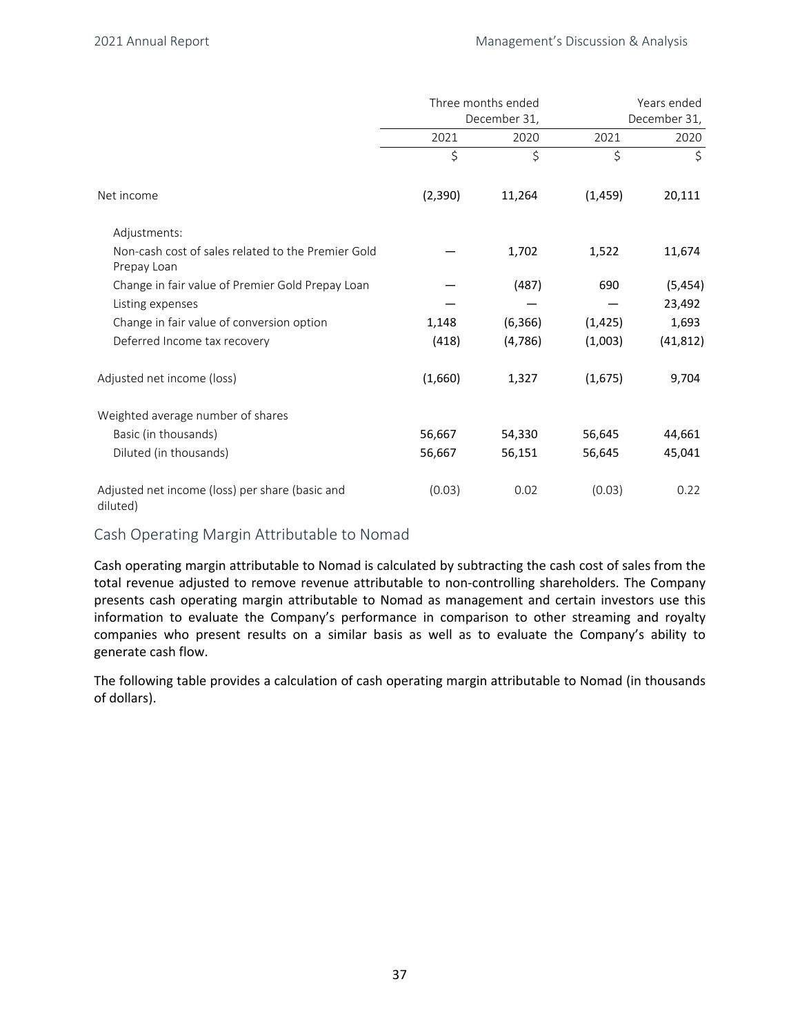| | Three months ended December 31, | | Years ended December 31, | |
|---|---|---|---|---|
| | 2021 | 2020 | 2021 | 2020 |
| | $ | $ | $ | $ |
| Net income | (2,390) | 11,264 | (1,459) | 20,111 |
| Adjustments: | | | | |
| Non-cash cost of sales related to the Premier Gold Prepay Loan | — | 1,702 | 1,522 | 11,674 |
| Change in fair value of Premier Gold Prepay Loan | — | (487) | 690 | (5,454) |
| Listing expenses | — | — | — | 23,492 |
| Change in fair value of conversion option | 1,148 | (6,366) | (1,425) | 1,693 |
| Deferred Income tax recovery | (418) | (4,786) | (1,003) | (41,812) |
| Adjusted net income (loss) | (1,660) | 1,327 | (1,675) | 9,704 |
| Weighted average number of shares | | | | |
| Basic (in thousands) | 56,667 | 54,330 | 56,645 | 44,661 |
| Diluted (in thousands) | 56,667 | 56,151 | 56,645 | 45,041 |
| Adjusted net income (loss) per share (basic and diluted) | (0.03) | 0.02 | (0.03) | 0.22 |

## Cash Operating Margin Attributable to Nomad

Cash operating margin attributable to Nomad is calculated by subtracting the cash cost of sales from the total revenue adjusted to remove revenue attributable to non-controlling shareholders. The Company presents cash operating margin attributable to Nomad as management and certain investors use this information to evaluate the Company's performance in comparison to other streaming and royalty companies who present results on a similar basis as well as to evaluate the Company's ability to generate cash flow.

The following table provides a calculation of cash operating margin attributable to Nomad (in thousands of dollars).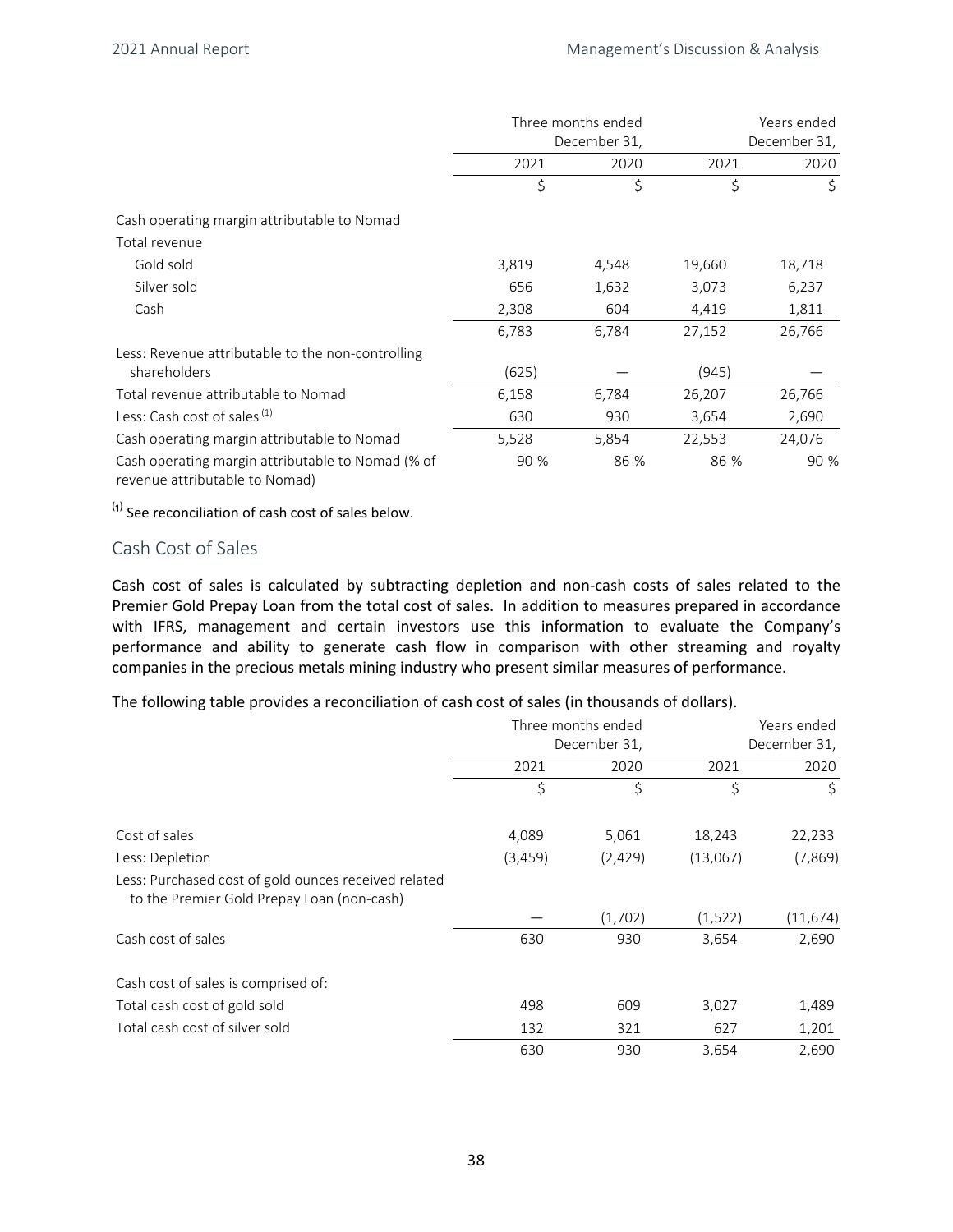| | Three months ended December 31, | | Years ended December 31, | |
|---|---|---|---|---|
| | 2021 | 2020 | 2021 | 2020 |
| | $ | $ | $ | $ |
| Cash operating margin attributable to Nomad | | | | |
| Total revenue | | | | |
| Gold sold | 3,819 | 4,548 | 19,660 | 18,718 |
| Silver sold | 656 | 1,632 | 3,073 | 6,237 |
| Cash | 2,308 | 604 | 4,419 | 1,811 |
| | 6,783 | 6,784 | 27,152 | 26,766 |
| Less: Revenue attributable to the non-controlling shareholders | (625) | — | (945) | — |
| Total revenue attributable to Nomad | 6,158 | 6,784 | 26,207 | 26,766 |
| Less: Cash cost of sales [(1)] | 630 | 930 | 3,654 | 2,690 |
| Cash operating margin attributable to Nomad | 5,528 | 5,854 | 22,553 | 24,076 |
| Cash operating margin attributable to Nomad (% of revenue attributable to Nomad) | 90 % | 86 % | 86 % | 90 % |

[(1)] See reconciliation of cash cost of sales below.

## Cash Cost of Sales

Cash cost of sales is calculated by subtracting depletion and non-cash costs of sales related to the Premier Gold Prepay Loan from the total cost of sales. In addition to measures prepared in accordance with IFRS, management and certain investors use this information to evaluate the Company's performance and ability to generate cash flow in comparison with other streaming and royalty companies in the precious metals mining industry who present similar measures of performance.

The following table provides a reconciliation of cash cost of sales (in thousands of dollars).

| | Three months ended December 31, | | Years ended December 31, | |
|---|---|---|---|---|
| | 2021 | 2020 | 2021 | 2020 |
| | $ | $ | $ | $ |
| Cost of sales | 4,089 | 5,061 | 18,243 | 22,233 |
| Less: Depletion | (3,459) | (2,429) | (13,067) | (7,869) |
| Less: Purchased cost of gold ounces received related to the Premier Gold Prepay Loan (non-cash) | — | (1,702) | (1,522) | (11,674) |
| Cash cost of sales | 630 | 930 | 3,654 | 2,690 |
| | | | | |
| Cash cost of sales is comprised of: | | | | |
| Total cash cost of gold sold | 498 | 609 | 3,027 | 1,489 |
| Total cash cost of silver sold | 132 | 321 | 627 | 1,201 |
| | 630 | 930 | 3,654 | 2,690 |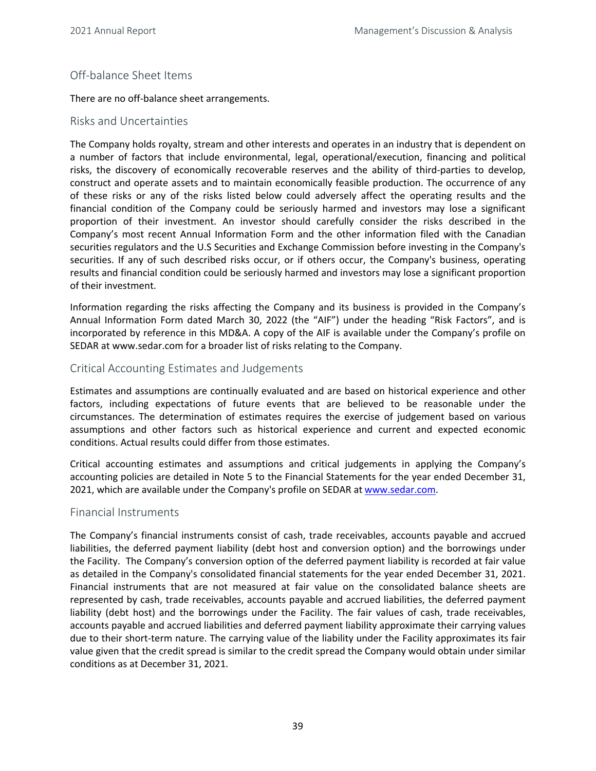## Off-balance Sheet Items

There are no off-balance sheet arrangements.

## Risks and Uncertainties

The Company holds royalty, stream and other interests and operates in an industry that is dependent on a number of factors that include environmental, legal, operational/execution, financing and political risks, the discovery of economically recoverable reserves and the ability of third-parties to develop, construct and operate assets and to maintain economically feasible production. The occurrence of any of these risks or any of the risks listed below could adversely affect the operating results and the financial condition of the Company could be seriously harmed and investors may lose a significant proportion of their investment. An investor should carefully consider the risks described in the Company's most recent Annual Information Form and the other information filed with the Canadian securities regulators and the U.S Securities and Exchange Commission before investing in the Company's securities. If any of such described risks occur, or if others occur, the Company's business, operating results and financial condition could be seriously harmed and investors may lose a significant proportion of their investment.

Information regarding the risks affecting the Company and its business is provided in the Company's Annual Information Form dated March 30, 2022 (the "AIF") under the heading "Risk Factors", and is incorporated by reference in this MD&A. A copy of the AIF is available under the Company's profile on SEDAR at www.sedar.com for a broader list of risks relating to the Company.

## Critical Accounting Estimates and Judgements

Estimates and assumptions are continually evaluated and are based on historical experience and other factors, including expectations of future events that are believed to be reasonable under the circumstances. The determination of estimates requires the exercise of judgement based on various assumptions and other factors such as historical experience and current and expected economic conditions. Actual results could differ from those estimates.

Critical accounting estimates and assumptions and critical judgements in applying the Company's accounting policies are detailed in Note 5 to the Financial Statements for the year ended December 31, 2021, which are available under the Company's profile on SEDAR at www.sedar.com.

## Financial Instruments

The Company's financial instruments consist of cash, trade receivables, accounts payable and accrued liabilities, the deferred payment liability (debt host and conversion option) and the borrowings under the Facility. The Company's conversion option of the deferred payment liability is recorded at fair value as detailed in the Company's consolidated financial statements for the year ended December 31, 2021. Financial instruments that are not measured at fair value on the consolidated balance sheets are represented by cash, trade receivables, accounts payable and accrued liabilities, the deferred payment liability (debt host) and the borrowings under the Facility. The fair values of cash, trade receivables, accounts payable and accrued liabilities and deferred payment liability approximate their carrying values due to their short-term nature. The carrying value of the liability under the Facility approximates its fair value given that the credit spread is similar to the credit spread the Company would obtain under similar conditions as at December 31, 2021.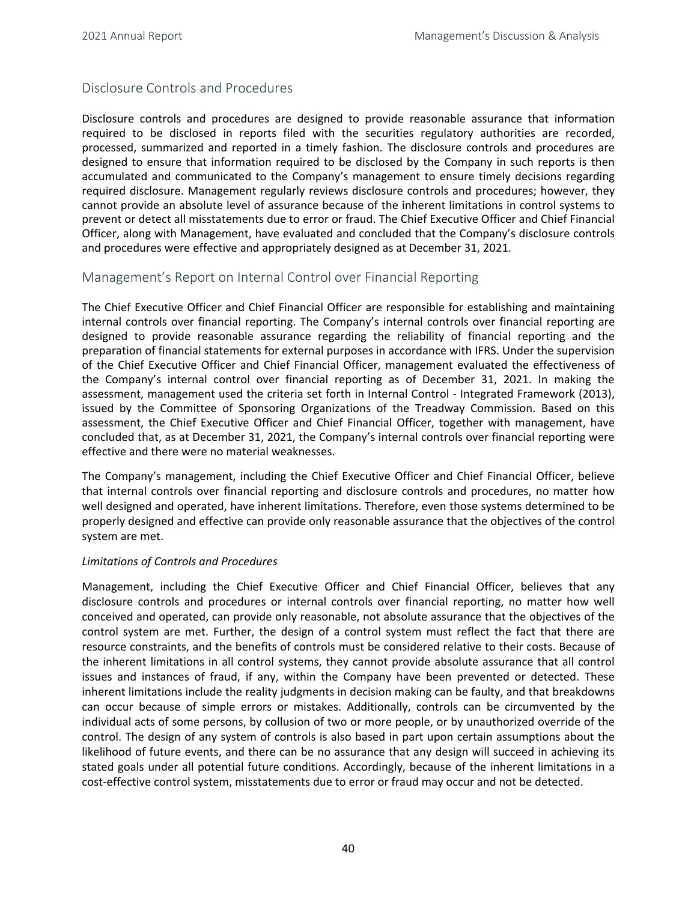## Disclosure Controls and Procedures

Disclosure controls and procedures are designed to provide reasonable assurance that information required to be disclosed in reports filed with the securities regulatory authorities are recorded, processed, summarized and reported in a timely fashion. The disclosure controls and procedures are designed to ensure that information required to be disclosed by the Company in such reports is then accumulated and communicated to the Company's management to ensure timely decisions regarding required disclosure. Management regularly reviews disclosure controls and procedures; however, they cannot provide an absolute level of assurance because of the inherent limitations in control systems to prevent or detect all misstatements due to error or fraud. The Chief Executive Officer and Chief Financial Officer, along with Management, have evaluated and concluded that the Company's disclosure controls and procedures were effective and appropriately designed as at December 31, 2021.

## Management's Report on Internal Control over Financial Reporting

The Chief Executive Officer and Chief Financial Officer are responsible for establishing and maintaining internal controls over financial reporting. The Company's internal controls over financial reporting are designed to provide reasonable assurance regarding the reliability of financial reporting and the preparation of financial statements for external purposes in accordance with IFRS. Under the supervision of the Chief Executive Officer and Chief Financial Officer, management evaluated the effectiveness of the Company's internal control over financial reporting as of December 31, 2021. In making the assessment, management used the criteria set forth in Internal Control - Integrated Framework (2013), issued by the Committee of Sponsoring Organizations of the Treadway Commission. Based on this assessment, the Chief Executive Officer and Chief Financial Officer, together with management, have concluded that, as at December 31, 2021, the Company's internal controls over financial reporting were effective and there were no material weaknesses.

The Company's management, including the Chief Executive Officer and Chief Financial Officer, believe that internal controls over financial reporting and disclosure controls and procedures, no matter how well designed and operated, have inherent limitations. Therefore, even those systems determined to be properly designed and effective can provide only reasonable assurance that the objectives of the control system are met.

*Limitations of Controls and Procedures*

Management, including the Chief Executive Officer and Chief Financial Officer, believes that any disclosure controls and procedures or internal controls over financial reporting, no matter how well conceived and operated, can provide only reasonable, not absolute assurance that the objectives of the control system are met. Further, the design of a control system must reflect the fact that there are resource constraints, and the benefits of controls must be considered relative to their costs. Because of the inherent limitations in all control systems, they cannot provide absolute assurance that all control issues and instances of fraud, if any, within the Company have been prevented or detected. These inherent limitations include the reality judgments in decision making can be faulty, and that breakdowns can occur because of simple errors or mistakes. Additionally, controls can be circumvented by the individual acts of some persons, by collusion of two or more people, or by unauthorized override of the control. The design of any system of controls is also based in part upon certain assumptions about the likelihood of future events, and there can be no assurance that any design will succeed in achieving its stated goals under all potential future conditions. Accordingly, because of the inherent limitations in a cost-effective control system, misstatements due to error or fraud may occur and not be detected.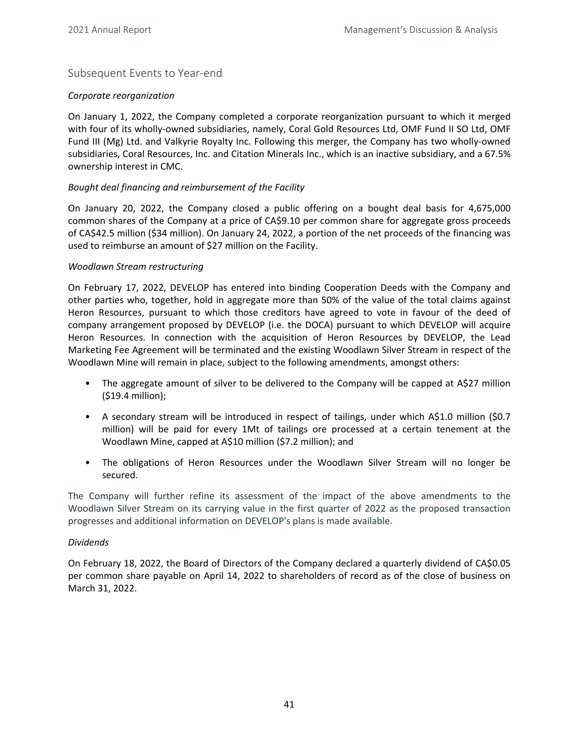## Subsequent Events to Year-end

*Corporate reorganization*

On January 1, 2022, the Company completed a corporate reorganization pursuant to which it merged with four of its wholly-owned subsidiaries, namely, Coral Gold Resources Ltd, OMF Fund II SO Ltd, OMF Fund III (Mg) Ltd. and Valkyrie Royalty Inc. Following this merger, the Company has two wholly-owned subsidiaries, Coral Resources, Inc. and Citation Minerals Inc., which is an inactive subsidiary, and a 67.5% ownership interest in CMC.

*Bought deal financing and reimbursement of the Facility*

On January 20, 2022, the Company closed a public offering on a bought deal basis for 4,675,000 common shares of the Company at a price of CA$9.10 per common share for aggregate gross proceeds of CA$42.5 million ($34 million). On January 24, 2022, a portion of the net proceeds of the financing was used to reimburse an amount of $27 million on the Facility.

*Woodlawn Stream restructuring*

On February 17, 2022, DEVELOP has entered into binding Cooperation Deeds with the Company and other parties who, together, hold in aggregate more than 50% of the value of the total claims against Heron Resources, pursuant to which those creditors have agreed to vote in favour of the deed of company arrangement proposed by DEVELOP (i.e. the DOCA) pursuant to which DEVELOP will acquire Heron Resources. In connection with the acquisition of Heron Resources by DEVELOP, the Lead Marketing Fee Agreement will be terminated and the existing Woodlawn Silver Stream in respect of the Woodlawn Mine will remain in place, subject to the following amendments, amongst others:

- The aggregate amount of silver to be delivered to the Company will be capped at A$27 million ($19.4 million);
- A secondary stream will be introduced in respect of tailings, under which A$1.0 million ($0.7 million) will be paid for every 1Mt of tailings ore processed at a certain tenement at the Woodlawn Mine, capped at A$10 million ($7.2 million); and
- The obligations of Heron Resources under the Woodlawn Silver Stream will no longer be secured.

The Company will further refine its assessment of the impact of the above amendments to the Woodlawn Silver Stream on its carrying value in the first quarter of 2022 as the proposed transaction progresses and additional information on DEVELOP's plans is made available.

*Dividends*

On February 18, 2022, the Board of Directors of the Company declared a quarterly dividend of CA$0.05 per common share payable on April 14, 2022 to shareholders of record as of the close of business on March 31, 2022.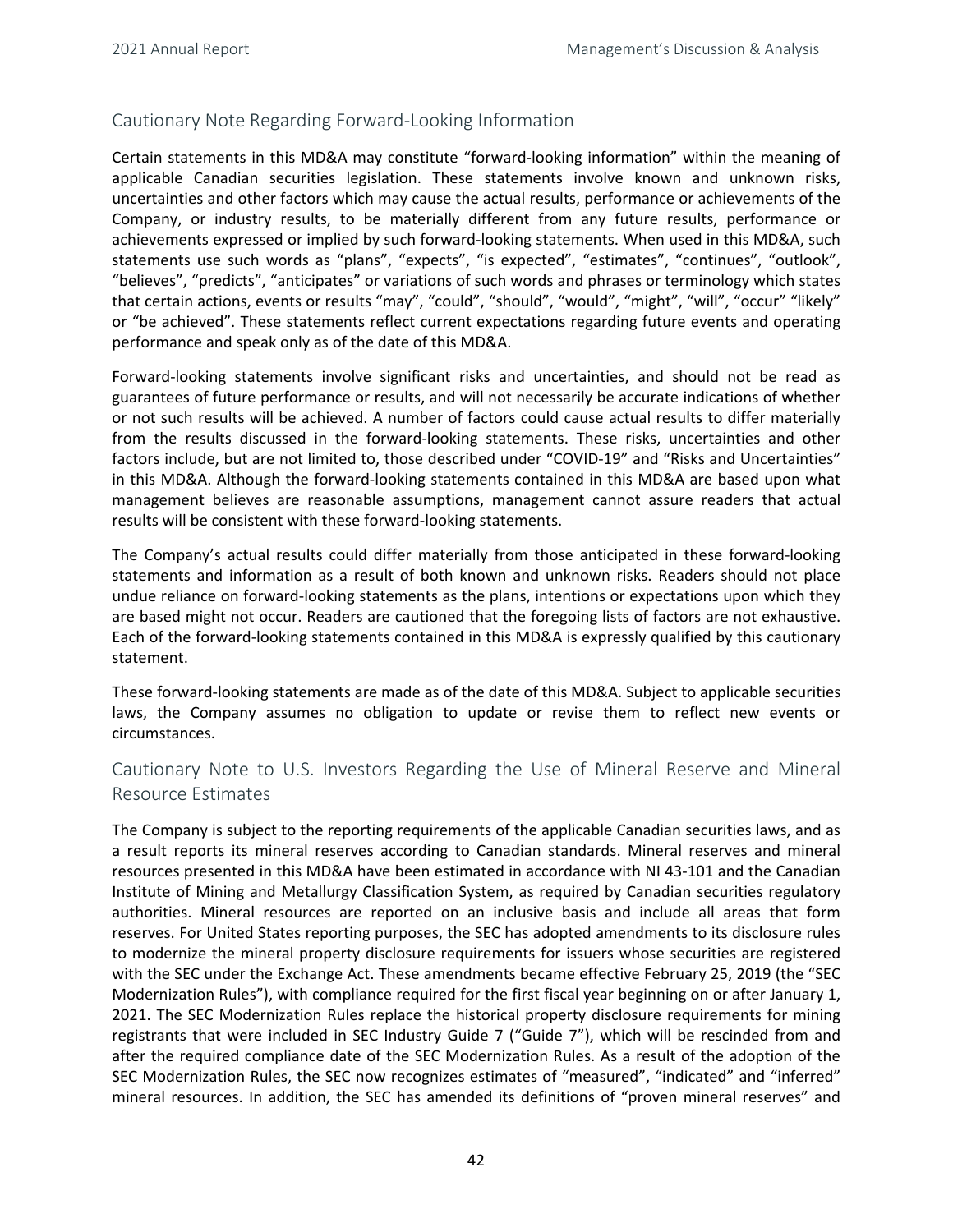## Cautionary Note Regarding Forward-Looking Information

Certain statements in this MD&A may constitute "forward-looking information" within the meaning of applicable Canadian securities legislation. These statements involve known and unknown risks, uncertainties and other factors which may cause the actual results, performance or achievements of the Company, or industry results, to be materially different from any future results, performance or achievements expressed or implied by such forward-looking statements. When used in this MD&A, such statements use such words as "plans", "expects", "is expected", "estimates", "continues", "outlook", "believes", "predicts", "anticipates" or variations of such words and phrases or terminology which states that certain actions, events or results "may", "could", "should", "would", "might", "will", "occur" "likely" or "be achieved". These statements reflect current expectations regarding future events and operating performance and speak only as of the date of this MD&A.

Forward-looking statements involve significant risks and uncertainties, and should not be read as guarantees of future performance or results, and will not necessarily be accurate indications of whether or not such results will be achieved. A number of factors could cause actual results to differ materially from the results discussed in the forward-looking statements. These risks, uncertainties and other factors include, but are not limited to, those described under "COVID-19" and "Risks and Uncertainties" in this MD&A. Although the forward-looking statements contained in this MD&A are based upon what management believes are reasonable assumptions, management cannot assure readers that actual results will be consistent with these forward-looking statements.

The Company's actual results could differ materially from those anticipated in these forward-looking statements and information as a result of both known and unknown risks. Readers should not place undue reliance on forward-looking statements as the plans, intentions or expectations upon which they are based might not occur. Readers are cautioned that the foregoing lists of factors are not exhaustive. Each of the forward-looking statements contained in this MD&A is expressly qualified by this cautionary statement.

These forward-looking statements are made as of the date of this MD&A. Subject to applicable securities laws, the Company assumes no obligation to update or revise them to reflect new events or circumstances.

## Cautionary Note to U.S. Investors Regarding the Use of Mineral Reserve and Mineral Resource Estimates

The Company is subject to the reporting requirements of the applicable Canadian securities laws, and as a result reports its mineral reserves according to Canadian standards. Mineral reserves and mineral resources presented in this MD&A have been estimated in accordance with NI 43-101 and the Canadian Institute of Mining and Metallurgy Classification System, as required by Canadian securities regulatory authorities. Mineral resources are reported on an inclusive basis and include all areas that form reserves. For United States reporting purposes, the SEC has adopted amendments to its disclosure rules to modernize the mineral property disclosure requirements for issuers whose securities are registered with the SEC under the Exchange Act. These amendments became effective February 25, 2019 (the "SEC Modernization Rules"), with compliance required for the first fiscal year beginning on or after January 1, 2021. The SEC Modernization Rules replace the historical property disclosure requirements for mining registrants that were included in SEC Industry Guide 7 ("Guide 7"), which will be rescinded from and after the required compliance date of the SEC Modernization Rules. As a result of the adoption of the SEC Modernization Rules, the SEC now recognizes estimates of "measured", "indicated" and "inferred" mineral resources. In addition, the SEC has amended its definitions of "proven mineral reserves" and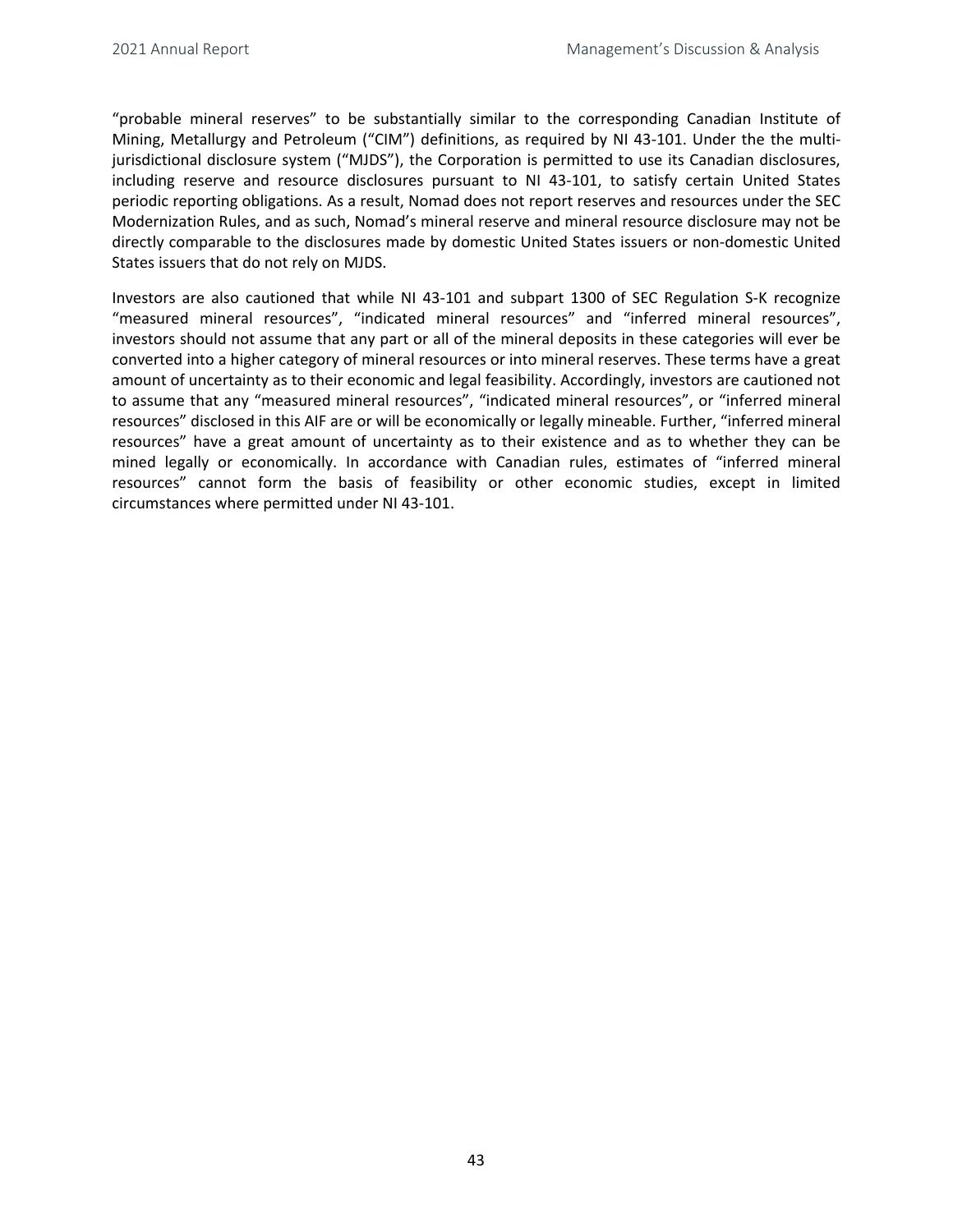“probable mineral reserves” to be substantially similar to the corresponding Canadian Institute of Mining, Metallurgy and Petroleum (“CIM”) definitions, as required by NI 43-101. Under the the multi-jurisdictional disclosure system (“MJDS”), the Corporation is permitted to use its Canadian disclosures, including reserve and resource disclosures pursuant to NI 43-101, to satisfy certain United States periodic reporting obligations. As a result, Nomad does not report reserves and resources under the SEC Modernization Rules, and as such, Nomad’s mineral reserve and mineral resource disclosure may not be directly comparable to the disclosures made by domestic United States issuers or non-domestic United States issuers that do not rely on MJDS.

Investors are also cautioned that while NI 43-101 and subpart 1300 of SEC Regulation S-K recognize “measured mineral resources”, “indicated mineral resources” and “inferred mineral resources”, investors should not assume that any part or all of the mineral deposits in these categories will ever be converted into a higher category of mineral resources or into mineral reserves. These terms have a great amount of uncertainty as to their economic and legal feasibility. Accordingly, investors are cautioned not to assume that any “measured mineral resources”, “indicated mineral resources”, or “inferred mineral resources” disclosed in this AIF are or will be economically or legally mineable. Further, “inferred mineral resources” have a great amount of uncertainty as to their existence and as to whether they can be mined legally or economically. In accordance with Canadian rules, estimates of “inferred mineral resources” cannot form the basis of feasibility or other economic studies, except in limited circumstances where permitted under NI 43-101.